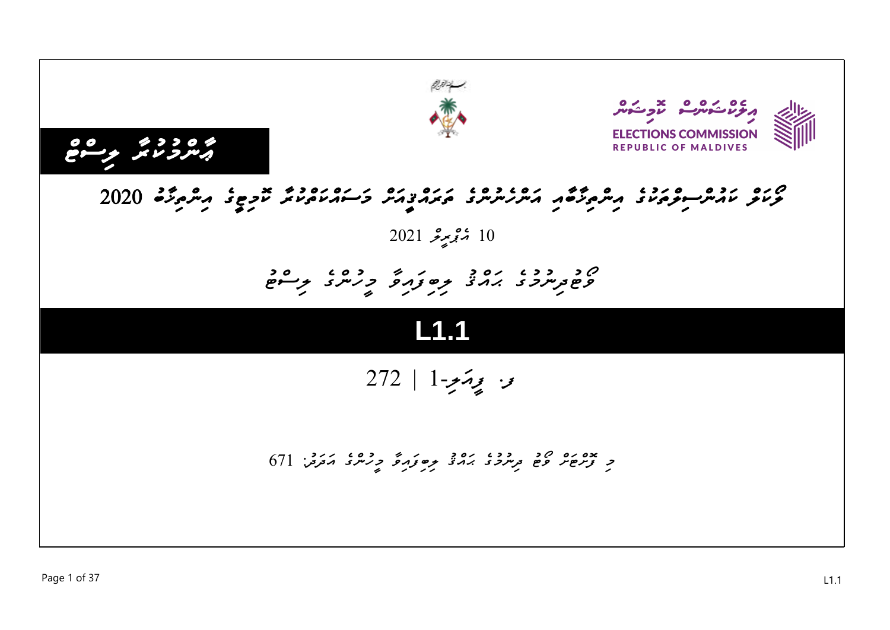ބިސްމިﷲ الرحمن الرحيم

އިލެކްޝަންސް ކޮމިޝަން

ELECTIONS COMMISSION
REPUBLIC OF MALDIVES

އަންނުވާރު ލިސްޓް

# ލޯކަލް ކައުންސިލްތަކުގެ އިންތިޚާބާއި އަންހެނުންގެ ތަރައްޤީއަށް މަސައްކަތްކުރާ ކޮމިޓީގެ އިންތިޚާބު 2020

10 އެޕްރީލް 2021

## ވޯޓުދިނުމުގެ ހައްޤު ލިބިފައިވާ މީހުންގެ ލިސްޓު

# L1.1

ލ. ފޮނަދޫ-1 | 272

މި ފޯމުގައި ވޯޓު ދިނުމުގެ ހައްޤު ލިބިފައިވާ މީހުންގެ އަދަދު: 671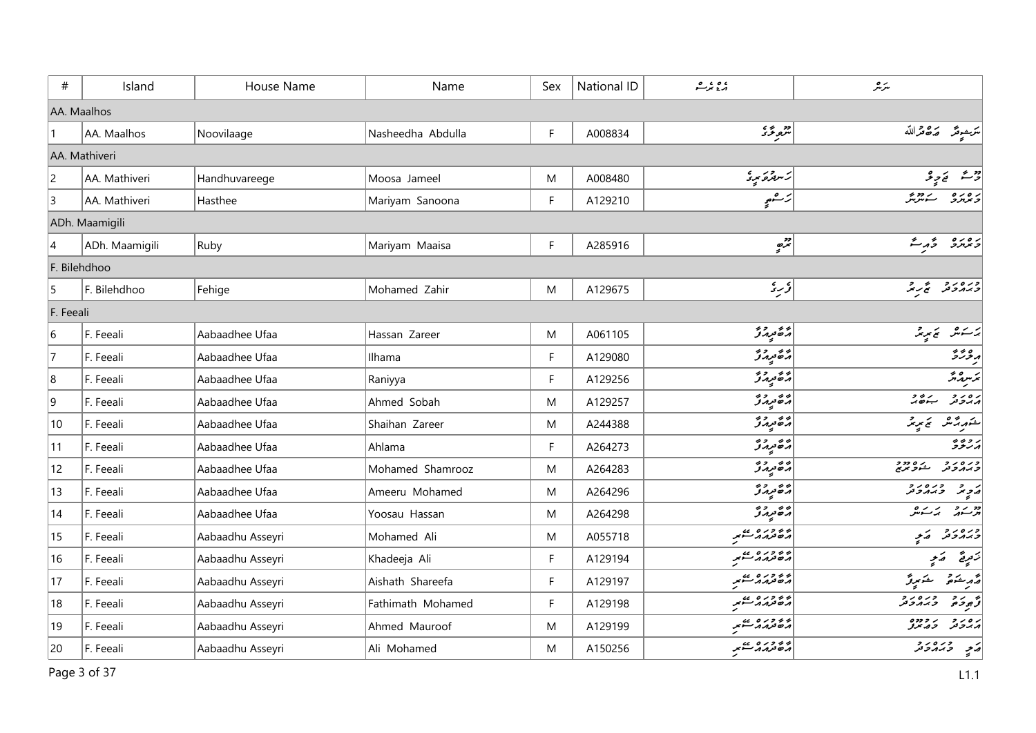| # | Island | House Name | Name | Sex | National ID | ދާއިރާ | ނަން |
|---|---|---|---|---|---|---|---|
| AA. Maalhos | | | | | | | |
| 1 | AA. Maalhos | Noovilaage | Nasheedha Abdulla | F | A008834 | ނޫވިލާގެ | ނަޝީދާ އަބްދުﷲ |
| AA. Mathiveri | | | | | | | |
| 2 | AA. Mathiveri | Handhuvareege | Moosa Jameel | M | A008480 | ހަނދުވަރީގެ | މޫސާ ޖަމީލް |
| 3 | AA. Mathiveri | Hasthee | Mariyam Sanoona | F | A129210 | ހަސްތީ | މަރިޔަމް ސަނޫނާ |
| ADh. Maamigili | | | | | | | |
| 4 | ADh. Maamigili | Ruby | Mariyam Maaisa | F | A285916 | ރޫބީ | މަރިޔަމް މާއިސާ |
| F. Bilehdhoo | | | | | | | |
| 5 | F. Bilehdhoo | Fehige | Mohamed Zahir | M | A129675 | ފެހިގެ | މުޙައްމަދު ޒާހިރު |
| F. Feeali | | | | | | | |
| 6 | F. Feeali | Aabaadhee Ufaa | Hassan Zareer | M | A061105 | އާބާދީއުފާ | ޙަސަން ޒަރީރު |
| 7 | F. Feeali | Aabaadhee Ufaa | Ilhama | F | A129080 | އާބާދީއުފާ | އިލްހާމާ |
| 8 | F. Feeali | Aabaadhee Ufaa | Raniyya | F | A129256 | އާބާދީއުފާ | ރަނިއްޔާ |
| 9 | F. Feeali | Aabaadhee Ufaa | Ahmed Sobah | M | A129257 | އާބާދީއުފާ | އަޙްމަދު ސަބާޙު |
| 10 | F. Feeali | Aabaadhee Ufaa | Shaihan Zareer | M | A244388 | އާބާދީއުފާ | ޝައިހާން ޒަރީރު |
| 11 | F. Feeali | Aabaadhee Ufaa | Ahlama | F | A264273 | އާބާދީއުފާ | އަހްލާމާ |
| 12 | F. Feeali | Aabaadhee Ufaa | Mohamed Shamrooz | M | A264283 | އާބާދީއުފާ | މުޙައްމަދު ޝަމްރޫޒު |
| 13 | F. Feeali | Aabaadhee Ufaa | Ameeru Mohamed | M | A264296 | އާބާދީއުފާ | އަމީރު މުޙައްމަދު |
| 14 | F. Feeali | Aabaadhee Ufaa | Yoosau Hassan | M | A264298 | އާބާދީއުފާ | ޔޫސަޢު ޙަސަން |
| 15 | F. Feeali | Aabaadhu Asseyri | Mohamed Ali | M | A055718 | އާބާދުއައްސޭރި | މުޙައްމަދު ޢަލީ |
| 16 | F. Feeali | Aabaadhu Asseyri | Khadeeja Ali | F | A129194 | އާބާދުއައްސޭރި | ޚަދީޖާ ޢަލީ |
| 17 | F. Feeali | Aabaadhu Asseyri | Aishath Shareefa | F | A129197 | އާބާދުއައްސޭރި | އާއިޝަތު ޝަރީފާ |
| 18 | F. Feeali | Aabaadhu Asseyri | Fathimath Mohamed | F | A129198 | އާބާދުއައްސޭރި | ފާތިމަތު މުޙައްމަދު |
| 19 | F. Feeali | Aabaadhu Asseyri | Ahmed Mauroof | M | A129199 | އާބާދުއައްސޭރި | އަޙްމަދު މަޢުރޫފު |
| 20 | F. Feeali | Aabaadhu Asseyri | Ali Mohamed | M | A150256 | އާބާދުއައްސޭރި | ޢަލީ މުޙައްމަދު |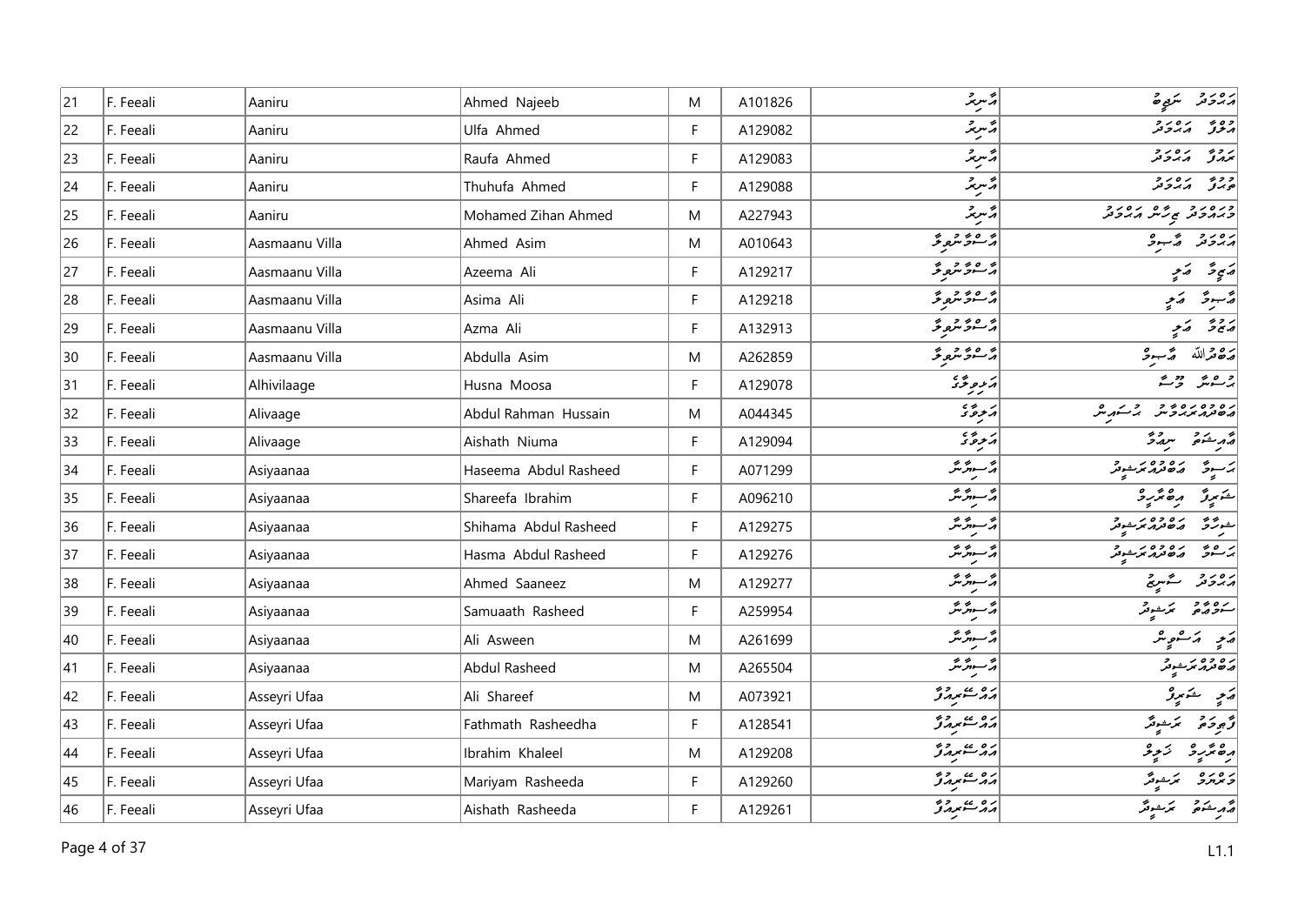| 21 | F. Feeali | Aaniru | Ahmed Najeeb | M | A101826 | އާނިރު | އަހުމަދު ނަޖީބު |
|---|---|---|---|---|---|---|---|
| 22 | F. Feeali | Aaniru | Ulfa Ahmed | F | A129082 | އާނިރު | އުލްފާ އަހުމަދު |
| 23 | F. Feeali | Aaniru | Raufa Ahmed | F | A129083 | އާނިރު | ރައުފާ އަހުމަދު |
| 24 | F. Feeali | Aaniru | Thuhufa Ahmed | F | A129088 | އާނިރު | ތުހުފާ އަހުމަދު |
| 25 | F. Feeali | Aaniru | Mohamed Zihan Ahmed | M | A227943 | އާނިރު | މުހައްމަދު ޒިހާން އަހުމަދު |
| 26 | F. Feeali | Aasmaanu Villa | Ahmed Asim | M | A010643 | އާސްމާނުވިލާ | އަހުމަދު އާސިމް |
| 27 | F. Feeali | Aasmaanu Villa | Azeema Ali | F | A129217 | އާސްމާނުވިލާ | އަޒީމާ އަލި |
| 28 | F. Feeali | Aasmaanu Villa | Asima Ali | F | A129218 | އާސްމާނުވިލާ | އާސިމާ އަލި |
| 29 | F. Feeali | Aasmaanu Villa | Azma Ali | F | A132913 | އާސްމާނުވިލާ | އަޒުމާ އަލި |
| 30 | F. Feeali | Aasmaanu Villa | Abdulla Asim | M | A262859 | އާސްމާނުވިލާ | އަބްދުﷲ އާސިމް |
| 31 | F. Feeali | Alhivilaage | Husna Moosa | F | A129078 | އަލިވިލާގެ | ހުސްނާ މޫސާ |
| 32 | F. Feeali | Alivaage | Abdul Rahman Hussain | M | A044345 | އަލިވާގެ | އަބްދުއްރަޙްމާން ހުސައިން |
| 33 | F. Feeali | Alivaage | Aishath Niuma | F | A129094 | އަލިވާގެ | އާއިޝަތު ނިއުމާ |
| 34 | F. Feeali | Asiyaanaa | Haseema Abdul Rasheed | F | A071299 | އާސިޔާނާ | ހަސީމާ އަބްދުއްރަޝީދު |
| 35 | F. Feeali | Asiyaanaa | Shareefa Ibrahim | F | A096210 | އާސިޔާނާ | ޝަރީފާ އިބްރާހިމް |
| 36 | F. Feeali | Asiyaanaa | Shihama Abdul Rasheed | F | A129275 | އާސިޔާނާ | ޝިހާމާ އަބްދުއްރަޝީދު |
| 37 | F. Feeali | Asiyaanaa | Hasma Abdul Rasheed | F | A129276 | އާސިޔާނާ | ހަސްމާ އަބްދުއްރަޝީދު |
| 38 | F. Feeali | Asiyaanaa | Ahmed Saaneez | M | A129277 | އާސިޔާނާ | އަހުމަދު ސާނީޒް |
| 39 | F. Feeali | Asiyaanaa | Samuaath Rasheed | F | A259954 | އާސިޔާނާ | ސަމުއާތު ރަޝީދު |
| 40 | F. Feeali | Asiyaanaa | Ali Asween | M | A261699 | އާސިޔާނާ | އަލި އަސްވީން |
| 41 | F. Feeali | Asiyaanaa | Abdul Rasheed | M | A265504 | އާސިޔާނާ | އަބްދުއްރަޝީދު |
| 42 | F. Feeali | Asseyri Ufaa | Ali Shareef | M | A073921 | އައްސޭރިއުފާ | އަލި ޝަރީފް |
| 43 | F. Feeali | Asseyri Ufaa | Fathmath Rasheedha | F | A128541 | އައްސޭރިއުފާ | ފާތިމަތު ރަޝީދާ |
| 44 | F. Feeali | Asseyri Ufaa | Ibrahim Khaleel | M | A129208 | އައްސޭރިއުފާ | އިބްރާހިމް ޚަލީލް |
| 45 | F. Feeali | Asseyri Ufaa | Mariyam Rasheeda | F | A129260 | އައްސޭރިއުފާ | މަރިޔަމް ރަޝީދާ |
| 46 | F. Feeali | Asseyri Ufaa | Aishath Rasheeda | F | A129261 | އައްސޭރިއުފާ | އާއިޝަތު ރަޝީދާ |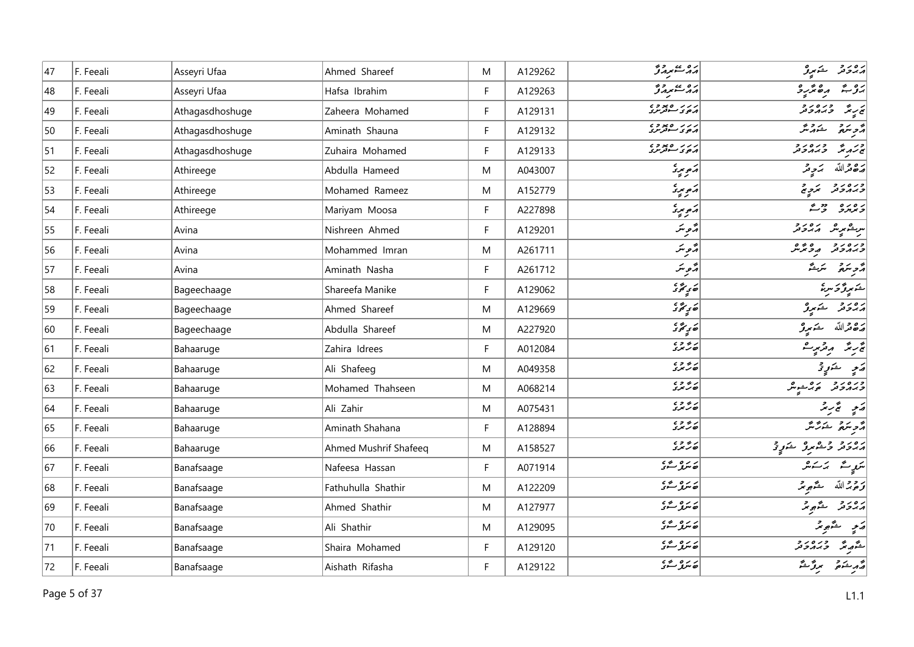| 47 | F. Feeali | Asseyri Ufaa | Ahmed Shareef | M | A129262 | އައްސޭރި އުފާ | އަޙްމަދު ޝަރީފު |
|---|---|---|---|---|---|---|---|
| 48 | F. Feeali | Asseyri Ufaa | Hafsa Ibrahim | F | A129263 | އައްސޭރި އުފާ | ހަފްސާ އިބްރާހީމް |
| 49 | F. Feeali | Athagasdhoshuge | Zaheera Mohamed | F | A129131 | އަތަގަސްދޮށުގެ | ޒަހީރާ މުޙައްމަދު |
| 50 | F. Feeali | Athagasdhoshuge | Aminath Shauna | F | A129132 | އަތަގަސްދޮށުގެ | އާމިނަތު ޝައުނާ |
| 51 | F. Feeali | Athagasdhoshuge | Zuhaira Mohamed | F | A129133 | އަތަގަސްދޮށުގެ | ޒުހައިރާ މުޙައްމަދު |
| 52 | F. Feeali | Athireege | Abdulla Hameed | M | A043007 | އަތިރީގެ | އަބްދުﷲ ހަމީދު |
| 53 | F. Feeali | Athireege | Mohamed Rameez | M | A152779 | އަތިރީގެ | މުޙައްމަދު ރަމީޒު |
| 54 | F. Feeali | Athireege | Mariyam Moosa | F | A227898 | އަތިރީގެ | މަރިޔަމް މޫސާ |
| 55 | F. Feeali | Avina | Nishreen Ahmed | F | A129201 | އާވިނަ | ނިޝްރީން އަޙްމަދު |
| 56 | F. Feeali | Avina | Mohammed Imran | M | A261711 | އާވިނަ | މުޙައްމަދު އިމްރާން |
| 57 | F. Feeali | Avina | Aminath Nasha | F | A261712 | އާވިނަ | އާމިނަތު ނަޝާ |
| 58 | F. Feeali | Bageechaage | Shareefa Manike | F | A129062 | ބަގީޗާގެ | ޝަރީފާމަނިކެ |
| 59 | F. Feeali | Bageechaage | Ahmed Shareef | M | A129669 | ބަގީޗާގެ | އަޙްމަދު ޝަރީފު |
| 60 | F. Feeali | Bageechaage | Abdulla Shareef | M | A227920 | ބަގީޗާގެ | އަބްދުﷲ ޝަރީފު |
| 61 | F. Feeali | Bahaaruge | Zahira Idrees | F | A012084 | ބަހާރުގެ | ޒާހިރާ އިދްރީސް |
| 62 | F. Feeali | Bahaaruge | Ali Shafeeg | M | A049358 | ބަހާރުގެ | އަލި ޝަފީގު |
| 63 | F. Feeali | Bahaaruge | Mohamed Thahseen | M | A068214 | ބަހާރުގެ | މުޙައްމަދު ތަހްސީން |
| 64 | F. Feeali | Bahaaruge | Ali Zahir | M | A075431 | ބަހާރުގެ | އަލި ޒާހިރު |
| 65 | F. Feeali | Bahaaruge | Aminath Shahana | F | A128894 | ބަހާރުގެ | އާމިނަތު ޝަހާނާ |
| 66 | F. Feeali | Bahaaruge | Ahmed Mushrif Shafeeq | M | A158527 | ބަހާރުގެ | އަޙްމަދު މުޝްރިފް ޝަފީޤު |
| 67 | F. Feeali | Banafsaage | Nafeesa Hassan | F | A071914 | ބަނަފްސާގެ | ނަފީސާ ހަސަން |
| 68 | F. Feeali | Banafsaage | Fathuhulla Shathir | M | A122209 | ބަނަފްސާގެ | ފަތުހުﷲ ޝާތިރު |
| 69 | F. Feeali | Banafsaage | Ahmed Shathir | M | A127977 | ބަނަފްސާގެ | އަޙްމަދު ޝާތިރު |
| 70 | F. Feeali | Banafsaage | Ali Shathir | M | A129095 | ބަނަފްސާގެ | އަލި ޝާތިރު |
| 71 | F. Feeali | Banafsaage | Shaira Mohamed | F | A129120 | ބަނަފްސާގެ | ޝާއިރާ މުޙައްމަދު |
| 72 | F. Feeali | Banafsaage | Aishath Rifasha | F | A129122 | ބަނަފްސާގެ | އާއިޝަތު ރިފާޝާ |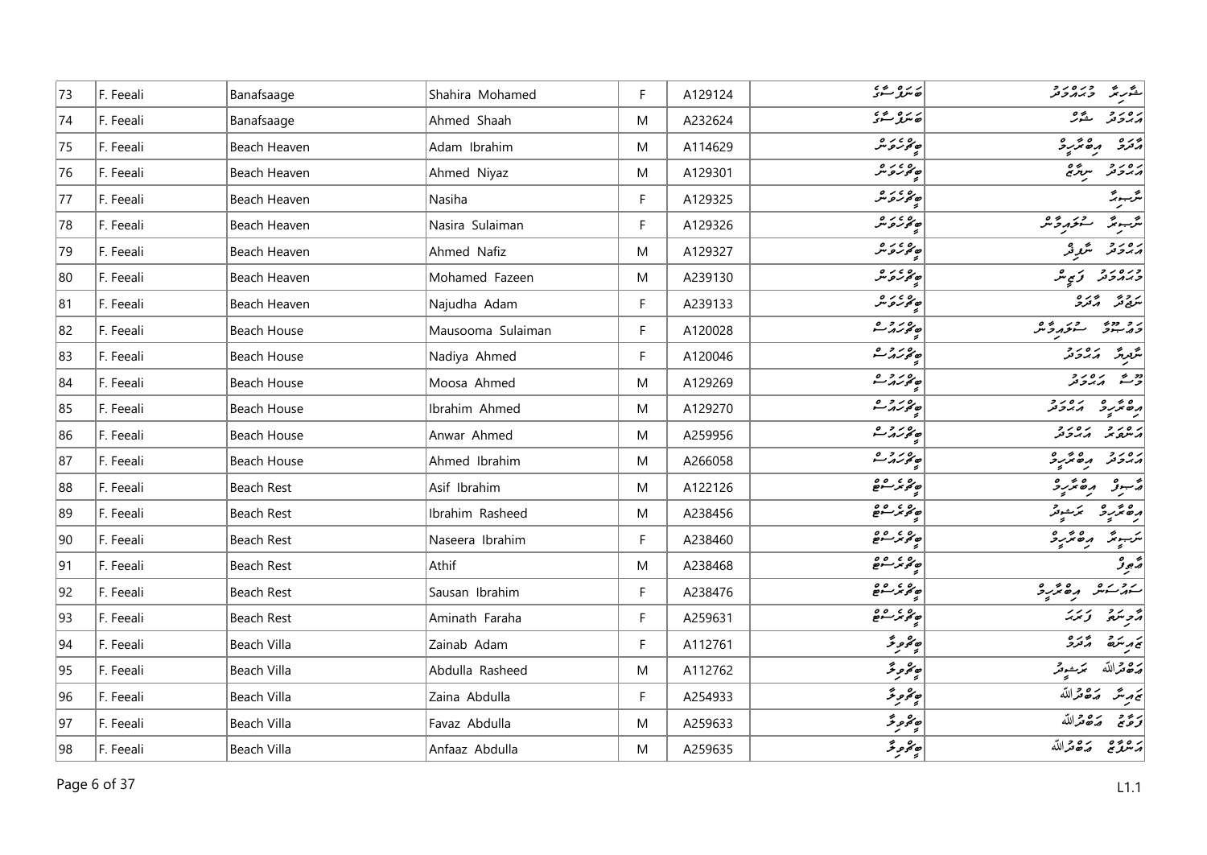| 73 | F. Feeali | Banafsaage | Shahira Mohamed | F | A129124 | ޹ަނަފްސާގެ | ޝާހިރާ މުޙައްމަދު |
|---|---|---|---|---|---|---|---|
| 74 | F. Feeali | Banafsaage | Ahmed Shaah | M | A232624 | ބަނަފްސާގެ | އަޙްމަދު ޝާހް |
| 75 | F. Feeali | Beach Heaven | Adam Ibrahim | M | A114629 | ބީޗްހެވަން | އާދަމް އިބްރާހީމް |
| 76 | F. Feeali | Beach Heaven | Ahmed Niyaz | M | A129301 | ބީޗްހެވަން | އަޙްމަދު ނިޔާޒް |
| 77 | F. Feeali | Beach Heaven | Nasiha | F | A129325 | ބީޗްހެވަން | ނާސިހާ |
| 78 | F. Feeali | Beach Heaven | Nasira Sulaiman | F | A129326 | ބީޗްހެވަން | ނާސިރާ ސުލައިމާން |
| 79 | F. Feeali | Beach Heaven | Ahmed Nafiz | M | A129327 | ބީޗްހެވަން | އަޙްމަދު ނާފިޒް |
| 80 | F. Feeali | Beach Heaven | Mohamed Fazeen | M | A239130 | ބީޗްހެވަން | މުޙައްމަދު ފަޒީން |
| 81 | F. Feeali | Beach Heaven | Najudha Adam | F | A239133 | ބީޗްހެވަން | ނަޖޫދާ އާދަމް |
| 82 | F. Feeali | Beach House | Mausooma Sulaiman | F | A120028 | ބީޗްހައުސް | މައުޞޫމާ ސުލައިމާން |
| 83 | F. Feeali | Beach House | Nadiya Ahmed | F | A120046 | ބީޗްހައުސް | ނާދިޔާ އަޙްމަދު |
| 84 | F. Feeali | Beach House | Moosa Ahmed | M | A129269 | ބީޗްހައުސް | މޫސާ އަޙްމަދު |
| 85 | F. Feeali | Beach House | Ibrahim Ahmed | M | A129270 | ބީޗްހައުސް | އިބްރާހީމް އަޙްމަދު |
| 86 | F. Feeali | Beach House | Anwar Ahmed | M | A259956 | ބީޗްހައުސް | އަންވަރު އަޙްމަދު |
| 87 | F. Feeali | Beach House | Ahmed Ibrahim | M | A266058 | ބީޗްހައުސް | އަޙްމަދު އިބްރާހީމް |
| 88 | F. Feeali | Beach Rest | Asif Ibrahim | M | A122126 | ބީޗްރެސްޓް | އާސިފް އިބްރާހީމް |
| 89 | F. Feeali | Beach Rest | Ibrahim Rasheed | M | A238456 | ބީޗްރެސްޓް | އިބްރާހީމް ރަޝީދު |
| 90 | F. Feeali | Beach Rest | Naseera Ibrahim | F | A238460 | ބީޗްރެސްޓް | ނަސީރާ އިބްރާހީމް |
| 91 | F. Feeali | Beach Rest | Athif | M | A238468 | ބީޗްރެސްޓް | އާތިފް |
| 92 | F. Feeali | Beach Rest | Sausan Ibrahim | F | A238476 | ބީޗްރެސްޓް | ސައުސަން އިބްރާހީމް |
| 93 | F. Feeali | Beach Rest | Aminath Faraha | F | A259631 | ބީޗްރެސްޓް | އާމިނަތު ފަރަހަ |
| 94 | F. Feeali | Beach Villa | Zainab Adam | F | A112761 | ބީޗްވިލާ | ޒައިނަބު އާދަމް |
| 95 | F. Feeali | Beach Villa | Abdulla Rasheed | M | A112762 | ބީޗްވިލާ | އަބްދުﷲ ރަޝީދު |
| 96 | F. Feeali | Beach Villa | Zaina Abdulla | F | A254933 | ބީޗްވިލާ | ޒައިނާ އަބްދުﷲ |
| 97 | F. Feeali | Beach Villa | Favaz Abdulla | M | A259633 | ބީޗްވިލާ | ފަވާޒް އަބްދުﷲ |
| 98 | F. Feeali | Beach Villa | Anfaaz Abdulla | M | A259635 | ބީޗްވިލާ | އަންފާޒް އަބްދުﷲ |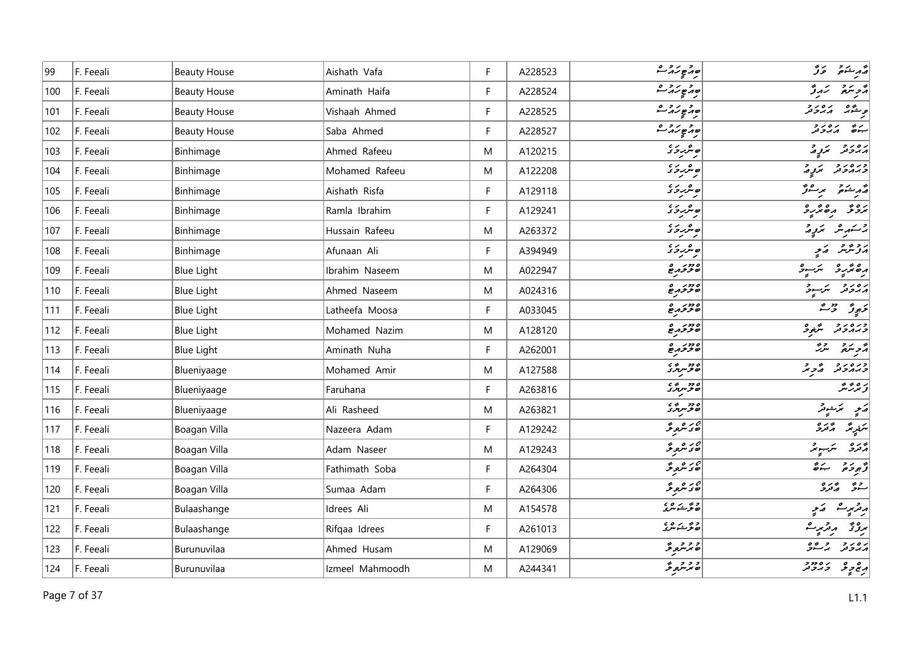| 99 | F. Feeali | Beauty House | Aishath Vafa | F | A228523 | ھەڤچ ئەرەم | ئەرىشكە ئەقرى |
|---|---|---|---|---|---|---|---|
| 100 | F. Feeali | Beauty House | Aminath Haifa | F | A228524 | ھەڤچ ئەرەم | ئەرىبىرىم ئەرىرى |
| 101 | F. Feeali | Beauty House | Vishaah Ahmed | F | A228525 | ھەڤچ ئەرەم | وِشَاهُ أَحْمَد |
| 102 | F. Feeali | Beauty House | Saba Ahmed | F | A228527 | ھەڤچ ئەرەم | سَبَا أَحْمَد |
| 103 | F. Feeali | Binhimage | Ahmed Rafeeu | M | A120215 | ބިންހިމާގެ | އަޙްމަދު ރަފީއު |
| 104 | F. Feeali | Binhimage | Mohamed Rafeeu | M | A122208 | ބިންހިމާގެ | މުޙައްމަދު ރަފީއު |
| 105 | F. Feeali | Binhimage | Aishath Risfa | F | A129118 | ބިންހިމާގެ | އާއިޝަތު ރިސްފާ |
| 106 | F. Feeali | Binhimage | Ramla Ibrahim | F | A129241 | ބިންހިމާގެ | ރަމްލާ އިބްރާހީމް |
| 107 | F. Feeali | Binhimage | Hussain Rafeeu | M | A263372 | ބިންހިމާގެ | ހުސައިން ރަފީއު |
| 108 | F. Feeali | Binhimage | Afunaan Ali | F | A394949 | ބިންހިމާގެ | އަފުނާން އަލީ |
| 109 | F. Feeali | Blue Light | Ibrahim Naseem | M | A022947 | ބްލޫލައިޓް | އިބްރާހީމް ނަސީމް |
| 110 | F. Feeali | Blue Light | Ahmed Naseem | M | A024316 | ބްލޫލައިޓް | އަޙްމަދު ނަސީމް |
| 111 | F. Feeali | Blue Light | Latheefa Moosa | F | A033045 | ބްލޫލައިޓް | ލަޠީފާ މޫސާ |
| 112 | F. Feeali | Blue Light | Mohamed Nazim | M | A128120 | ބްލޫލައިޓް | މުޙައްމަދު ނާޒިމް |
| 113 | F. Feeali | Blue Light | Aminath Nuha | F | A262001 | ބްލޫލައިޓް | އާމިނަތު ނުހާ |
| 114 | F. Feeali | Blueniyaage | Mohamed Amir | M | A127588 | ބްލޫނިޔާގެ | މުޙައްމަދު އާމިރު |
| 115 | F. Feeali | Blueniyaage | Faruhana | F | A263816 | ބްލޫނިޔާގެ | ފަރުހާނާ |
| 116 | F. Feeali | Blueniyaage | Ali Rasheed | M | A263821 | ބްލޫނިޔާގެ | އަލީ ރަޝީދު |
| 117 | F. Feeali | Boagan Villa | Nazeera Adam | F | A129242 | ބޯގަންވިލާ | ނަޒީރާ އާދަމް |
| 118 | F. Feeali | Boagan Villa | Adam Naseer | M | A129243 | ބޯގަންވިލާ | އާދަމް ނަސީރު |
| 119 | F. Feeali | Boagan Villa | Fathimath Soba | F | A264304 | ބޯގަންވިލާ | ފާތިމަތު ސޯބާ |
| 120 | F. Feeali | Boagan Villa | Sumaa Adam | F | A264306 | ބޯގަންވިލާ | ސުމާ އާދަމް |
| 121 | F. Feeali | Bulaashange | Idrees Ali | M | A154578 | ބުލާޝަންގެ | އިދްރީސް އަލީ |
| 122 | F. Feeali | Bulaashange | Rifqaa Idrees | F | A261013 | ބުލާޝަންގެ | ރިފްޤާ އިދްރީސް |
| 123 | F. Feeali | Burunuvilaa | Ahmed Husam | M | A129069 | ބުރުނުވިލާ | އަޙްމަދު ހުސާމް |
| 124 | F. Feeali | Burunuvilaa | Izmeel Mahmoodh | M | A244341 | ބުރުނުވިލާ | އިޒްމީލް މަޙްމޫދު |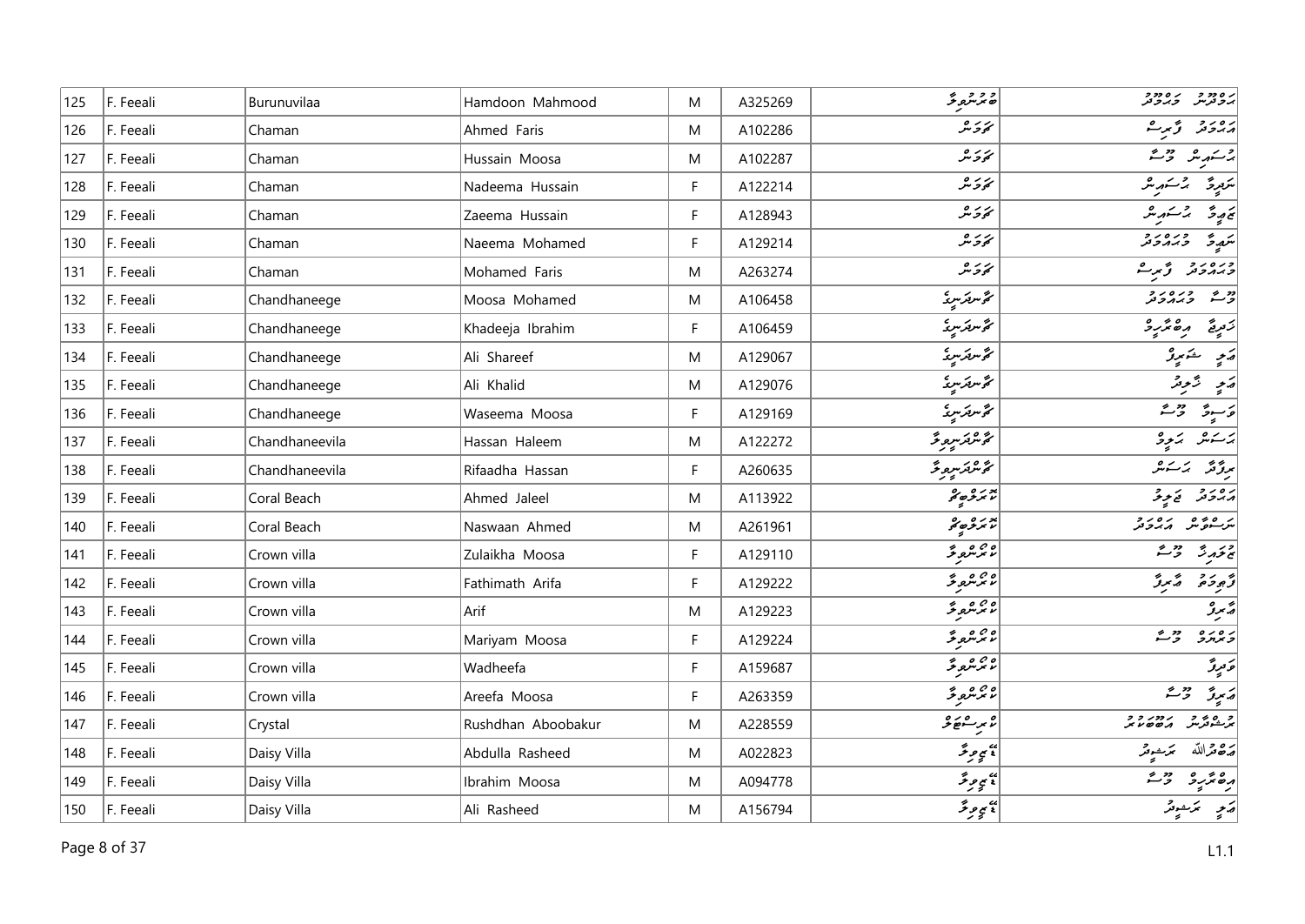| 125 | F. Feeali | Burunuvilaa | Hamdoon Mahmood | M | A325269 | �republic | |
|---|---|---|---|---|---|---|---|

| 125 | F. Feeali | Burunuvilaa | Hamdoon Mahmood | M | A325269 | ބުރުނުވިލާ | ހަމްދޫން މަޙްމޫދު |
|---|---|---|---|---|---|---|---|
| 126 | F. Feeali | Chaman | Ahmed Faris | M | A102286 | ޗަމަން | އަޙްމަދު ފާރިސް |
| 127 | F. Feeali | Chaman | Hussain Moosa | M | A102287 | ޗަމަން | ޙުސައިން މޫސާ |
| 128 | F. Feeali | Chaman | Nadeema Hussain | F | A122214 | ޗަމަން | ނަދީމާ ޙުސައިން |
| 129 | F. Feeali | Chaman | Zaeema Hussain | F | A128943 | ޗަމަން | ޒަޢީމާ ޙުސައިން |
| 130 | F. Feeali | Chaman | Naeema Mohamed | F | A129214 | ޗަމަން | ނަޢީމާ މުޙައްމަދު |
| 131 | F. Feeali | Chaman | Mohamed Faris | M | A263274 | ޗަމަން | މުޙައްމަދު ފާރިސް |
| 132 | F. Feeali | Chandhaneege | Moosa Mohamed | M | A106458 | ޗާނދަނީގެ | މޫސާ މުޙައްމަދު |
| 133 | F. Feeali | Chandhaneege | Khadeeja Ibrahim | F | A106459 | ޗާނދަނީގެ | ޚަދީޖާ އިބްރާހީމް |
| 134 | F. Feeali | Chandhaneege | Ali Shareef | M | A129067 | ޗާނދަނީގެ | އަލި ޝަރީފް |
| 135 | F. Feeali | Chandhaneege | Ali Khalid | M | A129076 | ޗާނދަނީގެ | އަލި ޚާލިދު |
| 136 | F. Feeali | Chandhaneege | Waseema Moosa | F | A129169 | ޗާނދަނީގެ | ވަސީމާ މޫސާ |
| 137 | F. Feeali | Chandhaneevila | Hassan Haleem | M | A122272 | ޗާނދަނީވިލާ | ޙަސަން ޙަލީމް |
| 138 | F. Feeali | Chandhaneevila | Rifaadha Hassan | F | A260635 | ޗާނދަނީވިލާ | ރިފާދާ ޙަސަން |
| 139 | F. Feeali | Coral Beach | Ahmed Jaleel | M | A113922 | ކޯރަލްބީޗް | އަޙްމަދު ޖަލީލް |
| 140 | F. Feeali | Coral Beach | Naswaan Ahmed | M | A261961 | ކޯރަލްބީޗް | ނަސްވާން އަޙްމަދު |
| 141 | F. Feeali | Crown villa | Zulaikha Moosa | F | A129110 | ކްރައުންވިލާ | ޒުލައިޚާ މޫސާ |
| 142 | F. Feeali | Crown villa | Fathimath Arifa | F | A129222 | ކްރައުންވިލާ | ފާތިމަތު އާރިފާ |
| 143 | F. Feeali | Crown villa | Arif | M | A129223 | ކްރައުންވިލާ | އާރިފް |
| 144 | F. Feeali | Crown villa | Mariyam Moosa | F | A129224 | ކްރައުންވިލާ | މަރިޔަމް މޫސާ |
| 145 | F. Feeali | Crown villa | Wadheefa | F | A159687 | ކްރައުންވިލާ | ވަދީފާ |
| 146 | F. Feeali | Crown villa | Areefa Moosa | F | A263359 | ކްރައުންވިލާ | އަރީފާ މޫސާ |
| 147 | F. Feeali | Crystal | Rushdhan Aboobakur | M | A228559 | ކްރިސްޓަލް | ރުޝްދާން އަބޫބަކުރު |
| 148 | F. Feeali | Daisy Villa | Abdulla Rasheed | M | A022823 | ޑޭޒީވިލާ | އަބްދުﷲ ރަޝީދު |
| 149 | F. Feeali | Daisy Villa | Ibrahim Moosa | M | A094778 | ޑޭޒީވިލާ | އިބްރާހީމް މޫސާ |
| 150 | F. Feeali | Daisy Villa | Ali Rasheed | M | A156794 | ޑޭޒީވިލާ | އަލި ރަޝީދު |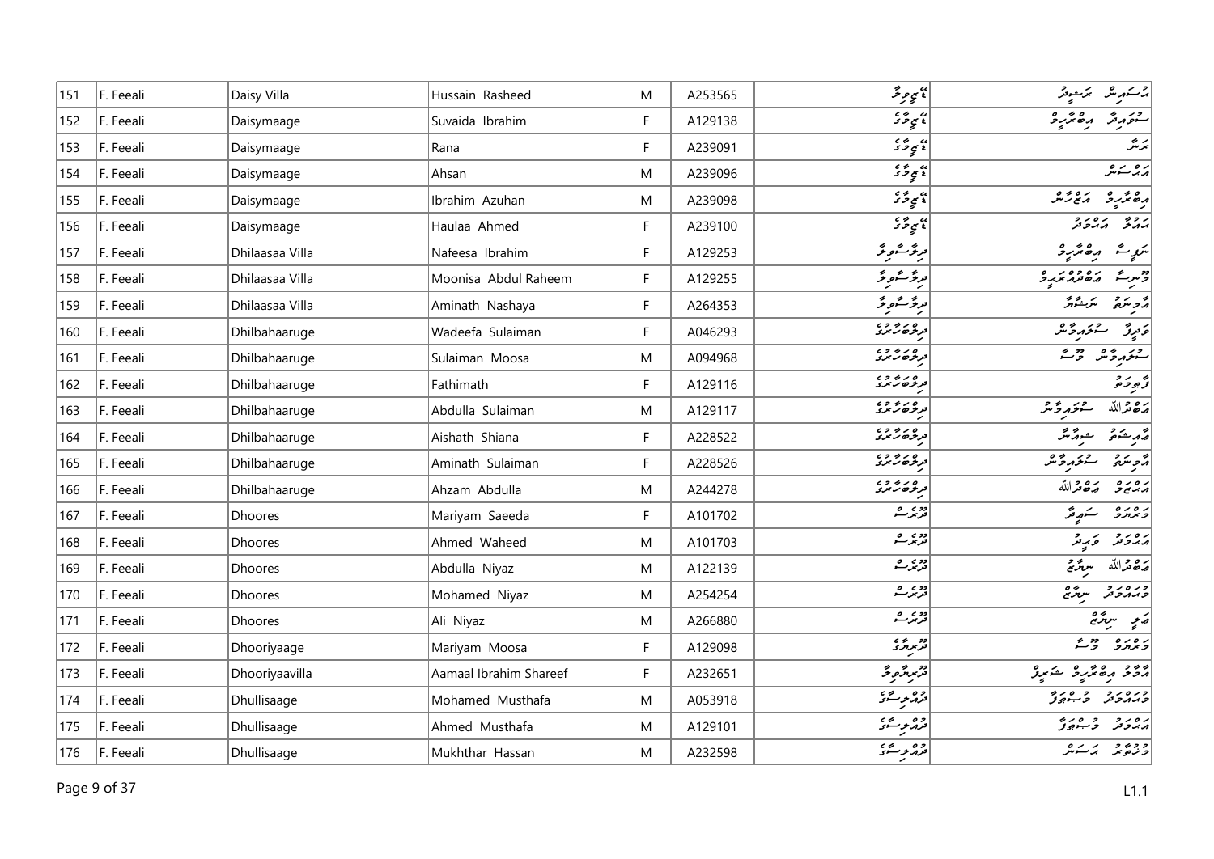| 151 | F. Feeali | Daisy Villa | Hussain Rasheed | M | A253565 | ޑޭޒީވިލާ | ޙުސައިން ރަޝީދު |
|---|---|---|---|---|---|---|---|
| 152 | F. Feeali | Daisymaage | Suvaida Ibrahim | F | A129138 | ޑޭޒީމާގެ | ސުވައިދާ އިބްރާހިމް |
| 153 | F. Feeali | Daisymaage | Rana | F | A239091 | ޑޭޒީމާގެ | ރަނާ |
| 154 | F. Feeali | Daisymaage | Ahsan | M | A239096 | ޑޭޒީމާގެ | އަޙްސަން |
| 155 | F. Feeali | Daisymaage | Ibrahim Azuhan | M | A239098 | ޑޭޒީމާގެ | އިބްރާހިމް އަޒުހާން |
| 156 | F. Feeali | Daisymaage | Haulaa Ahmed | F | A239100 | ޑޭޒީމާގެ | ހައުލާ އަހްމަދު |
| 157 | F. Feeali | Dhilaasaa Villa | Nafeesa Ibrahim | F | A129253 | ދިލާސާވިލާ | ނަފީސާ އިބްރާހިމް |
| 158 | F. Feeali | Dhilaasaa Villa | Moonisa Abdul Raheem | F | A129255 | ދިލާސާވިލާ | މޫނިސާ އަބްދުއްރަޙީމް |
| 159 | F. Feeali | Dhilaasaa Villa | Aminath Nashaya | F | A264353 | ދިލާސާވިލާ | އާމިނަތު ނަޝާޔާ |
| 160 | F. Feeali | Dhilbahaaruge | Wadeefa Sulaiman | F | A046293 | ދިލްބަހާރުގެ | ވަދީފާ ސުލައިމާން |
| 161 | F. Feeali | Dhilbahaaruge | Sulaiman Moosa | M | A094968 | ދިލްބަހާރުގެ | ސުލައިމާން މޫސާ |
| 162 | F. Feeali | Dhilbahaaruge | Fathimath | F | A129116 | ދިލްބަހާރުގެ | ފާތިމަތު |
| 163 | F. Feeali | Dhilbahaaruge | Abdulla Sulaiman | M | A129117 | ދިލްބަހާރުގެ | އަބްދުﷲ ސުލައިމާން |
| 164 | F. Feeali | Dhilbahaaruge | Aishath Shiana | F | A228522 | ދިލްބަހާރުގެ | އައިޝަތު ޝިއާނާ |
| 165 | F. Feeali | Dhilbahaaruge | Aminath Sulaiman | F | A228526 | ދިލްބަހާރުގެ | އާމިނަތު ސުލައިމާން |
| 166 | F. Feeali | Dhilbahaaruge | Ahzam Abdulla | M | A244278 | ދިލްބަހާރުގެ | އަހްޒަމް އަބްދުﷲ |
| 167 | F. Feeali | Dhoores | Mariyam Saeeda | F | A101702 | ދޫރެސް | މަރިޔަމް ސައީދާ |
| 168 | F. Feeali | Dhoores | Ahmed Waheed | M | A101703 | ދޫރެސް | އަހްމަދު ވަހީދު |
| 169 | F. Feeali | Dhoores | Abdulla Niyaz | M | A122139 | ދޫރެސް | އަބްދުﷲ ނިޔާޒު |
| 170 | F. Feeali | Dhoores | Mohamed Niyaz | M | A254254 | ދޫރެސް | މުޙައްމަދު ނިޔާޒު |
| 171 | F. Feeali | Dhoores | Ali Niyaz | M | A266880 | ދޫރެސް | އަލި ނިޔާޒު |
| 172 | F. Feeali | Dhooriyaage | Mariyam Moosa | F | A129098 | ދޫރިޔާގެ | މަރިޔަމް މޫސާ |
| 173 | F. Feeali | Dhooriyaavilla | Aamaal Ibrahim Shareef | F | A232651 | ދޫރިޔާވިލާ | އާމާލް އިބްރާހިމް ޝަރީފް |
| 174 | F. Feeali | Dhullisaage | Mohamed Musthafa | M | A053918 | ދުއްލިސާގެ | މުޙައްމަދު މުސްތަފާ |
| 175 | F. Feeali | Dhullisaage | Ahmed Musthafa | M | A129101 | ދުއްލިސާގެ | އަހްމަދު މުސްތަފާ |
| 176 | F. Feeali | Dhullisaage | Mukhthar Hassan | M | A232598 | ދުއްލިސާގެ | މުޚްތާރު ޙަސަން |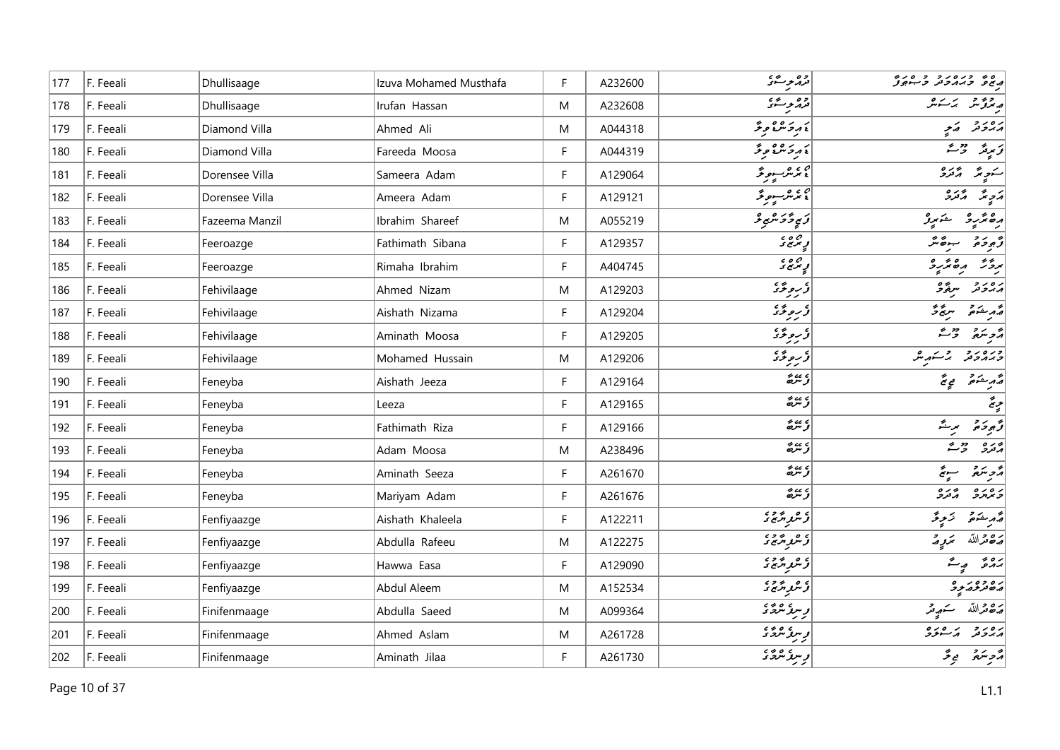| 177 | F. Feeali | Dhullisaage | Izuva Mohamed Musthafa | F | A232600 | ދުއްލިސާގެ | އިޒުވާ މުހައްމަދު މުސްތަފާ |
|---|---|---|---|---|---|---|---|
| 178 | F. Feeali | Dhullisaage | Irufan Hassan | M | A232608 | ދުއްލިސާގެ | އިރުފާން ހަސަން |
| 179 | F. Feeali | Diamond Villa | Ahmed Ali | M | A044318 | ޑައިމަންޑްވިލާ | އަހްމަދު އަލި |
| 180 | F. Feeali | Diamond Villa | Fareeda Moosa | F | A044319 | ޑައިމަންޑްވިލާ | ފަރީދާ މޫސާ |
| 181 | F. Feeali | Dorensee Villa | Sameera Adam | F | A129064 | ޑޮރެންސީވިލާ | ސަމީރާ އާދަމް |
| 182 | F. Feeali | Dorensee Villa | Ameera Adam | F | A129121 | ޑޮރެންސީވިލާ | އަމީރާ އާދަމް |
| 183 | F. Feeali | Fazeema Manzil | Ibrahim Shareef | M | A055219 | ފަޒީމާމަންޒިލް | އިބްރާހީމް ޝަރީފް |
| 184 | F. Feeali | Feeroazge | Fathimath Sibana | F | A129357 | ފީރޯޒްގެ | ފާތިމަތު ސިބާނާ |
| 185 | F. Feeali | Feeroazge | Rimaha Ibrahim | F | A404745 | ފީރޯޒްގެ | ރިމާހާ އިބްރާހީމް |
| 186 | F. Feeali | Fehivilaage | Ahmed Nizam | M | A129203 | ފެހިވިލާގެ | އަހްމަދު ނިޒާމް |
| 187 | F. Feeali | Fehivilaage | Aishath Nizama | F | A129204 | ފެހިވިލާގެ | އާއިޝަތު ނިޒާމާ |
| 188 | F. Feeali | Fehivilaage | Aminath Moosa | F | A129205 | ފެހިވިލާގެ | އާމިނަތު މޫސާ |
| 189 | F. Feeali | Fehivilaage | Mohamed Hussain | M | A129206 | ފެހިވިލާގެ | މުހައްމަދު ހުސައިން |
| 190 | F. Feeali | Feneyba | Aishath Jeeza | F | A129164 | ފެނޭބާ | އާއިޝަތު ޖީޒާ |
| 191 | F. Feeali | Feneyba | Leeza | F | A129165 | ފެނޭބާ | ލީޒާ |
| 192 | F. Feeali | Feneyba | Fathimath Riza | F | A129166 | ފެނޭބާ | ފާތިމަތު ރިޒާ |
| 193 | F. Feeali | Feneyba | Adam Moosa | M | A238496 | ފެނޭބާ | އާދަމް މޫސާ |
| 194 | F. Feeali | Feneyba | Aminath Seeza | F | A261670 | ފެނޭބާ | އާމިނަތު ސީޒާ |
| 195 | F. Feeali | Feneyba | Mariyam Adam | F | A261676 | ފެނޭބާ | މަރިޔަމް އާދަމް |
| 196 | F. Feeali | Fenfiyaazge | Aishath Khaleela | F | A122211 | ފެންފިޔާޒްގެ | އާއިޝަތު ޚަލީލާ |
| 197 | F. Feeali | Fenfiyaazge | Abdulla Rafeeu | M | A122275 | ފެންފިޔާޒްގެ | އަބްދުﷲ ރަފީއު |
| 198 | F. Feeali | Fenfiyaazge | Hawwa Easa | F | A129090 | ފެންފިޔާޒްގެ | ހައްވާ ޢީސާ |
| 199 | F. Feeali | Fenfiyaazge | Abdul Aleem | M | A152534 | ފެންފިޔާޒްގެ | އަބްދުލްޢަލީމް |
| 200 | F. Feeali | Finifenmaage | Abdulla Saeed | M | A099364 | ފިނިފެންމާގެ | އަބްދުﷲ ސަޢީދު |
| 201 | F. Feeali | Finifenmaage | Ahmed Aslam | M | A261728 | ފިނިފެންމާގެ | އަހްމަދު އަސްލަމް |
| 202 | F. Feeali | Finifenmaage | Aminath Jilaa | F | A261730 | ފިނިފެންމާގެ | އާމިނަތު ޖިލާ |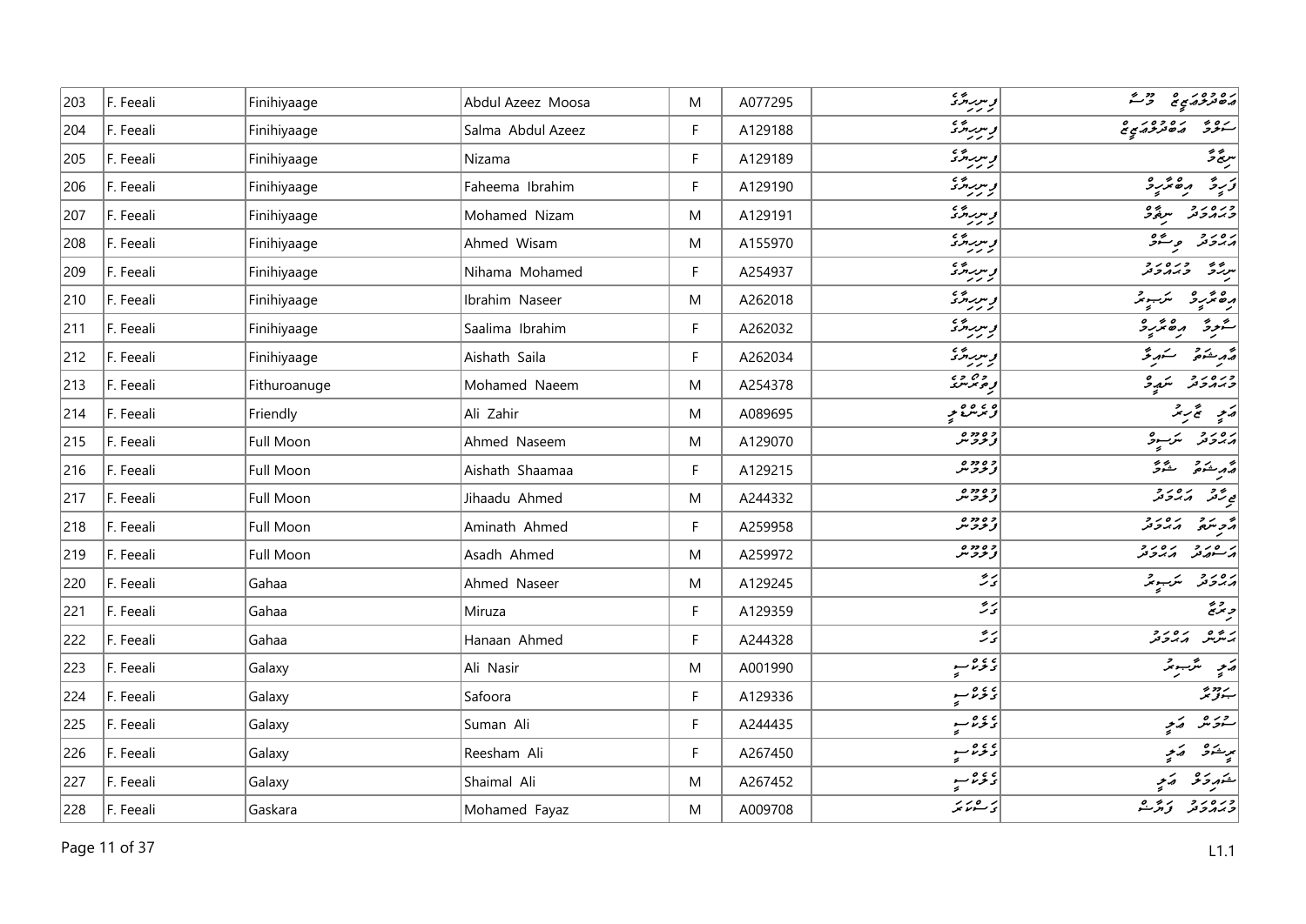| 203 | F. Feeali | Finihiyaage | Abdul Azeez Moosa | M | A077295 | ورسربروگی | مەھىرى ئەسى ئۇڭ |
|---|---|---|---|---|---|---|---|
| 204 | F. Feeali | Finihiyaage | Salma Abdul Azeez | F | A129188 | ورسربروگی | سەۋۇ مەھىرىرەيى |
| 205 | F. Feeali | Finihiyaage | Nizama | F | A129189 | ورسربروگی | سرچوگ |
| 206 | F. Feeali | Finihiyaage | Faheema Ibrahim | F | A129190 | ورسربروگی | ۆرپۇ مەھترىرى |
| 207 | F. Feeali | Finihiyaage | Mohamed Nizam | M | A129191 | ورسربروگی | ورەرو سرچو |
| 208 | F. Feeali | Finihiyaage | Ahmed Wisam | M | A155970 | ورسربروگی | رەرو وستۇ |
| 209 | F. Feeali | Finihiyaage | Nihama Mohamed | F | A254937 | ورسربروگی | سرمۇ ورەرو |
| 210 | F. Feeali | Finihiyaage | Ibrahim Naseer | M | A262018 | ورسربروگی | مەھترىرى سرىبىد |
| 211 | F. Feeali | Finihiyaage | Saalima Ibrahim | F | A262032 | ورسربروگی | سوۋۇ مەھترىرى |
| 212 | F. Feeali | Finihiyaage | Aishath Saila | F | A262034 | ورسربروگی | مەرسىمۇ سەرۇ |
| 213 | F. Feeali | Fithuroanuge | Mohamed Naeem | M | A254378 | وەبرسى | ورەرو سمەرۋ |
| 214 | F. Feeali | Friendly | Ali Zahir | M | A089695 | وبرسىمو | مەي ئچ رىز |
| 215 | F. Feeali | Full Moon | Ahmed Naseem | M | A129070 | ۆۋەۋس | رەرو سرسۇ |
| 216 | F. Feeali | Full Moon | Aishath Shaamaa | F | A129215 | ۆۋەۋس | مەرسىمۇ شۇۋ |
| 217 | F. Feeali | Full Moon | Jihaadu Ahmed | M | A244332 | ۆۋەۋس | يې رىز رەرو |
| 218 | F. Feeali | Full Moon | Aminath Ahmed | F | A259958 | ۆۋەۋس | مۇجەمۇ رەرو |
| 219 | F. Feeali | Full Moon | Asadh Ahmed | M | A259972 | ۆۋەۋس | رىسەر رەرو |
| 220 | F. Feeali | Gahaa | Ahmed Naseer | M | A129245 | ىرگ | رەرو سرسىد |
| 221 | F. Feeali | Gahaa | Miruza | F | A129359 | ىرگ | وبرىج |
| 222 | F. Feeali | Gahaa | Hanaan Ahmed | F | A244328 | ىرگ | رىترس رەرو |
| 223 | F. Feeali | Galaxy | Ali Nasir | M | A001990 | ىۋىرسىم | مەي سرسىد |
| 224 | F. Feeali | Galaxy | Safoora | F | A129336 | ىۋىرسىم | سوۋىر |
| 225 | F. Feeali | Galaxy | Suman Ali | F | A244435 | ىۋىرسىم | سوۋس مەي |
| 226 | F. Feeali | Galaxy | Reesham Ali | F | A267450 | ىۋىرسىم | بىرشەۋ مەي |
| 227 | F. Feeali | Galaxy | Shaimal Ali | M | A267452 | ىۋىرسىم | شەرۋۋ مەي |
| 228 | F. Feeali | Gaskara | Mohamed Fayaz | M | A009708 | ىرسىرىر | ورەرو ۆرگس |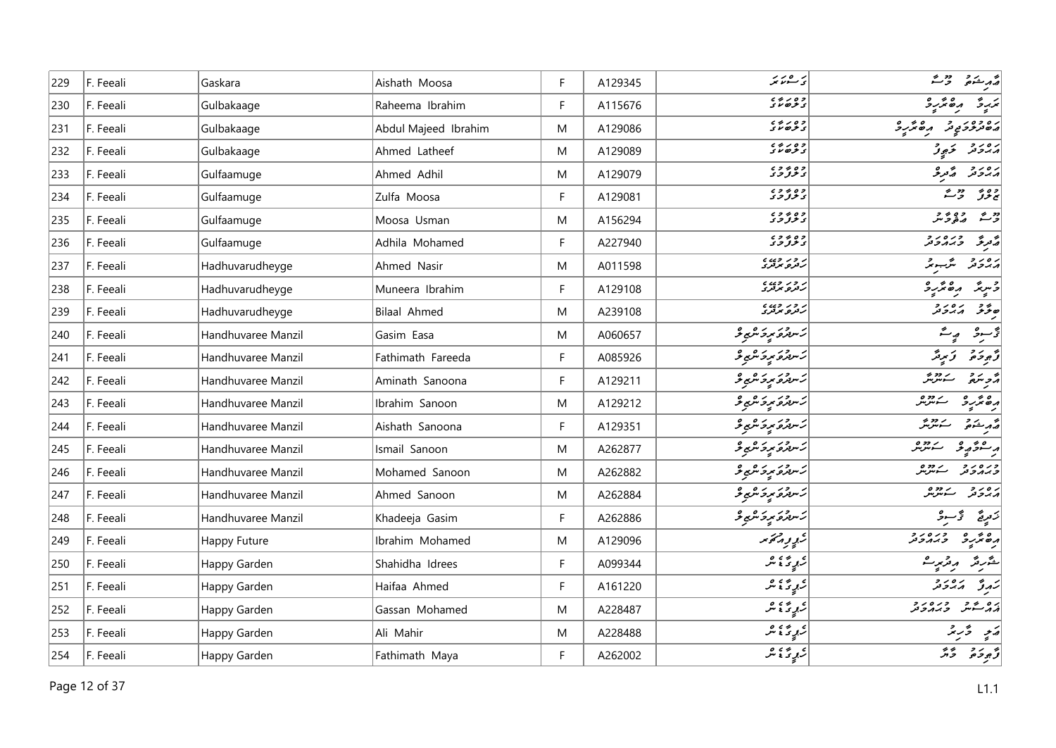| 229 | F. Feeali | Gaskara | Aishath Moosa | F | A129345 | ގަސްކަރަ | އައިޝަތު މޫސާ |
|---|---|---|---|---|---|---|---|
| 230 | F. Feeali | Gulbakaage | Raheema Ibrahim | F | A115676 | ގުލްބަކާގެ | ރަހީމާ އިބްރާހީމް |
| 231 | F. Feeali | Gulbakaage | Abdul Majeed Ibrahim | M | A129086 | ގުލްބަކާގެ | އަބްދުލްމަޖީދު އިބްރާހީމް |
| 232 | F. Feeali | Gulbakaage | Ahmed Latheef | M | A129089 | ގުލްބަކާގެ | އަޙްމަދު ލަޠީފު |
| 233 | F. Feeali | Gulfaamuge | Ahmed Adhil | M | A129079 | ގުލްފާމުގެ | އަޙްމަދު އާދިލް |
| 234 | F. Feeali | Gulfaamuge | Zulfa Moosa | F | A129081 | ގުލްފާމުގެ | ޒުލްފާ މޫސާ |
| 235 | F. Feeali | Gulfaamuge | Moosa Usman | M | A156294 | ގުލްފާމުގެ | މޫސާ ޢުތުމާން |
| 236 | F. Feeali | Gulfaamuge | Adhila Mohamed | F | A227940 | ގުލްފާމުގެ | އާދިލާ މުޙައްމަދު |
| 237 | F. Feeali | Hadhuvarudheyge | Ahmed Nasir | M | A011598 | ހަދުވަރުދޭގެ | އަޙްމަދު ނާޞިރު |
| 238 | F. Feeali | Hadhuvarudheyge | Muneera Ibrahim | F | A129108 | ހަދުވަރުދޭގެ | މުނީރާ އިބްރާހީމް |
| 239 | F. Feeali | Hadhuvarudheyge | Bilaal Ahmed | M | A239108 | ހަދުވަރުދޭގެ | ބިލާލް އަޙްމަދު |
| 240 | F. Feeali | Handhuvaree Manzil | Gasim Easa | M | A060657 | ހަނދުވަރީމަންޒިލް | ޤާސިމް ޢީސާ |
| 241 | F. Feeali | Handhuvaree Manzil | Fathimath Fareeda | F | A085926 | ހަނދުވަރީމަންޒިލް | ފާތިމަތު ފަރީދާ |
| 242 | F. Feeali | Handhuvaree Manzil | Aminath Sanoona | F | A129211 | ހަނދުވަރީމަންޒިލް | އާމިނަތު ސަނޫނާ |
| 243 | F. Feeali | Handhuvaree Manzil | Ibrahim Sanoon | M | A129212 | ހަނދުވަރީމަންޒިލް | އިބްރާހީމް ސަނޫން |
| 244 | F. Feeali | Handhuvaree Manzil | Aishath Sanoona | F | A129351 | ހަނދުވަރީމަންޒިލް | އައިޝަތު ސަނޫނާ |
| 245 | F. Feeali | Handhuvaree Manzil | Ismail Sanoon | M | A262877 | ހަނދުވަރީމަންޒިލް | އިސްމާޢީލް ސަނޫން |
| 246 | F. Feeali | Handhuvaree Manzil | Mohamed Sanoon | M | A262882 | ހަނދުވަރީމަންޒިލް | މުޙައްމަދު ސަނޫން |
| 247 | F. Feeali | Handhuvaree Manzil | Ahmed Sanoon | M | A262884 | ހަނދުވަރީމަންޒިލް | އަޙްމަދު ސަނޫން |
| 248 | F. Feeali | Handhuvaree Manzil | Khadeeja Gasim | F | A262886 | ހަނދުވަރީމަންޒިލް | ޚަދީޖާ ޤާސިމް |
| 249 | F. Feeali | Happy Future | Ibrahim Mohamed | M | A129096 | ހެޕީފިއުޗަރ | އިބްރާހީމް މުޙައްމަދު |
| 250 | F. Feeali | Happy Garden | Shahidha Idrees | F | A099344 | ހެޕީގާޑަން | ޝާހިދާ އިދްރީސް |
| 251 | F. Feeali | Happy Garden | Haifaa Ahmed | F | A161220 | ހެޕީގާޑަން | ހައިފާ އަޙްމަދު |
| 252 | F. Feeali | Happy Garden | Gassan Mohamed | M | A228487 | ހެޕީގާޑަން | ޣައްސާން މުޙައްމަދު |
| 253 | F. Feeali | Happy Garden | Ali Mahir | M | A228488 | ހެޕީގާޑަން | ޢަލީ މާހިރު |
| 254 | F. Feeali | Happy Garden | Fathimath Maya | F | A262002 | ހެޕީގާޑަން | ފާތިމަތު މާޔާ |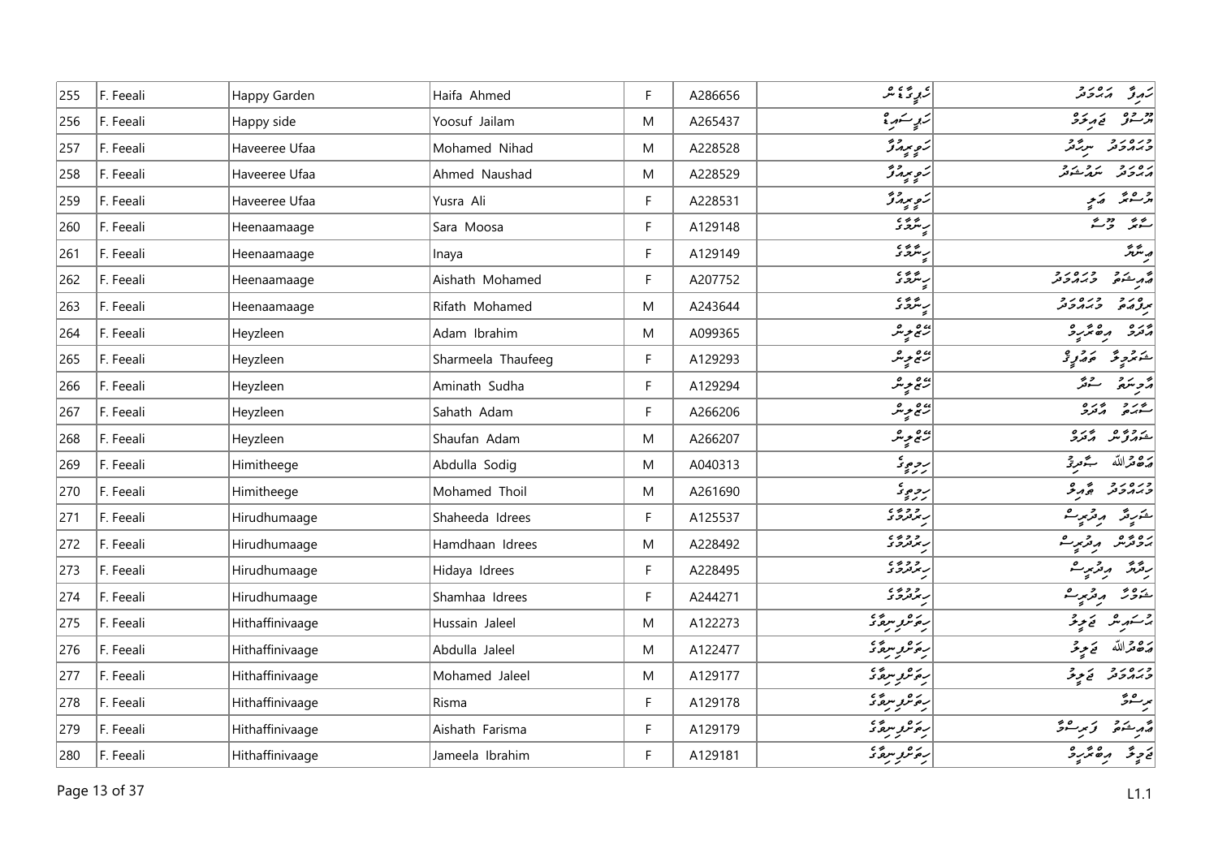| 255 | F. Feeali | Happy Garden | Haifa Ahmed | F | A286656 | ހެޕީގާޑަން | ހައިފާ އަޙްމަދު |
|---|---|---|---|---|---|---|---|
| 256 | F. Feeali | Happy side | Yoosuf Jailam | M | A265437 | ހެޕީސައިޑް | ޔޫސުފް ޖައިލަމް |
| 257 | F. Feeali | Haveeree Ufaa | Mohamed Nihad | M | A228528 | ހަވީރީއުފާ | މުޙައްމަދު ނިހާދު |
| 258 | F. Feeali | Haveeree Ufaa | Ahmed Naushad | M | A228529 | ހަވީރީއުފާ | އަޙްމަދު ނައުޝާދު |
| 259 | F. Feeali | Haveeree Ufaa | Yusra Ali | F | A228531 | ހަވީރީއުފާ | ޔުސްރާ ޢަލީ |
| 260 | F. Feeali | Heenaamaage | Sara Moosa | F | A129148 | ހީނާމާގެ | ސާރާ މޫސާ |
| 261 | F. Feeali | Heenaamaage | Inaya | F | A129149 | ހީނާމާގެ | ޢިނާޔާ |
| 262 | F. Feeali | Heenaamaage | Aishath Mohamed | F | A207752 | ހީނާމާގެ | ޢައިޝަތު މުޙައްމަދު |
| 263 | F. Feeali | Heenaamaage | Rifath Mohamed | M | A243644 | ހީނާމާގެ | ރިފްޢަތު މުޙައްމަދު |
| 264 | F. Feeali | Heyzleen | Adam Ibrahim | M | A099365 |ހޭޒްލީން | އާދަމް އިބްރާހީމް |
| 265 | F. Feeali | Heyzleen | Sharmeela Thaufeeg | F | A129293 | ހޭޒްލީން | ޝަރްމީލާ ތައުފީގު |
| 266 | F. Feeali | Heyzleen | Aminath Sudha | F | A129294 | ހޭޒްލީން | އާމިނަތު ސުދާ |
| 267 | F. Feeali | Heyzleen | Sahath Adam | F | A266206 | ހޭޒްލީން | ސަހަތު އާދަމް |
| 268 | F. Feeali | Heyzleen | Shaufan Adam | M | A266207 | ހޭޒްލީން | ޝައުފާން އާދަމް |
| 269 | F. Feeali | Himitheege | Abdulla Sodig | M | A040313 | ހިމިތީގެ | ޢަބްދުﷲ ސާދިގު |
| 270 | F. Feeali | Himitheege | Mohamed Thoil | M | A261690 | ހިމިތީގެ | މުޙައްމަދު ޠާއިލް |
| 271 | F. Feeali | Hirudhumaage | Shaheeda Idrees | F | A125537 | ހިރުދުމާގެ | ޝަހީދާ އިދްރީސް |
| 272 | F. Feeali | Hirudhumaage | Hamdhaan Idrees | M | A228492 | ހިރުދުމާގެ | ހަމްދާން އިދްރީސް |
| 273 | F. Feeali | Hirudhumaage | Hidaya Idrees | F | A228495 | ހިރުދުމާގެ | ހިދާޔާ އިދްރީސް |
| 274 | F. Feeali | Hirudhumaage | Shamhaa Idrees | F | A244271 | ހިރުދުމާގެ | ޝަމްހާ އިދްރީސް |
| 275 | F. Feeali | Hithaffinivaage | Hussain Jaleel | M | A122273 | ހިތަފިނިވާގެ | ޙުސައިން ޖަލީލް |
| 276 | F. Feeali | Hithaffinivaage | Abdulla Jaleel | M | A122477 | ހިތަފިނިވާގެ | ޢަބްދުﷲ ޖަލީލް |
| 277 | F. Feeali | Hithaffinivaage | Mohamed Jaleel | M | A129177 | ހިތަފިނިވާގެ | މުޙައްމަދު ޖަލީލް |
| 278 | F. Feeali | Hithaffinivaage | Risma | F | A129178 | ހިތަފިނިވާގެ | ރިސްމާ |
| 279 | F. Feeali | Hithaffinivaage | Aishath Farisma | F | A129179 | ހިތަފިނިވާގެ | ޢައިޝަތު ފަރިސްމާ |
| 280 | F. Feeali | Hithaffinivaage | Jameela Ibrahim | F | A129181 | ހިތަފިނިވާގެ | ޖަމީލާ އިބްރާހީމް |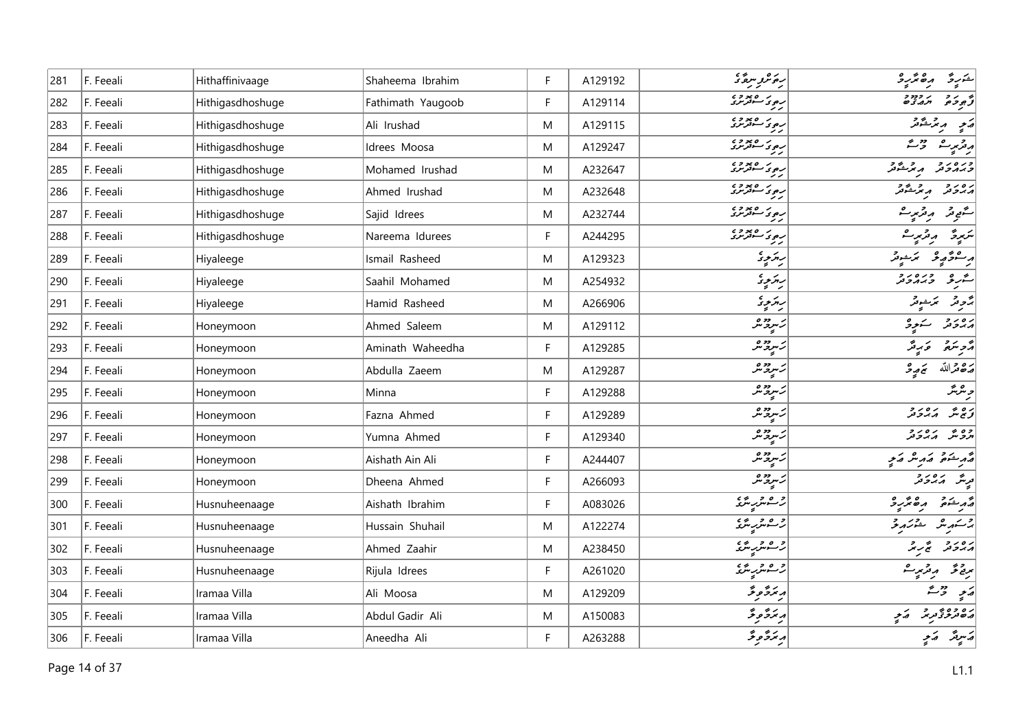| 281 | F. Feeali | Hithaffinivaage | Shaheema Ibrahim | F | A129192 | رِتَوْتُرِ سِرِعَ ءُ | شَرِيْرَ رِ ھُ بَرْرِ و |
|---|---|---|---|---|---|---|---|
| 282 | F. Feeali | Hithigasdhoshuge | Fathimath Yaugoob | F | A129114 | رِعِرَ سْعَتْرُ رْيُ | وَّجِوحَمُ مَرَدُدُ ھ |
| 283 | F. Feeali | Hithigasdhoshuge | Ali Irushad | M | A129115 | رِعِرَ سْعَتْرُ رْيُ | مَعِ رِ بُرْ شَّعُرْ |
| 284 | F. Feeali | Hithigasdhoshuge | Idrees Moosa | M | A129247 | رِعِرَ سْعَتْرُ رْيُ | رِ تُرْ بِرِ سْ وُ سْ |
| 285 | F. Feeali | Hithigasdhoshuge | Mohamed Irushad | M | A232647 | رِعِرَ سْعَتْرُ رْيُ | وُ رَ رُ وَ رْ رِ بُرْ شَّعُرْ |
| 286 | F. Feeali | Hithigasdhoshuge | Ahmed Irushad | M | A232648 | رِعِرَ سْعَتْرُ رْيُ | رَ رْ وَ رْ رِ بُرْ شَّعُرْ |
| 287 | F. Feeali | Hithigasdhoshuge | Sajid Idrees | M | A232744 | رِعِرَ سْعَتْرُ رْيُ | سُّعِ رْ رِ تُرْ بِرِ سْ |
| 288 | F. Feeali | Hithigasdhoshuge | Nareema Idurees | F | A244295 | رِعِرَ سْعَتْرُ رْيُ | سَرِيْرَ رِ تُرْ بِرِ سْ |
| 289 | F. Feeali | Hiyaleege | Ismail Rasheed | M | A129323 | رِ ارْجِي ءُ | رِ سْ وَّ رِ وْ بَرْ شِيْرْ |
| 290 | F. Feeali | Hiyaleege | Saahil Mohamed | M | A254932 | رِ ارْجِي ءُ | سُّ رِ وْ وُ رَ رُ وَ رْ |
| 291 | F. Feeali | Hiyaleege | Hamid Rasheed | M | A266906 | رِ ارْجِي ءُ | بُّرِ رْ بَرْ شِيْرْ |
| 292 | F. Feeali | Honeymoon | Ahmed Saleem | M | A129112 | رَسِرِ دُ سْ | رَ رْ وَ رْ سَ وِرْ وْ |
| 293 | F. Feeali | Honeymoon | Aminath Waheedha | F | A129285 | رَسِرِ دُ سْ | رُّ وِ سَرَ وْ وَ رِ رُّ |
| 294 | F. Feeali | Honeymoon | Abdulla Zaeem | M | A129287 | رَسِرِ دُ سْ | رَ ھُ تُرْ اللَّه بَحَ رِ وْ |
| 295 | F. Feeali | Honeymoon | Minna | F | A129288 | رَسِرِ دُ سْ | وِ سْرْ سُّ |
| 296 | F. Feeali | Honeymoon | Fazna Ahmed | F | A129289 | رَسِرِ دُ سْ | وَ بْجْ سْ رَ رْ وَ رْ |
| 297 | F. Feeali | Honeymoon | Yumna Ahmed | F | A129340 | رَسِرِ دُ سْ | رُ وْ سْ رَ رْ وَ رْ |
| 298 | F. Feeali | Honeymoon | Aishath Ain Ali | F | A244407 | رَسِرِ دُ سْ | رُّ رِ شَ وْ رَ رِ سْ رَ وِ |
| 299 | F. Feeali | Honeymoon | Dheena Ahmed | F | A266093 | رَسِرِ دُ سْ | تِرِ سْ رَ رْ وَ رْ |
| 300 | F. Feeali | Husnuheenaage | Aishath Ibrahim | F | A083026 | رُ سْ سْرُ رِ سْرُّ ءُ | رُّ رِ شَ وْ رِ ھُ بَرْرِ وْ |
| 301 | F. Feeali | Husnuheenaage | Hussain Shuhail | M | A122274 | رُ سْ سْرُ رِ سْرُّ ءُ | بُرْ سَ رِ سْ شُ رَ رِ وْ |
| 302 | F. Feeali | Husnuheenaage | Ahmed Zaahir | M | A238450 | رُ سْ سْرُ رِ سْرُّ ءُ | رَ رْ وَ رْ بُّ رِ بْرْ |
| 303 | F. Feeali | Husnuheenaage | Rijula Idrees | F | A261020 | رُ سْ سْرُ رِ سْرُّ ءُ | بِرِ بُّ وُّ رِ تُرْ بِرِ سْ |
| 304 | F. Feeali | Iramaa Villa | Ali Moosa | M | A129209 | رِ بَرَ وَّ وِ وَّ | رَ وِ وُ سْ |
| 305 | F. Feeali | Iramaa Villa | Abdul Gadir Ali | M | A150083 | رِ بَرَ وَّ وِ وَّ | رَ ھُ تُرْ وُ وْ تَرِ بْرْ رَ وِ |
| 306 | F. Feeali | Iramaa Villa | Aneedha Ali | F | A263288 | رِ بَرَ وَّ وِ وَّ | رَ سِرِ تُرْ رَ وِ |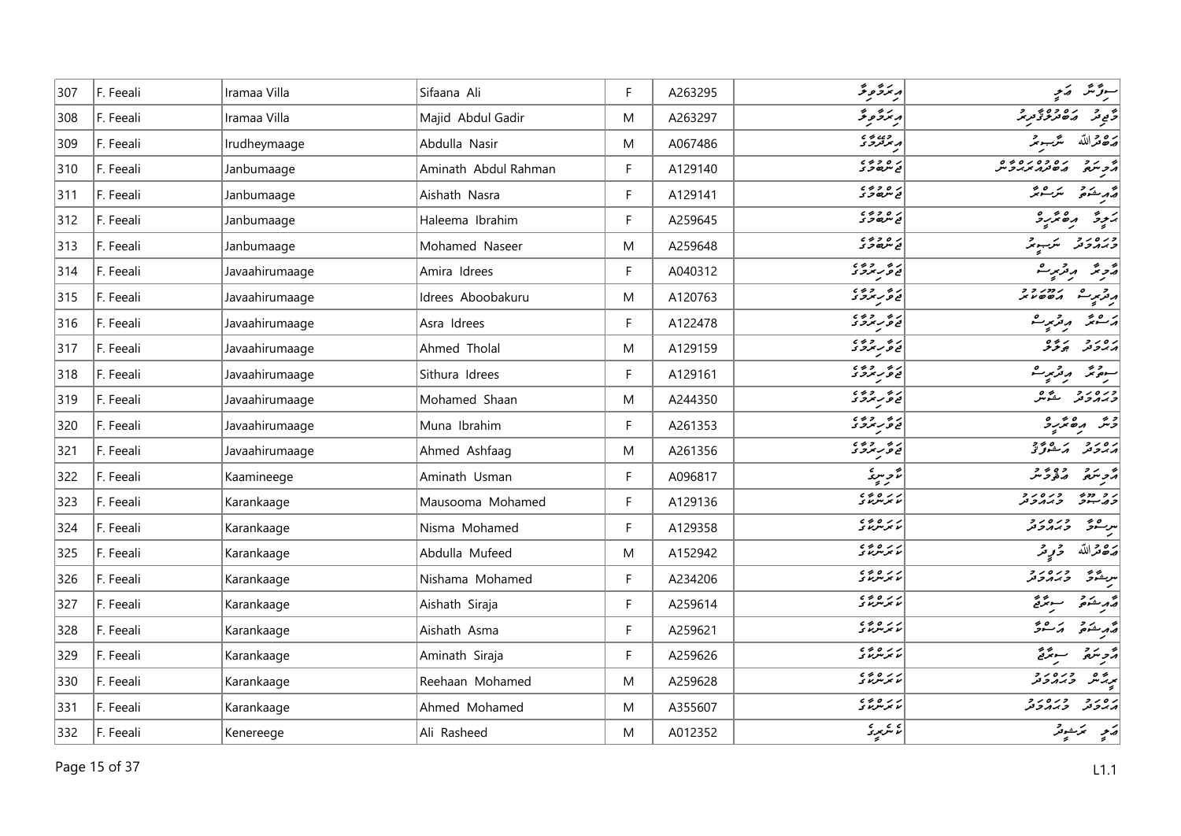| 307 | F. Feeali | Iramaa Villa | Sifaana Ali | F | A263295 | مِعَرَدَّمِ وَ | سِوَّتَرَ صَعِ |
|---|---|---|---|---|---|---|---|
| 308 | F. Feeali | Iramaa Villa | Majid Abdul Gadir | M | A263297 | مِعَرَدَّمِ وَ | دَّمِ تِرْ صَرْهُ تَرْ تَرَّ تَرِ بَرْ |
| 309 | F. Feeali | Irudheymaage | Abdulla Nasir | M | A067486 | مِ بَرْ تَرْ دُّ دَ | صَرْهُ تَرْ اللّه سَرَّبِ بَرْ |
| 310 | F. Feeali | Janbumaage | Aminath Abdul Rahman | F | A129140 | يَع سْرَهُ دُّ دَ | صَّرِ سَرَهُ صَرْهُ تَرْ مَرَ بَرْ دَّ سْرَ |
| 311 | F. Feeali | Janbumaage | Aishath Nasra | F | A129141 | يَع سْرَهُ دُّ دَ | صَّرِ شَكَوْ سَرَ سْرَ مَرَّ |
| 312 | F. Feeali | Janbumaage | Haleema Ibrahim | F | A259645 | يَع سْرَهُ دُّ دَ | بَرَ جِرِ دُّ مِرْهُ مَرَّ بِرْ دُّ |
| 313 | F. Feeali | Janbumaage | Mohamed Naseer | M | A259648 | يَع سْرَهُ دُّ دَ | دُّ بَرَ مَرْدَ تَرْ سَرَ سِيْ بَرْ |
| 314 | F. Feeali | Javaahirumaage | Amira Idrees | F | A040312 | يَع وَّ بِرْ بَرْ دُّ دَ | صَّرِ بَرَّ مِرْ تَرْ بِرِ سْ |
| 315 | F. Feeali | Javaahirumaage | Idrees Aboobakuru | M | A120763 | يَع وَّ بِرْ بَرْ دُّ دَ | مِرْ تَرْ بِرِ سْ صَرَ صَرُّ صَّ بَرُ |
| 316 | F. Feeali | Javaahirumaage | Asra Idrees | F | A122478 | يَع وَّ بِرْ بَرْ دُّ دَ | صَرَ سْرَ مَرَّ مِرْ تَرْ بِرِ سْ |
| 317 | F. Feeali | Javaahirumaage | Ahmed Tholal | M | A129159 | يَع وَّ بِرْ بَرْ دُّ دَ | صَرَ مَرْدَ تَرْ جَوَّ دُّ |
| 318 | F. Feeali | Javaahirumaage | Sithura Idrees | F | A129161 | يَع وَّ بِرْ بَرْ دُّ دَ | سِيوْ مَرَّ مِرْ تَرْ بِرِ سْ |
| 319 | F. Feeali | Javaahirumaage | Mohamed Shaan | M | A244350 | يَع وَّ بِرْ بَرْ دُّ دَ | دُّ بَرَ مَرْدَ تَرْ شَّ سْرَ |
| 320 | F. Feeali | Javaahirumaage | Muna Ibrahim | F | A261353 | يَع وَّ بِرْ بَرْ دُّ دَ | دُّ سْرَ مِرْهُ مَرَّ بِرْ دُّ |
| 321 | F. Feeali | Javaahirumaage | Ahmed Ashfaag | M | A261356 | يَع وَّ بِرْ بَرْ دُّ دَ | صَرَ مَرْدَ تَرْ صَرَ شْوَّ تُّ |
| 322 | F. Feeali | Kaamineege | Aminath Usman | F | A096817 | مَّا دِ سِرِ دَ | صَّرِ سَرَهُ صَرْهُ وَّ سْرَ |
| 323 | F. Feeali | Karankaage | Mausooma Mohamed | F | A129136 | مَا بَرَ سْرَ مَا دَ | دَ صَرْ سِرْ دَّ دُّ بَرَ مَرْدَ تَرْ |
| 324 | F. Feeali | Karankaage | Nisma Mohamed | F | A129358 | مَا بَرَ سْرَ مَا دَ | سِرِ سْرَ دَّ دُّ بَرَ مَرْدَ تَرْ |
| 325 | F. Feeali | Karankaage | Abdulla Mufeed | M | A152942 | مَا بَرَ سْرَ مَا دَ | صَرْهُ تَرْ اللّه دُّ وِ تَرْ |
| 326 | F. Feeali | Karankaage | Nishama Mohamed | F | A234206 | مَا بَرَ سْرَ مَا دَ | سِرِ شَدَّ دُّ بَرَ مَرْدَ تَرْ |
| 327 | F. Feeali | Karankaage | Aishath Siraja | F | A259614 | مَا بَرَ سْرَ مَا دَ | صَّرِ شَكَوْ سِرِ بَرَّ يَّ |
| 328 | F. Feeali | Karankaage | Aishath Asma | F | A259621 | مَا بَرَ سْرَ مَا دَ | صَّرِ شَكَوْ صَرَ سْرَ دَّ |
| 329 | F. Feeali | Karankaage | Aminath Siraja | F | A259626 | مَا بَرَ سْرَ مَا دَ | صَّرِ سَرَهُ سِرِ بَرَّ يَّ |
| 330 | F. Feeali | Karankaage | Reehaan Mohamed | M | A259628 | مَا بَرَ سْرَ مَا دَ | بِرِ بَرَّ سْرَ دُّ بَرَ مَرْدَ تَرْ |
| 331 | F. Feeali | Karankaage | Ahmed Mohamed | M | A355607 | مَا بَرَ سْرَ مَا دَ | صَرَ مَرْدَ تَرْ دُّ بَرَ مَرْدَ تَرْ |
| 332 | F. Feeali | Kenereege | Ali Rasheed | M | A012352 | مَا سْرَ بِرِ دَ | صَعِ بَرَ شِيْ تَرْ |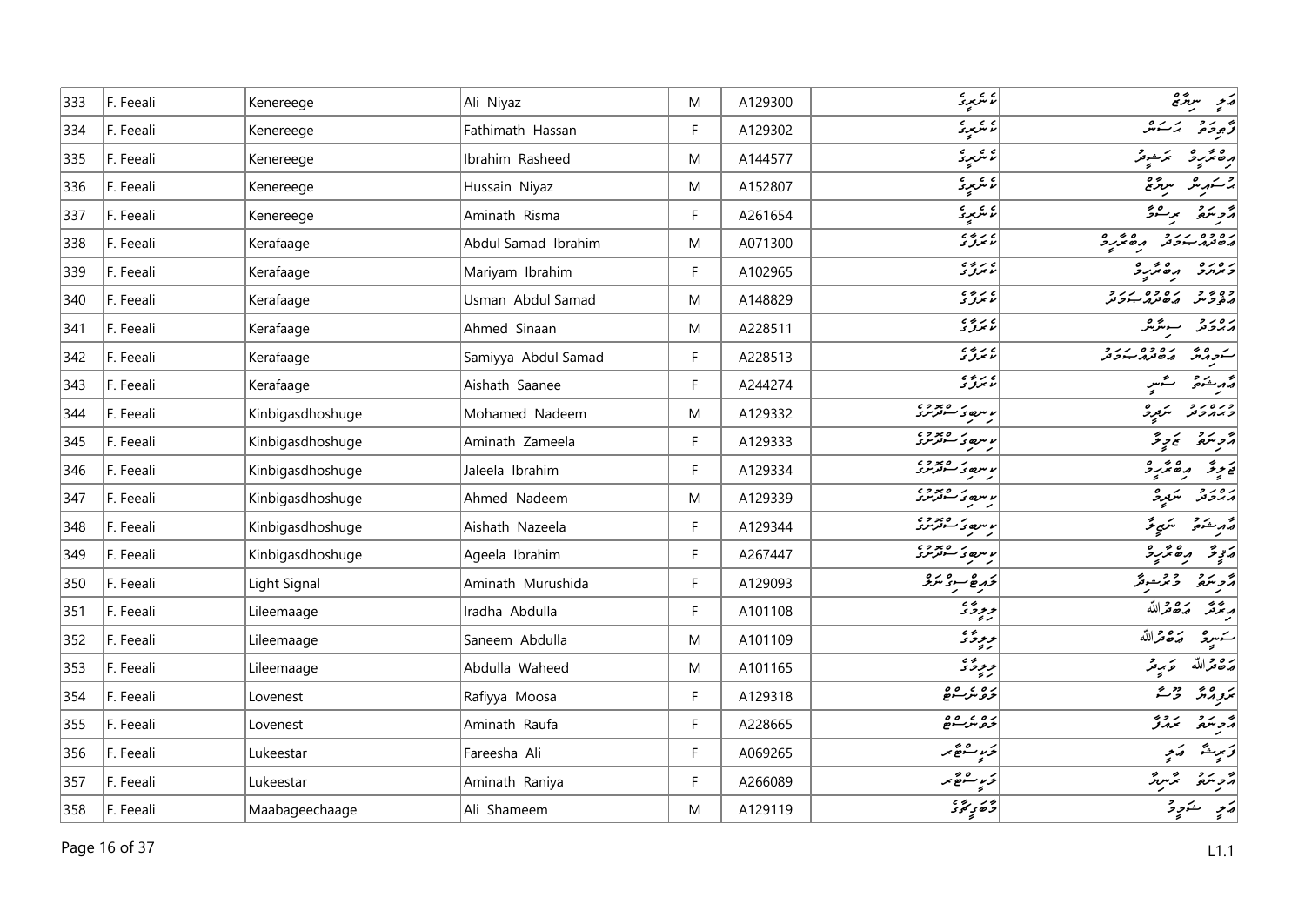| 333 | F. Feeali | Kenereege | Ali Niyaz | M | A129300 | ، ترىرى | ﺃﺭﻭ ﺳﺮﺋﯩﺞ |
|---|---|---|---|---|---|---|---|
| 334 | F. Feeali | Kenereege | Fathimath Hassan | F | A129302 | ، ترىرى | ﺗﻮﺟﻮﺩﻫ ﺑﺮﺳﻪﺷ |
| 335 | F. Feeali | Kenereege | Ibrahim Rasheed | M | A144577 | ، ترىرى | ﺭﻩﻣﺮﺭﻭ ﺑﺮﺷﻮﻗﺮ |
| 336 | F. Feeali | Kenereege | Hussain Niyaz | M | A152807 | ، ترىرى | ﺑﺮﺳﻪﺭﺷ ﺳﺮﺋﯩﺞ |
| 337 | F. Feeali | Kenereege | Aminath Risma | F | A261654 | ، ترىرى | ﺭﺟﺮﺳﯘ ﺑﺮﺳﻮﮔ |
| 338 | F. Feeali | Kerafaage | Abdul Samad Ibrahim | M | A071300 | ، ﺑﺮﻭ، | ﺭﻩﻭﺭﻩ ﺳﻪﺭﻭ ﺭﻩﻣﺮﺭﻭ |
| 339 | F. Feeali | Kerafaage | Mariyam Ibrahim | F | A102965 | ، ﺑﺮﻭ، | ﺭﻩﻣﺮﻭ ﺭﻩﻣﺮﺭﻭ |
| 340 | F. Feeali | Kerafaage | Usman Abdul Samad | M | A148829 | ، ﺑﺮﻭ، | ﺭﻩﻭﺭﻩ ﺭﻩﻭﺭﻩ ﺳﻪﺭﻭ |
| 341 | F. Feeali | Kerafaage | Ahmed Sinaan | M | A228511 | ، ﺑﺮﻭ، | ﺭﻩﺭﻭ ﺳﻮﺳﺮﺷ |
| 342 | F. Feeali | Kerafaage | Samiyya Abdul Samad | F | A228513 | ، ﺑﺮﻭ، | ﺳﻪﺭﻩﺭ ﺭﻩﻭﺭﻩ ﺳﻪﺭﻭ |
| 343 | F. Feeali | Kerafaage | Aishath Saanee | F | A244274 | ، ﺑﺮﻭ، | ﺭﻣﺮﺷﻪﻫ ﺳﻪﺳﺮ |
| 344 | F. Feeali | Kinbigasdhoshuge | Mohamed Nadeem | M | A129332 | ﺑﺴﺮﻭﺳﻪﻗﺮﺳﺮﻯ | ﻭﺭﻩﺭﻭ ﺳﺮﻭﺭﻭ |
| 345 | F. Feeali | Kinbigasdhoshuge | Aminath Zameela | F | A129333 | ﺑﺴﺮﻭﺳﻪﻗﺮﺳﺮﻯ | ﺭﺟﺮﺳﯘ ﺳﺮﻭﺭﺕ |
| 346 | F. Feeali | Kinbigasdhoshuge | Jaleela Ibrahim | F | A129334 | ﺑﺴﺮﻭﺳﻪﻗﺮﺳﺮﻯ | ﺳﺮﻭﺭﺕ ﺭﻩﻣﺮﺭﻭ |
| 347 | F. Feeali | Kinbigasdhoshuge | Ahmed Nadeem | M | A129339 | ﺑﺴﺮﻭﺳﻪﻗﺮﺳﺮﻯ | ﺭﻩﺭﻭ ﺳﺮﻭﺭﻭ |
| 348 | F. Feeali | Kinbigasdhoshuge | Aishath Nazeela | F | A129344 | ﺑﺴﺮﻭﺳﻪﻗﺮﺳﺮﻯ | ﺭﻣﺮﺷﻪﻫ ﺳﺮﻭﺭﺕ |
| 349 | F. Feeali | Kinbigasdhoshuge | Ageela Ibrahim | F | A267447 | ﺑﺴﺮﻭﺳﻪﻗﺮﺳﺮﻯ | ﺭﺗﻮﺕ ﺭﻩﻣﺮﺭﻭ |
| 350 | F. Feeali | Light Signal | Aminath Murushida | F | A129093 | ﺧﺮﻭﺳﻮﺭﻭ ﺳﺮﻭ | ﺭﺟﺮﺳﯘ ﻭﺑﺮﺷﻮﻗﺮ |
| 351 | F. Feeali | Lileemaage | Iradha Abdulla | F | A101108 | ﻭﻭﻭﻯ | ﺭﺑﺮﺗﺮ ﺭﻩﻗﺮﺍﻟﻠﻪ |
| 352 | F. Feeali | Lileemaage | Saneem Abdulla | M | A101109 | ﻭﻭﻭﻯ | ﺳﻪﺳﺮﻭ ﺭﻩﻗﺮﺍﻟﻠﻪ |
| 353 | F. Feeali | Lileemaage | Abdulla Waheed | M | A101165 | ﻭﻭﻭﻯ | ﺭﻩﻗﺮﺍﻟﻠﻪ ﻭﺭﺑﺮﻗﺮ |
| 354 | F. Feeali | Lovenest | Rafiyya Moosa | F | A129318 | ﺧﻮﻭﺳﺮﺳﻮﻉ | ﺑﺮﻭﺭﻩﺭ ﺩﺳﻪ |
| 355 | F. Feeali | Lovenest | Aminath Raufa | F | A228665 | ﺧﻮﻭﺳﺮﺳﻮﻉ | ﺭﺟﺮﺳﯘ ﺑﺮﺭﻭ |
| 356 | F. Feeali | Lukeestar | Fareesha Ali | F | A069265 | ﺧﺮﺑﺮﺳﻮﻏﺮ | ﻭﺑﺮﺷﻪ ﺭﺭﻭ |
| 357 | F. Feeali | Lukeestar | Aminath Raniya | F | A266089 | ﺧﺮﺑﺮﺳﻮﻏﺮ | ﺭﺟﺮﺳﯘ ﺑﺮﺳﺮﺭ |
| 358 | F. Feeali | Maabageechaage | Ali Shameem | M | A129119 | ﻭﻫﺮﻭﻯ | ﺭﺭﻭ ﺷﻪﺭﻭﻭ |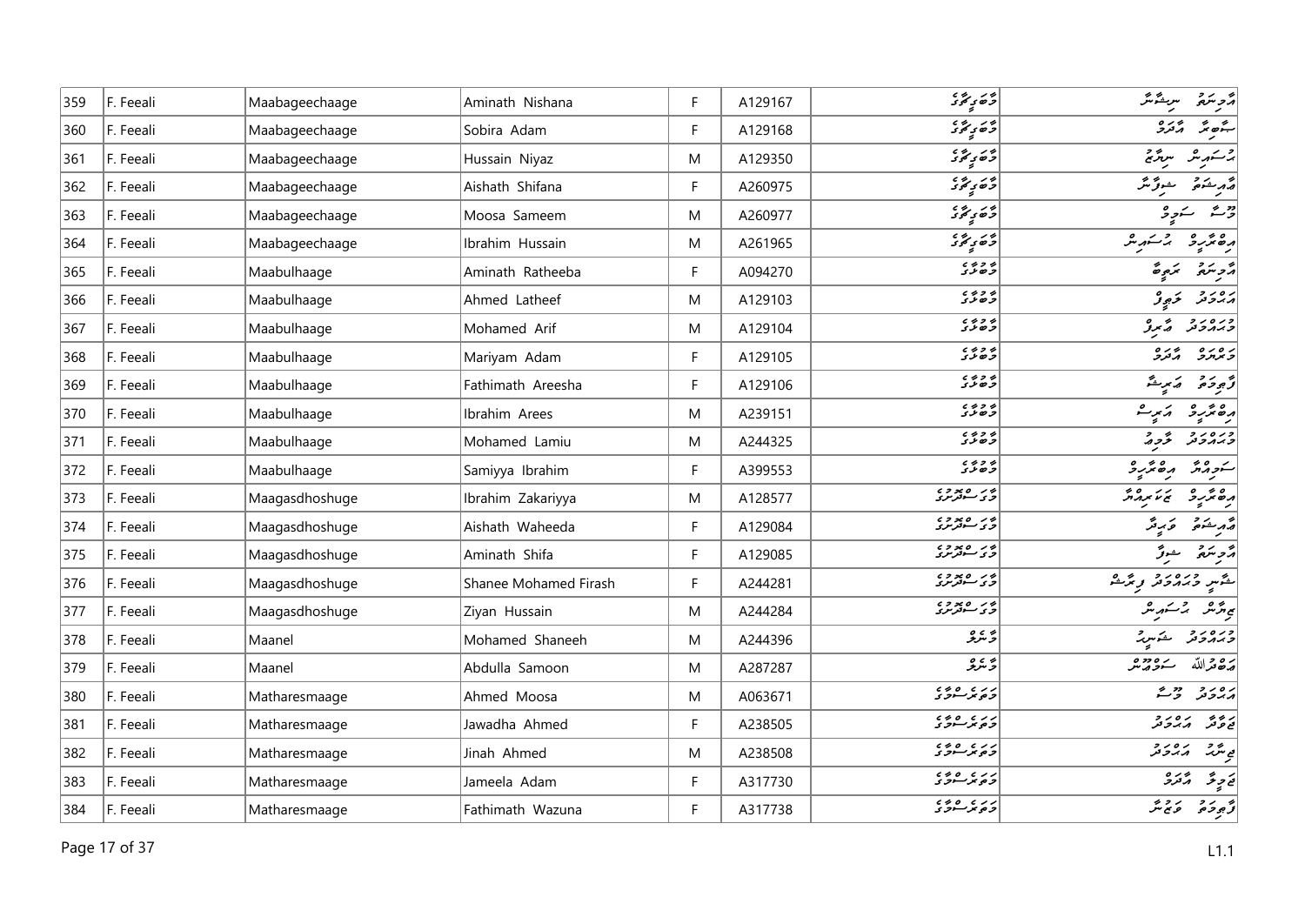| 359 | F. Feeali | Maabageechaage | Aminath Nishana | F | A129167 | ޝާބަގީޗާގެ | އާމިނަތު ނިޝާނާ |
|---|---|---|---|---|---|---|---|
| 360 | F. Feeali | Maabageechaage | Sobira Adam | F | A129168 | މާބަގީޗާގެ | ސާބިރާ އާދަމް |
| 361 | F. Feeali | Maabageechaage | Hussain Niyaz | M | A129350 | މާބަގީޗާގެ | ހުސައިން ނިޔާޒް |
| 362 | F. Feeali | Maabageechaage | Aishath Shifana | F | A260975 | މާބަގީޗާގެ | އާއިޝަތު ޝިފާނާ |
| 363 | F. Feeali | Maabageechaage | Moosa Sameem | M | A260977 | މާބަގީޗާގެ | މޫސާ ސަމީމް |
| 364 | F. Feeali | Maabageechaage | Ibrahim Hussain | M | A261965 | މާބަގީޗާގެ | އިބްރާހީމް ހުސައިން |
| 365 | F. Feeali | Maabulhaage | Aminath Ratheeba | F | A094270 | މާބުޅާގެ | އާމިނަތު ރަތީބާ |
| 366 | F. Feeali | Maabulhaage | Ahmed Latheef | M | A129103 | މާބުޅާގެ | އަޙްމަދު ލަތީފު |
| 367 | F. Feeali | Maabulhaage | Mohamed Arif | M | A129104 | މާބުޅާގެ | މުޙައްމަދު އާރިފު |
| 368 | F. Feeali | Maabulhaage | Mariyam Adam | F | A129105 | މާބުޅާގެ | މަރިޔަމް އާދަމް |
| 369 | F. Feeali | Maabulhaage | Fathimath Areesha | F | A129106 | މާބުޅާގެ | ފާތިމަތު އަރީޝާ |
| 370 | F. Feeali | Maabulhaage | Ibrahim Arees | M | A239151 | މާބުޅާގެ | އިބްރާހީމް އަރީސް |
| 371 | F. Feeali | Maabulhaage | Mohamed Lamiu | M | A244325 | މާބުޅާގެ | މުޙައްމަދު ލާމިއު |
| 372 | F. Feeali | Maabulhaage | Samiyya Ibrahim | F | A399553 | މާބުޅާގެ | ސަމިއްޔާ އިބްރާހީމް |
| 373 | F. Feeali | Maagasdhoshuge | Ibrahim Zakariyya | M | A128577 | މާގަސްދޮށުގެ | އިބްރާހީމް ޒަކަރިއްޔާ |
| 374 | F. Feeali | Maagasdhoshuge | Aishath Waheeda | F | A129084 | މާގަސްދޮށުގެ | އާއިޝަތު ވަހީދާ |
| 375 | F. Feeali | Maagasdhoshuge | Aminath Shifa | F | A129085 | މާގަސްދޮށުގެ | އާމިނަތު ޝިފާ |
| 376 | F. Feeali | Maagasdhoshuge | Shanee Mohamed Firash | F | A244281 | މާގަސްދޮށުގެ | ޝާނީ މުޙައްމަދު ފިރާޝް |
| 377 | F. Feeali | Maagasdhoshuge | Ziyan Hussain | M | A244284 | މާގަސްދޮށުގެ | ޒިޔާން ހުސައިން |
| 378 | F. Feeali | Maanel | Mohamed Shaneeh | M | A244396 | މާނެލް | މުޙައްމަދު ޝަނީހު |
| 379 | F. Feeali | Maanel | Abdulla Samoon | M | A287287 | މާނެލް | އަބްދުﷲ ސަމޫން |
| 380 | F. Feeali | Matharesmaage | Ahmed Moosa | M | A063671 | މަތަރެސްމާގެ | އަޙްމަދު މޫސާ |
| 381 | F. Feeali | Matharesmaage | Jawadha Ahmed | F | A238505 | މަތަރެސްމާގެ | ޖަވާދާ އަޙްމަދު |
| 382 | F. Feeali | Matharesmaage | Jinah Ahmed | M | A238508 | މަތަރެސްމާގެ | ޖިނާހް އަޙްމަދު |
| 383 | F. Feeali | Matharesmaage | Jameela Adam | F | A317730 | މަތަރެސްމާގެ | ޖަމީލާ އާދަމް |
| 384 | F. Feeali | Matharesmaage | Fathimath Wazuna | F | A317738 | މަތަރެސްމާގެ | ފާތިމަތު ވަޒުނާ |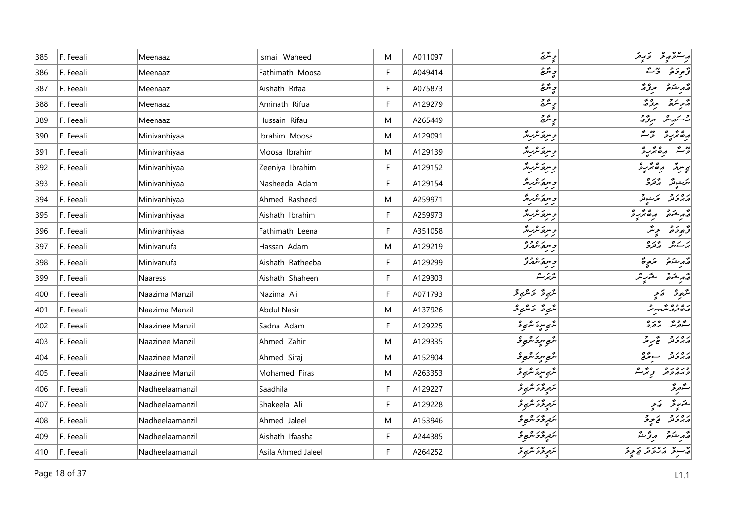| 385 | F. Feeali | Meenaaz | Ismail Waheed | M | A011097 | ޖިނާޒް | އިސްމާޢީލް ވަޙީދު |
|---|---|---|---|---|---|---|---|
| 386 | F. Feeali | Meenaaz | Fathimath Moosa | F | A049414 | ޖިނާޒް | ފާތިމަތު މޫސާ |
| 387 | F. Feeali | Meenaaz | Aishath Rifaa | F | A075873 | ޖިނާޒް | އާއިޝަތު ރިފާއާ |
| 388 | F. Feeali | Meenaaz | Aminath Rifua | F | A129279 | ޖިނާޒް | އާމިނަތު ރިފުއާ |
| 389 | F. Feeali | Meenaaz | Hussain Rifau | M | A265449 | ޖިނާޒް | ހުސައިން ރިފާއު |
| 390 | F. Feeali | Minivanhiyaa | Ibrahim Moosa | M | A129091 | މިނިވަންހިޔާ | އިބްރާހީމް މޫސާ |
| 391 | F. Feeali | Minivanhiyaa | Moosa Ibrahim | M | A129139 | މިނިވަންހިޔާ | މޫސާ އިބްރާހީމް |
| 392 | F. Feeali | Minivanhiyaa | Zeeniya Ibrahim | F | A129152 | މިނިވަންހިޔާ | ޒީނިޔާ އިބްރާހީމް |
| 393 | F. Feeali | Minivanhiyaa | Nasheeda Adam | F | A129154 | މިނިވަންހިޔާ | ނަޝީދާ އާދަމް |
| 394 | F. Feeali | Minivanhiyaa | Ahmed Rasheed | M | A259971 | މިނިވަންހިޔާ | އަޙްމަދު ރަޝީދު |
| 395 | F. Feeali | Minivanhiyaa | Aishath Ibrahim | F | A259973 | މިނިވަންހިޔާ | އާއިޝަތު އިބްރާހީމް |
| 396 | F. Feeali | Minivanhiyaa | Fathimath Leena | F | A351058 | މިނިވަންހިޔާ | ފާތިމަތު ލީނާ |
| 397 | F. Feeali | Minivanufa | Hassan Adam | M | A129219 | މިނިވަނުފާ | ހަސަން އާދަމް |
| 398 | F. Feeali | Minivanufa | Aishath Ratheeba | F | A129299 | މިނިވަނުފާ | އާއިޝަތު ރަތީބާ |
| 399 | F. Feeali | Naaress | Aishath Shaheen | F | A129303 | ނާރެސް | އާއިޝަތު ޝާހީން |
| 400 | F. Feeali | Naazima Manzil | Nazima Ali | F | A071793 | ނާޒިމާ މަންޒިލް | ނާޒިމާ އަލީ |
| 401 | F. Feeali | Naazima Manzil | Abdul Nasir | M | A137926 | ނާޒިމާ މަންޒިލް | އަބްދުލްނާޞިރު |
| 402 | F. Feeali | Naazinee Manzil | Sadna Adam | F | A129225 | ނާޒިނީމަންޒިލް | ސަދުނާ އާދަމް |
| 403 | F. Feeali | Naazinee Manzil | Ahmed Zahir | M | A129335 | ނާޒިނީމަންޒިލް | އަޙްމަދު ޒާހިރު |
| 404 | F. Feeali | Naazinee Manzil | Ahmed Siraj | M | A152904 | ނާޒިނީމަންޒިލް | އަޙްމަދު ސިރާޖް |
| 405 | F. Feeali | Naazinee Manzil | Mohamed Firas | M | A263353 | ނާޒިނީމަންޒިލް | މުޙައްމަދު ފިރާސް |
| 406 | F. Feeali | Nadheelaamanzil | Saadhila | F | A129227 | ނަދީލާމަންޒިލް | ސާދިލާ |
| 407 | F. Feeali | Nadheelaamanzil | Shakeela Ali | F | A129228 | ނަދީލާމަންޒިލް | ޝަކީލާ އަލީ |
| 408 | F. Feeali | Nadheelaamanzil | Ahmed Jaleel | M | A153946 | ނަދީލާމަންޒިލް | އަޙްމަދު ޖަލީލް |
| 409 | F. Feeali | Nadheelaamanzil | Aishath Ifaasha | F | A244385 | ނަދީލާމަންޒިލް | އާއިޝަތު އިފާޝާ |
| 410 | F. Feeali | Nadheelaamanzil | Asila Ahmed Jaleel | F | A264252 | ނަދީލާމަންޒިލް | އާސިލާ އަޙްމަދު ޖަލީލް |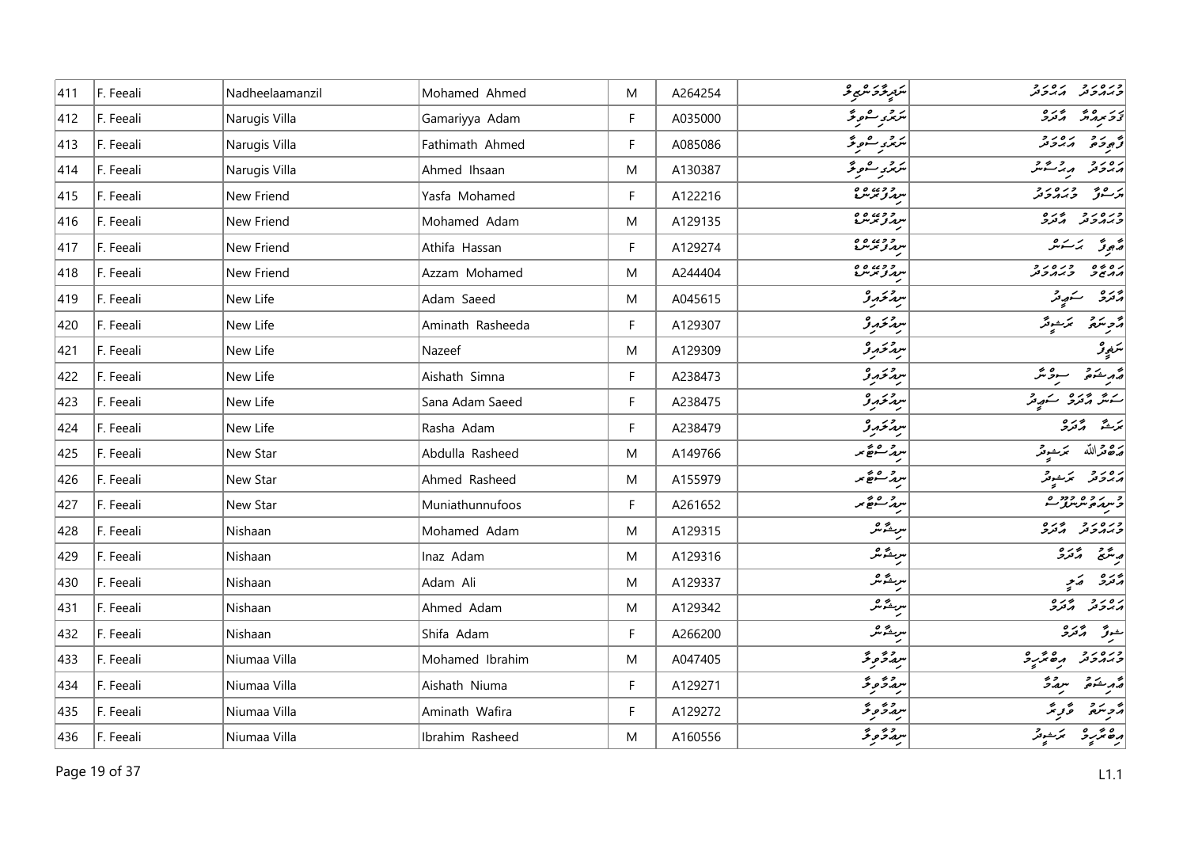| 411 | F. Feeali | Nadheelaamanzil | Mohamed Ahmed | M | A264254 | سَرَمِرِوَّدَ سْرَبِي وْ | وَرَهْ دَ رَ رَوْ رَ وَ |
|---|---|---|---|---|---|---|---|
| 412 | F. Feeali | Narugis Villa | Gamariyya Adam | F | A035000 | سَرَمْرِ سْوِ وَّ | ءَ دَ بِرْ دَ مْرَ وْ |
| 413 | F. Feeali | Narugis Villa | Fathimath Ahmed | F | A085086 | سَرَمْرِ سْوِ وَّ | وَّجِ دَ حْ دَ رَ دَ دْ |
| 414 | F. Feeali | Narugis Villa | Ahmed Ihsaan | M | A130387 | سَرَمْرِ سْوِ وَّ | دَ رَ دَ دْ مِ رْ سَّ سْ |
| 415 | F. Feeali | New Friend | Yasfa Mohamed | F | A122216 | سِرْ وْ مَرْ سْ ءْ | مَرْ سْوَّ دَ رَ دَ دْ |
| 416 | F. Feeali | New Friend | Mohamed Adam | M | A129135 | سِرْ وْ مَرْ سْ ءْ | دَ رَ دَ دْ دَ مْرَ وْ |
| 417 | F. Feeali | New Friend | Athifa Hassan | F | A129274 | سِرْ وْ مَرْ سْ ءْ | دَّجِوَّ بَرَسَ سْ |
| 418 | F. Feeali | New Friend | Azzam Mohamed | M | A244404 | سِرْ وْ مَرْ سْ ءْ | دَ ءْ ءْ وْ دَ رَ دَ دْ |
| 419 | F. Feeali | New Life | Adam Saeed | M | A045615 | سِرْ دَمِ وْ | دَ مْرَ وْ سَمِ دْ |
| 420 | F. Feeali | New Life | Aminath Rasheeda | F | A129307 | سِرْ دَمِ وْ | دَّ جِ سَ حْ مَرْ شِ دَّ |
| 421 | F. Feeali | New Life | Nazeef | M | A129309 | سِرْ دَمِ وْ | سَ بِوْ |
| 422 | F. Feeali | New Life | Aishath Simna | F | A238473 | سِرْ دَمِ وْ | دَّ مِ شَ حْ سِ وْ سَّ |
| 423 | F. Feeali | New Life | Sana Adam Saeed | F | A238475 | سِرْ دَمِ وْ | سَ سَّ دَ مْرَ وْ سَمِ دْ |
| 424 | F. Feeali | New Life | Rasha Adam | F | A238479 | سِرْ دَمِ وْ | مَرْ شَّ دَ مْرَ وْ |
| 425 | F. Feeali | New Star | Abdulla Rasheed | M | A149766 | سِرْ سْ ءَ مَرْ | دَ ءْ دْ اللّٰه مَرْ شِ دْ |
| 426 | F. Feeali | New Star | Ahmed Rasheed | M | A155979 | سِرْ سْ ءَ مَرْ | دَ رَ دَ دْ مَرْ شِ دْ |
| 427 | F. Feeali | New Star | Muniathunnufoos | F | A261652 | سِرْ سْ ءَ مَرْ | دُ سِرْ دَ حُ سْرُ سْرُ وْ سْ |
| 428 | F. Feeali | Nishaan | Mohamed Adam | M | A129315 | سِرْ شَّ سْ | دَ رَ دَ دْ دَ مْرَ وْ |
| 429 | F. Feeali | Nishaan | Inaz Adam | M | A129316 | سِرْ شَّ سْ | دِ سَّ ءْ دَ مْرَ وْ |
| 430 | F. Feeali | Nishaan | Adam Ali | M | A129337 | سِرْ شَّ سْ | دَ مْرَ وْ دَ جِ |
| 431 | F. Feeali | Nishaan | Ahmed Adam | M | A129342 | سِرْ شَّ سْ | دَ رَ دَ دْ دَ مْرَ وْ |
| 432 | F. Feeali | Nishaan | Shifa Adam | F | A266200 | سِرْ شَّ سْ | شِوَّ دَ مْرَ وْ |
| 433 | F. Feeali | Niumaa Villa | Mohamed Ibrahim | M | A047405 | سِرْ دَّ وِ وَّ | دَ رَ دَ دْ دِ ءْ مَرْ رِ وْ |
| 434 | F. Feeali | Niumaa Villa | Aishath Niuma | F | A129271 | سِرْ دَّ وِ وَّ | دَّ مِ شَ حْ سِرْ دَّ |
| 435 | F. Feeali | Niumaa Villa | Aminath Wafira | F | A129272 | سِرْ دَّ وِ وَّ | دَّ جِ سَ حْ وَّ وِ مَّ |
| 436 | F. Feeali | Niumaa Villa | Ibrahim Rasheed | M | A160556 | سِرْ دَّ وِ وَّ | دِ ءْ مَرْ رِ وْ مَرْ شِ دْ |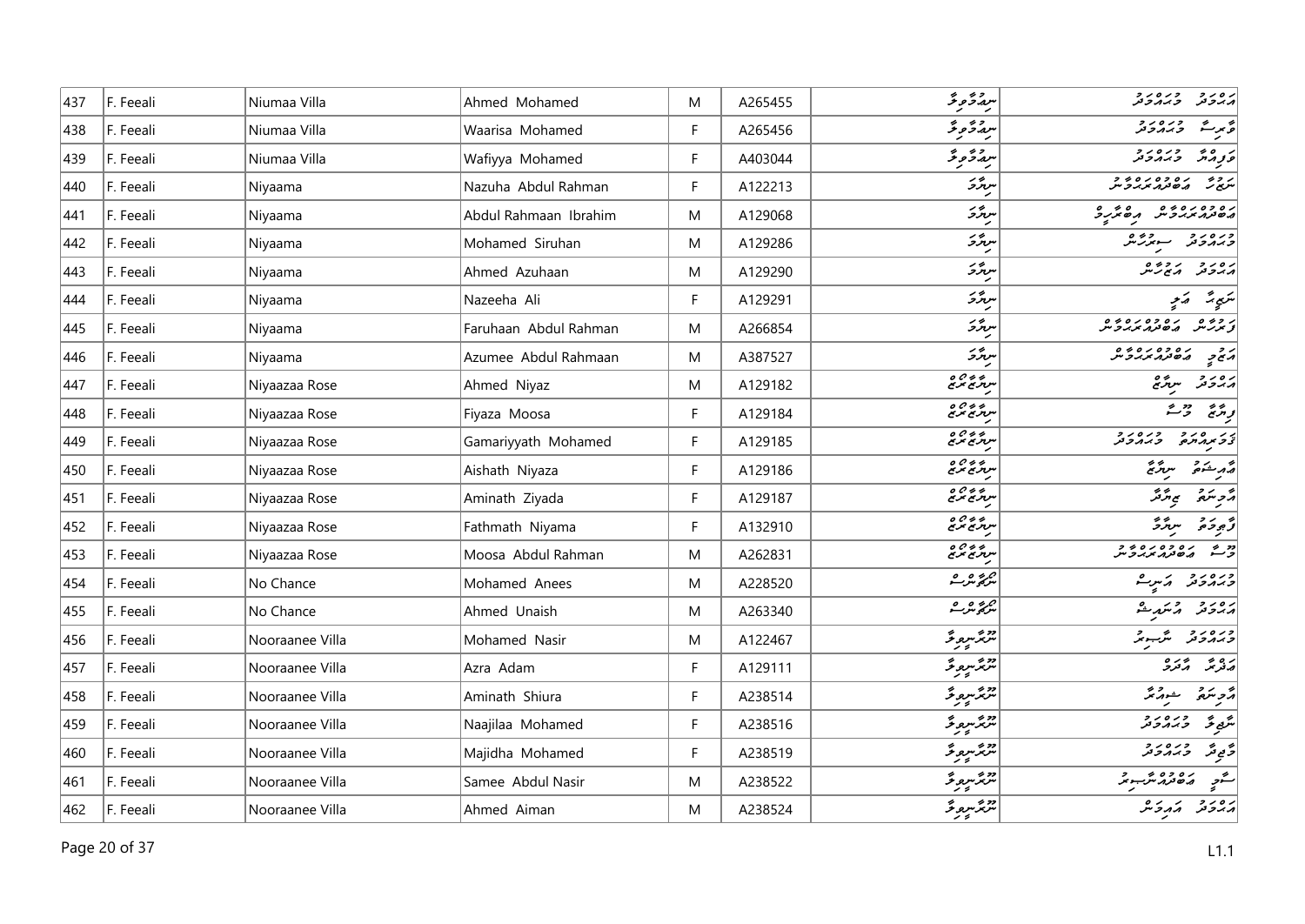| 437 | F. Feeali | Niumaa Villa | Ahmed Mohamed | M | A265455 | سِهُرَّوِرَّ | أَرْوَرْ وَرُهُرَوْرُ |
|---|---|---|---|---|---|---|---|
| 438 | F. Feeali | Niumaa Villa | Waarisa Mohamed | F | A265456 | سِهُرَّوِرَّ | وَّسِرِسَّ وَرُهُرَوْرُ |
| 439 | F. Feeali | Niumaa Villa | Wafiyya Mohamed | F | A403044 | سِهُرَّوِرَّ | وَوِهُرَّ وَرُهُرَوْرُ |
| 440 | F. Feeali | Niyaama | Nazuha Abdul Rahman | F | A122213 | سِرَّرَ | سَرَجُرَّ رَهُوُرُهُرَرُوُسُ |
| 441 | F. Feeali | Niyaama | Abdul Rahmaan Ibrahim | M | A129068 | سِرَّرَ | رَهُوُرُهُرَرُوُسُ رِهُرَّرِوُ |
| 442 | F. Feeali | Niyaama | Mohamed Siruhan | M | A129286 | سِرَّرَ | وَرُهُرَوْرُ سِوِرُرُسُ |
| 443 | F. Feeali | Niyaama | Ahmed Azuhaan | M | A129290 | سِرَّرَ | أَرْوَرْ أَجُرَّسُ |
| 444 | F. Feeali | Niyaama | Nazeeha Ali | F | A129291 | سِرَّرَ | سَجِرَّ أَرَوِ |
| 445 | F. Feeali | Niyaama | Faruhaan Abdul Rahman | M | A266854 | سِرَّرَ | وَرُرُسُ رَهُوُرُهُرَرُوُسُ |
| 446 | F. Feeali | Niyaama | Azumee Abdul Rahmaan | M | A387527 | سِرَّرَ | رَجُوِ رَهُوُرُهُرَرُوُسُ |
| 447 | F. Feeali | Niyaazaa Rose | Ahmed Niyaz | M | A129182 | سِرَّجَ رُجْ | أَرْوَرْ سِرَّجْ |
| 448 | F. Feeali | Niyaazaa Rose | Fiyaza Moosa | F | A129184 | سِرَّجَ رُجْ | وِرَّجَّ وُسَّ |
| 449 | F. Feeali | Niyaazaa Rose | Gamariyyath Mohamed | F | A129185 | سِرَّجَ رُجْ | ءَوَرِهُرَوْ وَرُهُرَوْرُ |
| 450 | F. Feeali | Niyaazaa Rose | Aishath Niyaza | F | A129186 | سِرَّجَ رُجْ | أَرِشَوْ سِرَّجَّ |
| 451 | F. Feeali | Niyaazaa Rose | Aminath Ziyada | F | A129187 | سِرَّجَ رُجْ | أَرُوِسَوْ جِرَّرَّ |
| 452 | F. Feeali | Niyaazaa Rose | Fathmath Niyama | F | A132910 | سِرَّجَ رُجْ | وُجِوَوْ سِرَّرَّ |
| 453 | F. Feeali | Niyaazaa Rose | Moosa Abdul Rahman | M | A262831 | سِرَّجَ رُجْ | وُسَّ رَهُوُرُهُرَرُوُسُ |
| 454 | F. Feeali | No Chance | Mohamed Anees | M | A228520 | سُرُوُسُ | وَرُهُرَوْرُ أَسِرِسُ |
| 455 | F. Feeali | No Chance | Ahmed Unaish | M | A263340 | سُرُوُسُ | أَرْوَرْ رُسَرِشُ |
| 456 | F. Feeali | Nooraanee Villa | Mohamed Nasir | M | A122467 | سُرُّسِرِوِرَّ | وَرُهُرَوْرُ سَّرِسِرُ |
| 457 | F. Feeali | Nooraanee Villa | Azra Adam | F | A129111 | سُرُّسِرِوِرَّ | رَوْرَّ رُرَرُوْ |
| 458 | F. Feeali | Nooraanee Villa | Aminath Shiura | F | A238514 | سُرُّسِرِوِرَّ | أَرُوِسَوْ شِرُرَّ |
| 459 | F. Feeali | Nooraanee Villa | Naajilaa Mohamed | F | A238516 | سُرُّسِرِوِرَّ | سَّجِرَّ وَرُهُرَوْرُ |
| 460 | F. Feeali | Nooraanee Villa | Majidha Mohamed | F | A238519 | سُرُّسِرِوِرَّ | وَّجِرَّ وَرُهُرَوْرُ |
| 461 | F. Feeali | Nooraanee Villa | Samee Abdul Nasir | M | A238522 | سُرُّسِرِوِرَّ | سَّوِ رَهُوُرُسَّسِرُ |
| 462 | F. Feeali | Nooraanee Villa | Ahmed Aiman | M | A238524 | سُرُّسِرِوِرَّ | أَرْوَرْ أَرِوَسُ |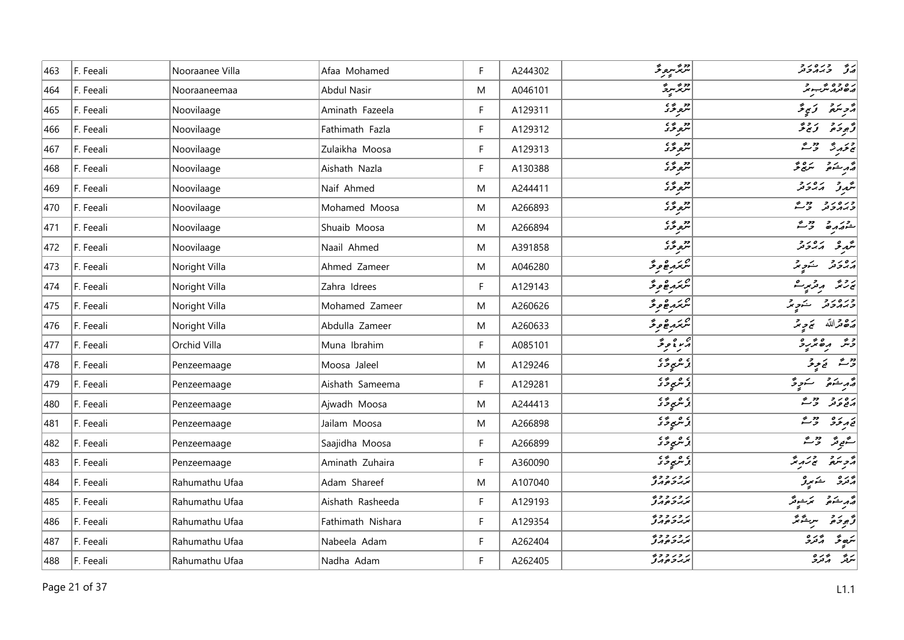| 463 | F. Feeali | Nooraanee Villa | Afaa Mohamed | F | A244302 | ނޫރާނީވިލާ | އަފާ މުހައްމަދު |
|---|---|---|---|---|---|---|---|
| 464 | F. Feeali | Nooraaneemaa | Abdul Nasir | M | A046101 | ނޫރާނީމާ | އަބްދުއްނާސިރު |
| 465 | F. Feeali | Noovilaage | Aminath Fazeela | F | A129311 | ނޫވިލާގެ | އާމިނަތު ފަޒީލާ |
| 466 | F. Feeali | Noovilaage | Fathimath Fazla | F | A129312 | ނޫވިލާގެ | ފާތިމަތު ފަޒްލާ |
| 467 | F. Feeali | Noovilaage | Zulaikha Moosa | F | A129313 | ނޫވިލާގެ | ޒުލައިޚާ މޫސާ |
| 468 | F. Feeali | Noovilaage | Aishath Nazla | F | A130388 | ނޫވިލާގެ | އާއިޝަތު ނަޒްލާ |
| 469 | F. Feeali | Noovilaage | Naif Ahmed | M | A244411 | ނޫވިލާގެ | ނާއިފު އަހުމަދު |
| 470 | F. Feeali | Noovilaage | Mohamed Moosa | M | A266893 | ނޫވިލާގެ | މުހައްމަދު މޫސާ |
| 471 | F. Feeali | Noovilaage | Shuaib Moosa | M | A266894 | ނޫވިލާގެ | ޝުއައިބު މޫސާ |
| 472 | F. Feeali | Noovilaage | Naail Ahmed | M | A391858 | ނޫވިލާގެ | ނާއިލު އަހުމަދު |
| 473 | F. Feeali | Noright Villa | Ahmed Zameer | M | A046280 | ނޯރައިޓްވިލާ | އަހުމަދު ޒަމީރު |
| 474 | F. Feeali | Noright Villa | Zahra Idrees | F | A129143 | ނޯރައިޓްވިލާ | ޒަހުރާ އިދުރީސް |
| 475 | F. Feeali | Noright Villa | Mohamed Zameer | M | A260626 | ނޯރައިޓްވިލާ | މުހައްމަދު ޒަމީރު |
| 476 | F. Feeali | Noright Villa | Abdulla Zameer | M | A260633 | ނޯރައިޓްވިލާ | އަބްދުﷲ ޒަމީރު |
| 477 | F. Feeali | Orchid Villa | Muna Ibrahim | F | A085101 | އޯކިޑްވިލާ | މުނާ އިބްރާހީމް |
| 478 | F. Feeali | Penzeemaage | Moosa Jaleel | M | A129246 |ޕެންޒީމާގެ | މޫސާ ޖަލީލު |
| 479 | F. Feeali | Penzeemaage | Aishath Sameema | F | A129281 | ޕެންޒީމާގެ | އާއިޝަތު ސަމީމާ |
| 480 | F. Feeali | Penzeemaage | Ajwadh Moosa | M | A244413 | ޕެންޒީމާގެ | އަޖްވަދު މޫސާ |
| 481 | F. Feeali | Penzeemaage | Jailam Moosa | M | A266898 | ޕެންޒީމާގެ | ޖައިލަމް މޫސާ |
| 482 | F. Feeali | Penzeemaage | Saajidha Moosa | F | A266899 | ޕެންޒީމާގެ | ސާޖިދާ މޫސާ |
| 483 | F. Feeali | Penzeemaage | Aminath Zuhaira | F | A360090 | ޕެންޒީމާގެ | އާމިނަތު ޒުހައިރާ |
| 484 | F. Feeali | Rahumathu Ufaa | Adam Shareef | M | A107040 | ރަހުމަތުއުފާ | އާދަމް ޝަރީފު |
| 485 | F. Feeali | Rahumathu Ufaa | Aishath Rasheeda | F | A129193 | ރަހުމަތުއުފާ | އާއިޝަތު ރަޝީދާ |
| 486 | F. Feeali | Rahumathu Ufaa | Fathimath Nishara | F | A129354 | ރަހުމަތުއުފާ | ފާތިމަތު ނިޝާރާ |
| 487 | F. Feeali | Rahumathu Ufaa | Nabeela Adam | F | A262404 | ރަހުމަތުއުފާ | ނަބީލާ އާދަމް |
| 488 | F. Feeali | Rahumathu Ufaa | Nadha Adam | F | A262405 | ރަހުމަތުއުފާ | ނަދާ އާދަމް |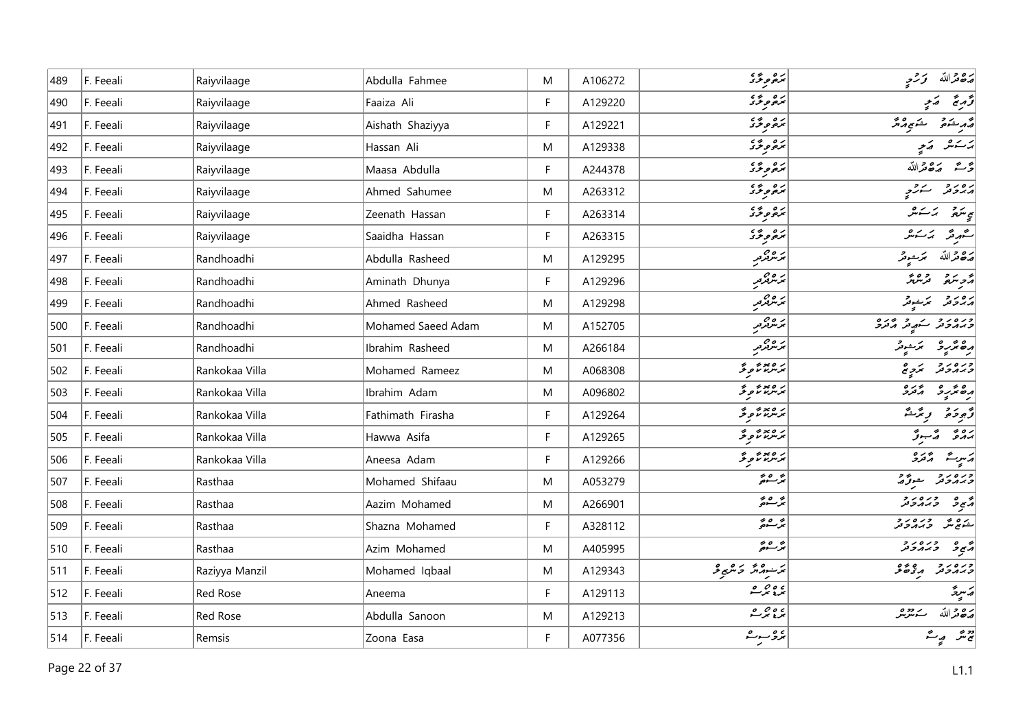| 489 | F. Feeali | Raiyvilaage | Abdulla Fahmee | M | A106272 | ރަތްވިލާގެ | އަބްދުﷲ ފަހުމީ |
|---|---|---|---|---|---|---|---|
| 490 | F. Feeali | Raiyvilaage | Faaiza Ali | F | A129220 | ރަތްވިލާގެ | ފާއިޒާ އަލީ |
| 491 | F. Feeali | Raiyvilaage | Aishath Shaziyya | F | A129221 | ރަތްވިލާގެ | އާއިޝަތު ޝާޒިއްޔާ |
| 492 | F. Feeali | Raiyvilaage | Hassan Ali | M | A129338 | ރަތްވިލާގެ | ހަސަން އަލީ |
| 493 | F. Feeali | Raiyvilaage | Maasa Abdulla | F | A244378 | ރަތްވިލާގެ | މާސާ އަބްދުﷲ |
| 494 | F. Feeali | Raiyvilaage | Ahmed Sahumee | M | A263312 | ރަތްވިލާގެ | އަހްމަދު ސަހުމީ |
| 495 | F. Feeali | Raiyvilaage | Zeenath Hassan | F | A263314 | ރަތްވިލާގެ | ޒީނަތު ހަސަން |
| 496 | F. Feeali | Raiyvilaage | Saaidha Hassan | F | A263315 | ރަތްވިލާގެ | ސާއިދާ ހަސަން |
| 497 | F. Feeali | Randhoadhi | Abdulla Rasheed | M | A129295 | ރަންދޮދި | އަބްދުﷲ ރަޝީދު |
| 498 | F. Feeali | Randhoadhi | Aminath Dhunya | F | A129296 | ރަންދޮދި | އާމިނަތު ދުންޔާ |
| 499 | F. Feeali | Randhoadhi | Ahmed Rasheed | M | A129298 | ރަންދޮދި | އަހްމަދު ރަޝީދު |
| 500 | F. Feeali | Randhoadhi | Mohamed Saeed Adam | M | A152705 | ރަންދޮދި | މުހައްމަދު ސަޢީދު އާދަމް |
| 501 | F. Feeali | Randhoadhi | Ibrahim Rasheed | M | A266184 | ރަންދޮދި | އިބްރާހީމް ރަޝީދު |
| 502 | F. Feeali | Rankokaa Villa | Mohamed Rameez | M | A068308 | ރަންކޮކާވިލާ | މުހައްމަދު ރަމީޒު |
| 503 | F. Feeali | Rankokaa Villa | Ibrahim Adam | M | A096802 | ރަންކޮކާވިލާ | އިބްރާހީމް އާދަމް |
| 504 | F. Feeali | Rankokaa Villa | Fathimath Firasha | F | A129264 | ރަންކޮކާވިލާ | ފާތިމަތު ފިރާޝާ |
| 505 | F. Feeali | Rankokaa Villa | Hawwa Asifa | F | A129265 | ރަންކޮކާވިލާ | ހައްވާ އާސިފާ |
| 506 | F. Feeali | Rankokaa Villa | Aneesa Adam | F | A129266 | ރަންކޮކާވިލާ | އަނީސާ އާދަމް |
| 507 | F. Feeali | Rasthaa | Mohamed Shifaau | M | A053279 | ރަސްތާ | މުހައްމަދު ޝިފާއު |
| 508 | F. Feeali | Rasthaa | Aazim Mohamed | M | A266901 | ރަސްތާ | އާޒިމް މުހައްމަދު |
| 509 | F. Feeali | Rasthaa | Shazna Mohamed | F | A328112 | ރަސްތާ | ޝަޒްނާ މުހައްމަދު |
| 510 | F. Feeali | Rasthaa | Azim Mohamed | M | A405995 | ރަސްތާ | އާޒިމް މުހައްމަދު |
| 511 | F. Feeali | Raziyya Manzil | Mohamed Iqbaal | M | A129343 | ރަޒިއްޔާ މަންޒިލް | މުހައްމަދު އިޤްބާލް |
| 512 | F. Feeali | Red Rose | Aneema | F | A129113 | ރެޑްރޯސް | އަނީމާ |
| 513 | F. Feeali | Red Rose | Abdulla Sanoon | M | A129213 | ރެޑްރޯސް | އަބްދުﷲ ސަނޫން |
| 514 | F. Feeali | Remsis | Zoona Easa | F | A077356 | ރެމްސިސް | ޒޫނާ ޢީސާ |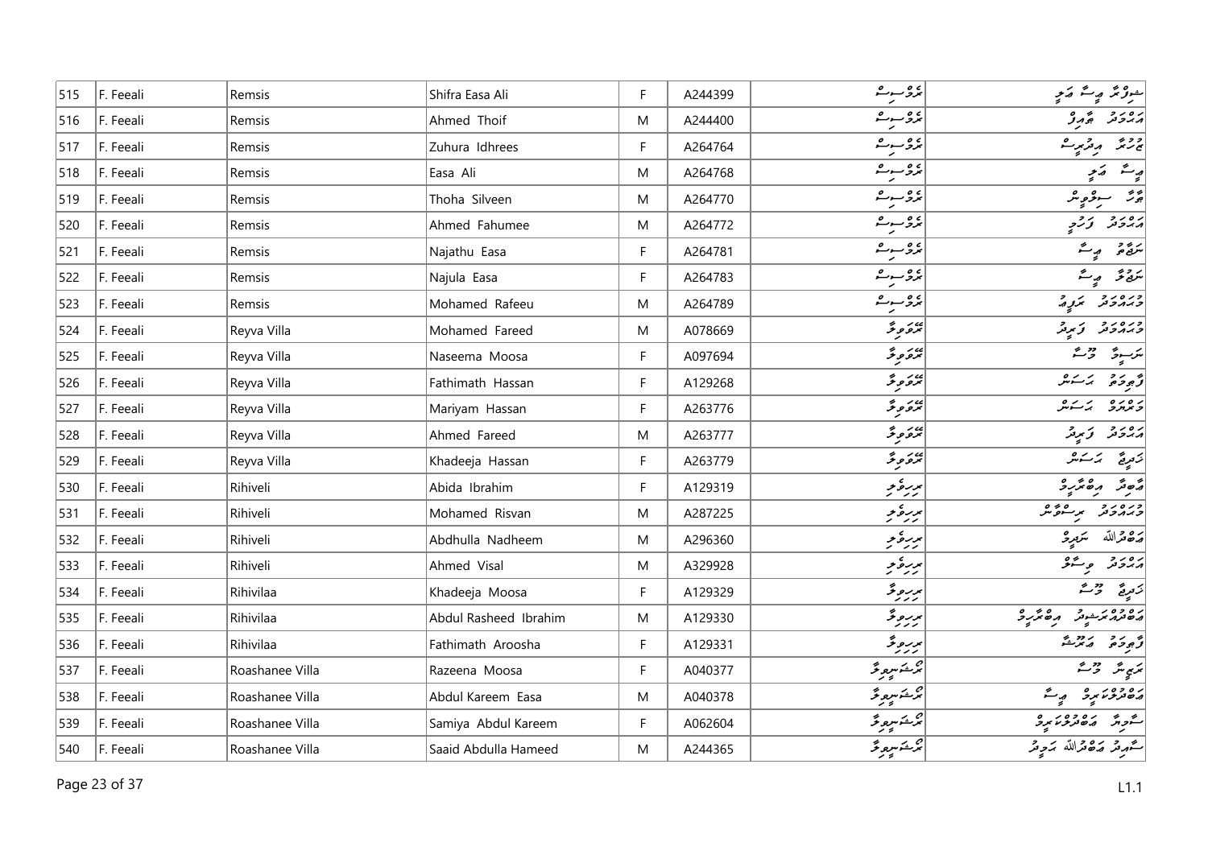| 515 | F. Feeali | Remsis | Shifra Easa Ali | F | A244399 | ރެމްސިސް | ޝިފްރާ ޢީސާ ޢަލި |
|---|---|---|---|---|---|---|---|
| 516 | F. Feeali | Remsis | Ahmed Thoif | M | A244400 | ރެމްސިސް | އަޙްމަދު ޠާއިފް |
| 517 | F. Feeali | Remsis | Zuhura Idhrees | F | A264764 | ރެމްސިސް | ޒުހުރާ އިދްރީސް |
| 518 | F. Feeali | Remsis | Easa Ali | M | A264768 | ރެމްސިސް | ޢީސާ ޢަލި |
| 519 | F. Feeali | Remsis | Thoha Silveen | M | A264770 | ރެމްސިސް | ޠާހާ ސިލްވީން |
| 520 | F. Feeali | Remsis | Ahmed Fahumee | M | A264772 | ރެމްސިސް | އަޙްމަދު ފަހުމީ |
| 521 | F. Feeali | Remsis | Najathu Easa | F | A264781 | ރެމްސިސް | ނަޖާތު ޢީސާ |
| 522 | F. Feeali | Remsis | Najula Easa | F | A264783 | ރެމްސިސް | ނަޖުލާ ޢީސާ |
| 523 | F. Feeali | Remsis | Mohamed Rafeeu | M | A264789 | ރެމްސިސް | މުޙައްމަދު ރަފީޢު |
| 524 | F. Feeali | Reyva Villa | Mohamed Fareed | M | A078669 | ރޭވަވިލާ | މުޙައްމަދު ފަރީދު |
| 525 | F. Feeali | Reyva Villa | Naseema Moosa | F | A097694 | ރޭވަވިލާ | ނަސީމާ މޫސާ |
| 526 | F. Feeali | Reyva Villa | Fathimath Hassan | F | A129268 | ރޭވަވިލާ | ފާތިމަތު ޙަސަން |
| 527 | F. Feeali | Reyva Villa | Mariyam Hassan | F | A263776 | ރޭވަވިލާ | މަރިޔަމް ޙަސަން |
| 528 | F. Feeali | Reyva Villa | Ahmed Fareed | M | A263777 | ރޭވަވިލާ | އަޙްމަދު ފަރީދު |
| 529 | F. Feeali | Reyva Villa | Khadeeja Hassan | F | A263779 | ރޭވަވިލާ | ޚަދީޖާ ޙަސަން |
| 530 | F. Feeali | Rihiveli | Abida Ibrahim | F | A129319 | ރިހިވެލި | ޢާބިދާ އިބްރާހިމް |
| 531 | F. Feeali | Rihiveli | Mohamed Risvan | M | A287225 | ރިހިވެލި | މުޙައްމަދު ރިސްވާން |
| 532 | F. Feeali | Rihiveli | Abdhulla Nadheem | M | A296360 | ރިހިވެލި | ޢަބްދުاللّٰه ނަދީމް |
| 533 | F. Feeali | Rihiveli | Ahmed Visal | M | A329928 | ރިހިވެލި | އަޙްމަދު ވިޝާލް |
| 534 | F. Feeali | Rihivilaa | Khadeeja Moosa | F | A129329 | ރިހިވިލާ | ޚަދީޖާ މޫސާ |
| 535 | F. Feeali | Rihivilaa | Abdul Rasheed Ibrahim | M | A129330 | ރިހިވިލާ | ޢަބްދުއްރަޝީދު އިބްރާހިމް |
| 536 | F. Feeali | Rihivilaa | Fathimath Aroosha | F | A129331 | ރިހިވިލާ | ފާތިމަތު އަރޫޝާ |
| 537 | F. Feeali | Roashanee Villa | Razeena Moosa | F | A040377 | ރޯޝަނީވިލާ | ރަޒީނާ މޫސާ |
| 538 | F. Feeali | Roashanee Villa | Abdul Kareem Easa | M | A040378 | ރޯޝަނީވިލާ | ޢަބްދުލްކަރީމް ޢީސާ |
| 539 | F. Feeali | Roashanee Villa | Samiya Abdul Kareem | F | A062604 | ރޯޝަނީވިލާ | ސާމިޔާ ޢަބްދުލްކަރީމް |
| 540 | F. Feeali | Roashanee Villa | Saaid Abdulla Hameed | M | A244365 | ރޯޝަނީވިލާ | ސާއިދު ޢަބްދުاللّٰه ޙަމީދު |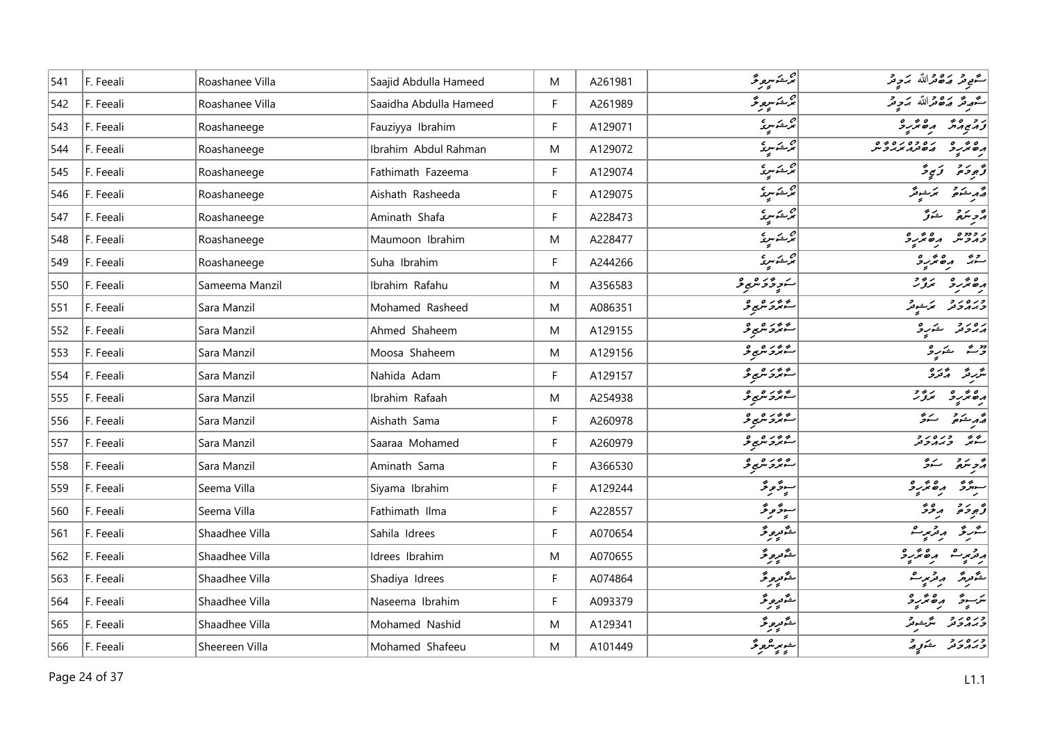| 541 | F. Feeali | Roashanee Villa | Saajid Abdulla Hameed | M | A261981 | ޓްރޯޝަނީވިލާ | ސާޖިދު އަބްދުﷲ ހަމީދު |
|---|---|---|---|---|---|---|---|
| 542 | F. Feeali | Roashanee Villa | Saaidha Abdulla Hameed | F | A261989 | ރޯޝަނީވިލާ | ސާއިދާ އަބްދުﷲ ހަމީދު |
| 543 | F. Feeali | Roashaneege | Fauziyya Ibrahim | F | A129071 | ރޯޝަނީގެ | ފައުޒިއްޔާ އިބްރާހީމް |
| 544 | F. Feeali | Roashaneege | Ibrahim Abdul Rahman | M | A129072 | ރޯޝަނީގެ | އިބްރާހީމް އަބްދުއްރަޙްމާން |
| 545 | F. Feeali | Roashaneege | Fathimath Fazeema | F | A129074 | ރޯޝަނީގެ | ފާތިމަތު ފަޒީމާ |
| 546 | F. Feeali | Roashaneege | Aishath Rasheeda | F | A129075 | ރޯޝަނީގެ | އާއިޝަތު ރަޝީދާ |
| 547 | F. Feeali | Roashaneege | Aminath Shafa | F | A228473 | ރޯޝަނީގެ | އާމިނަތު ޝަފާ |
| 548 | F. Feeali | Roashaneege | Maumoon Ibrahim | M | A228477 | ރޯޝަނީގެ | މައުމޫން އިބްރާހީމް |
| 549 | F. Feeali | Roashaneege | Suha Ibrahim | F | A244266 | ރޯޝަނީގެ | ސުހާ އިބްރާހީމް |
| 550 | F. Feeali | Sameema Manzil | Ibrahim Rafahu | M | A356583 | ސަމީމާމަންޒިލް | އިބްރާހީމް ރަފާހު |
| 551 | F. Feeali | Sara Manzil | Mohamed Rasheed | M | A086351 | ސާރާމަންޒިލް | މުޙައްމަދު ރަޝީދު |
| 552 | F. Feeali | Sara Manzil | Ahmed Shaheem | M | A129155 | ސާރާމަންޒިލް | އަޙްމަދު ޝަހީމް |
| 553 | F. Feeali | Sara Manzil | Moosa Shaheem | M | A129156 | ސާރާމަންޒިލް | މޫސާ ޝަހީމް |
| 554 | F. Feeali | Sara Manzil | Nahida Adam | F | A129157 | ސާރާމަންޒިލް | ނާހިދާ އާދަމް |
| 555 | F. Feeali | Sara Manzil | Ibrahim Rafaah | M | A254938 | ސާރާމަންޒިލް | އިބްރާހީމް ރަފާހް |
| 556 | F. Feeali | Sara Manzil | Aishath Sama | F | A260978 | ސާރާމަންޒިލް | އާއިޝަތު ސަމާ |
| 557 | F. Feeali | Sara Manzil | Saaraa Mohamed | F | A260979 | ސާރާމަންޒިލް | ސާރާ މުޙައްމަދު |
| 558 | F. Feeali | Sara Manzil | Aminath Sama | F | A366530 | ސާރާމަންޒިލް | އާމިނަތު ސަމާ |
| 559 | F. Feeali | Seema Villa | Siyama Ibrahim | F | A129244 | ސީމާވިލާ | ސިޔާމާ އިބްރާހީމް |
| 560 | F. Feeali | Seema Villa | Fathimath Ilma | F | A228557 | ސީމާވިލާ | ފާތިމަތު އިލްމާ |
| 561 | F. Feeali | Shaadhee Villa | Sahila Idrees | F | A070654 | ޝާދީވިލާ | ސާހިލާ އިދްރީސް |
| 562 | F. Feeali | Shaadhee Villa | Idrees Ibrahim | M | A070655 | ޝާދީވިލާ | އިދްރީސް އިބްރާހީމް |
| 563 | F. Feeali | Shaadhee Villa | Shadiya Idrees | F | A074864 | ޝާދީވިލާ | ޝާދިޔާ އިދްރީސް |
| 564 | F. Feeali | Shaadhee Villa | Naseema Ibrahim | F | A093379 | ޝާދީވިލާ | ނަސީމާ އިބްރާހީމް |
| 565 | F. Feeali | Shaadhee Villa | Mohamed Nashid | M | A129341 | ޝާދީވިލާ | މުޙައްމަދު ނާޝިދު |
| 566 | F. Feeali | Sheereen Villa | Mohamed Shafeeu | M | A101449 | ޝީރީންވިލާ | މުޙައްމަދު ޝަފީއު |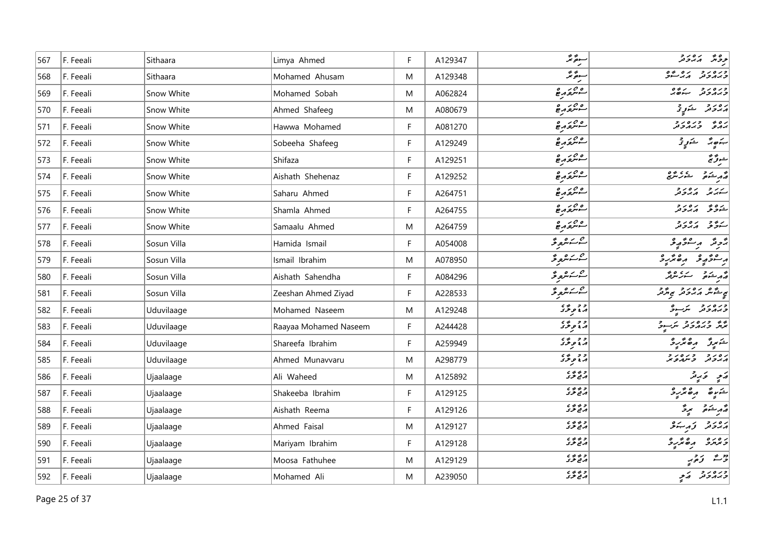| 567 | F. Feeali | Sithaara | Limya Ahmed | F | A129347 | سِھَارَ | لِمْيَا އަޙްމަދު |
|---|---|---|---|---|---|---|---|
| 568 | F. Feeali | Sithaara | Mohamed Ahusam | M | A129348 | ސިތާރާ | މުޙައްމަދު އަހުސަމް |
| 569 | F. Feeali | Snow White | Mohamed Sobah | M | A062824 | ސްނޯވައިޓް | މުޙައްމަދު ސަބާޙް |
| 570 | F. Feeali | Snow White | Ahmed Shafeeg | M | A080679 | ސްނޯވައިޓް | އަޙްމަދު ޝަފީގު |
| 571 | F. Feeali | Snow White | Hawwa Mohamed | F | A081270 | ސްނޯވައިޓް | ހައްވާ މުޙައްމަދު |
| 572 | F. Feeali | Snow White | Sobeeha Shafeeg | F | A129249 | ސްނޯވައިޓް | ސަބީހާ ޝަފީގު |
| 573 | F. Feeali | Snow White | Shifaza | F | A129251 | ސްނޯވައިޓް | ޝިފާޒާ |
| 574 | F. Feeali | Snow White | Aishath Shehenaz | F | A129252 | ސްނޯވައިޓް | އާއިޝަތު ޝެހެނާޒް |
| 575 | F. Feeali | Snow White | Saharu Ahmed | F | A264751 | ސްނޯވައިޓް | ސަހަރު އަޙްމަދު |
| 576 | F. Feeali | Snow White | Shamla Ahmed | F | A264755 | ސްނޯވައިޓް | ޝަމްލާ އަޙްމަދު |
| 577 | F. Feeali | Snow White | Samaalu Ahmed | M | A264759 | ސްނޯވައިޓް | ސަމާލު އަޙްމަދު |
| 578 | F. Feeali | Sosun Villa | Hamida Ismail | F | A054008 | ސޮސަންވިލާ | ހާމިދާ އިސްމާއީލް |
| 579 | F. Feeali | Sosun Villa | Ismail Ibrahim | M | A078950 | ސޮސަންވިލާ | އިސްމާއީލް އިބްރާހީމް |
| 580 | F. Feeali | Sosun Villa | Aishath Sahendha | F | A084296 | ސޮސަންވިލާ | އާއިޝަތު ސަހެންދާ |
| 581 | F. Feeali | Sosun Villa | Zeeshan Ahmed Ziyad | F | A228533 | ސޮސަންވިލާ | ޒީޝާން އަޙްމަދު ޒިޔާދު |
| 582 | F. Feeali | Uduvilaage | Mohamed Naseem | M | A129248 | އުދުވިލާގެ | މުޙައްމަދު ނަސީމް |
| 583 | F. Feeali | Uduvilaage | Raayaa Mohamed Naseem | F | A244428 | އުދުވިލާގެ | ރާޔާ މުޙައްމަދު ނަސީމް |
| 584 | F. Feeali | Uduvilaage | Shareefa Ibrahim | F | A259949 | އުދުވިލާގެ | ޝަރީފާ އިބްރާހީމް |
| 585 | F. Feeali | Uduvilaage | Ahmed Munavvaru | M | A298779 | އުދުވިލާގެ | އަޙްމަދު މުނައްވަރު |
| 586 | F. Feeali | Ujaalaage | Ali Waheed | M | A125892 | އުޖާލާގެ | އަލީ ވަހީދު |
| 587 | F. Feeali | Ujaalaage | Shakeeba Ibrahim | F | A129125 | އުޖާލާގެ | ޝަކީބާ އިބްރާހީމް |
| 588 | F. Feeali | Ujaalaage | Aishath Reema | F | A129126 | އުޖާލާގެ | އާއިޝަތު ރީމާ |
| 589 | F. Feeali | Ujaalaage | Ahmed Faisal | M | A129127 | އުޖާލާގެ | އަޙްމަދު ފައިސަލް |
| 590 | F. Feeali | Ujaalaage | Mariyam Ibrahim | F | A129128 | އުޖާލާގެ | މަރިޔަމް އިބްރާހީމް |
| 591 | F. Feeali | Ujaalaage | Moosa Fathuhee | M | A129129 | އުޖާލާގެ | މޫސާ ފަތުހީ |
| 592 | F. Feeali | Ujaalaage | Mohamed Ali | M | A239050 | އުޖާލާގެ | މުޙައްމަދު އަލީ |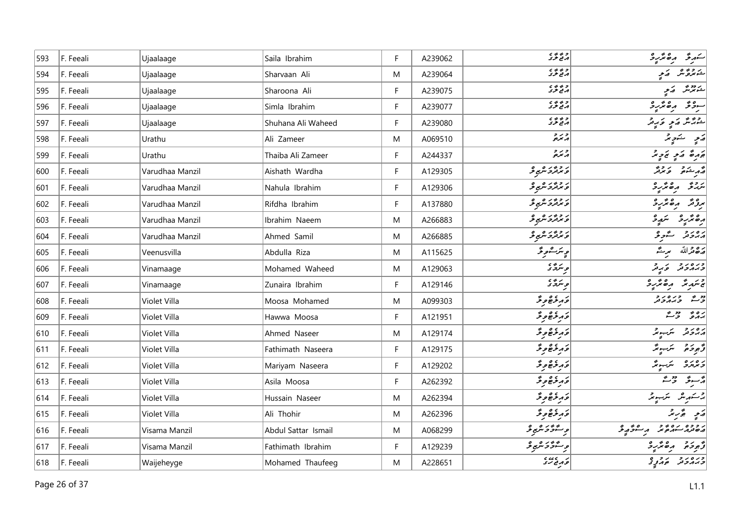| 593 | F. Feeali | Ujaalaage | Saila Ibrahim | F | A239062 | ުޖާލާގެ | ސައިލާ އިބްރާހީމް |
|---|---|---|---|---|---|---|---|
| 594 | F. Feeali | Ujaalaage | Sharvaan Ali | M | A239064 | ުޖާލާގެ | ޝަރްވާން އަލި |
| 595 | F. Feeali | Ujaalaage | Sharoona Ali | F | A239075 | ުޖާލާގެ | ޝަރޫނާ އަލި |
| 596 | F. Feeali | Ujaalaage | Simla Ibrahim | F | A239077 | ުޖާލާގެ | ސިމްލާ އިބްރާހީމް |
| 597 | F. Feeali | Ujaalaage | Shuhana Ali Waheed | F | A239080 | ުޖާލާގެ | ޝުހާނާ އަލި ވަހީދު |
| 598 | F. Feeali | Urathu | Ali Zameer | M | A069510 | ުރަތު | އަލި ޒަމީރު |
| 599 | F. Feeali | Urathu | Thaiba Ali Zameer | F | A244337 | ުރަތު | ތައިބާ އަލި ޒަމީރު |
| 600 | F. Feeali | Varudhaa Manzil | Aishath Wardha | F | A129305 | ވަރުދާމަންޒިލް | އައިޝަތު ވަރުދާ |
| 601 | F. Feeali | Varudhaa Manzil | Nahula Ibrahim | F | A129306 | ވަރުދާމަންޒިލް | ނަހުލާ އިބްރާހީމް |
| 602 | F. Feeali | Varudhaa Manzil | Rifdha Ibrahim | F | A137880 | ވަރުދާމަންޒިލް | ރިފްދާ އިބްރާހީމް |
| 603 | F. Feeali | Varudhaa Manzil | Ibrahim Naeem | M | A266883 | ވަރުދާމަންޒިލް | އިބްރާހީމް ނައީމް |
| 604 | F. Feeali | Varudhaa Manzil | Ahmed Samil | M | A266885 | ވަރުދާމަންޒިލް | އަހްމަދު ސާމިލް |
| 605 | F. Feeali | Veenusvilla | Abdulla Riza | M | A115625 | ވީނަސްވިލާ | އަބްދުﷲ ރިޒާ |
| 606 | F. Feeali | Vinamaage | Mohamed Waheed | M | A129063 | ވިނަމާގެ | މުހައްމަދު ވަހީދު |
| 607 | F. Feeali | Vinamaage | Zunaira Ibrahim | F | A129146 | ވިނަމާގެ | ޒުނައިރާ އިބްރާހީމް |
| 608 | F. Feeali | Violet Villa | Moosa Mohamed | M | A099303 | ވައިލެޓްވިލާ | މޫސާ މުހައްމަދު |
| 609 | F. Feeali | Violet Villa | Hawwa Moosa | F | A121951 | ވައިލެޓްވިލާ | ހައްވާ މޫސާ |
| 610 | F. Feeali | Violet Villa | Ahmed Naseer | M | A129174 | ވައިލެޓްވިލާ | އަހްމަދު ނަސީރު |
| 611 | F. Feeali | Violet Villa | Fathimath Naseera | F | A129175 | ވައިލެޓްވިލާ | ފާތިމަތު ނަސީރާ |
| 612 | F. Feeali | Violet Villa | Mariyam Naseera | F | A129202 | ވައިލެޓްވިލާ | މަރިޔަމް ނަސީރާ |
| 613 | F. Feeali | Violet Villa | Asila Moosa | F | A262392 | ވައިލެޓްވިލާ | އާސިލާ މޫސާ |
| 614 | F. Feeali | Violet Villa | Hussain Naseer | M | A262394 | ވައިލެޓްވިލާ | ހުސައިން ނަސީރު |
| 615 | F. Feeali | Violet Villa | Ali Thohir | M | A262396 | ވައިލެޓްވިލާ | އަލި ތާހިރު |
| 616 | F. Feeali | Visama Manzil | Abdul Sattar Ismail | M | A068299 | ވިސާމަމަންޒިލް | އަބްދުލްސައްތާރު އިސްމާއީލް |
| 617 | F. Feeali | Visama Manzil | Fathimath Ibrahim | F | A129239 | ވިސާމަމަންޒިލް | ފާތިމަތު އިބްރާހީމް |
| 618 | F. Feeali | Waijeheyge | Mohamed Thaufeeg | M | A228651 | ވައިޖެހޭގެ | މުހައްމަދު ތައުފީގު |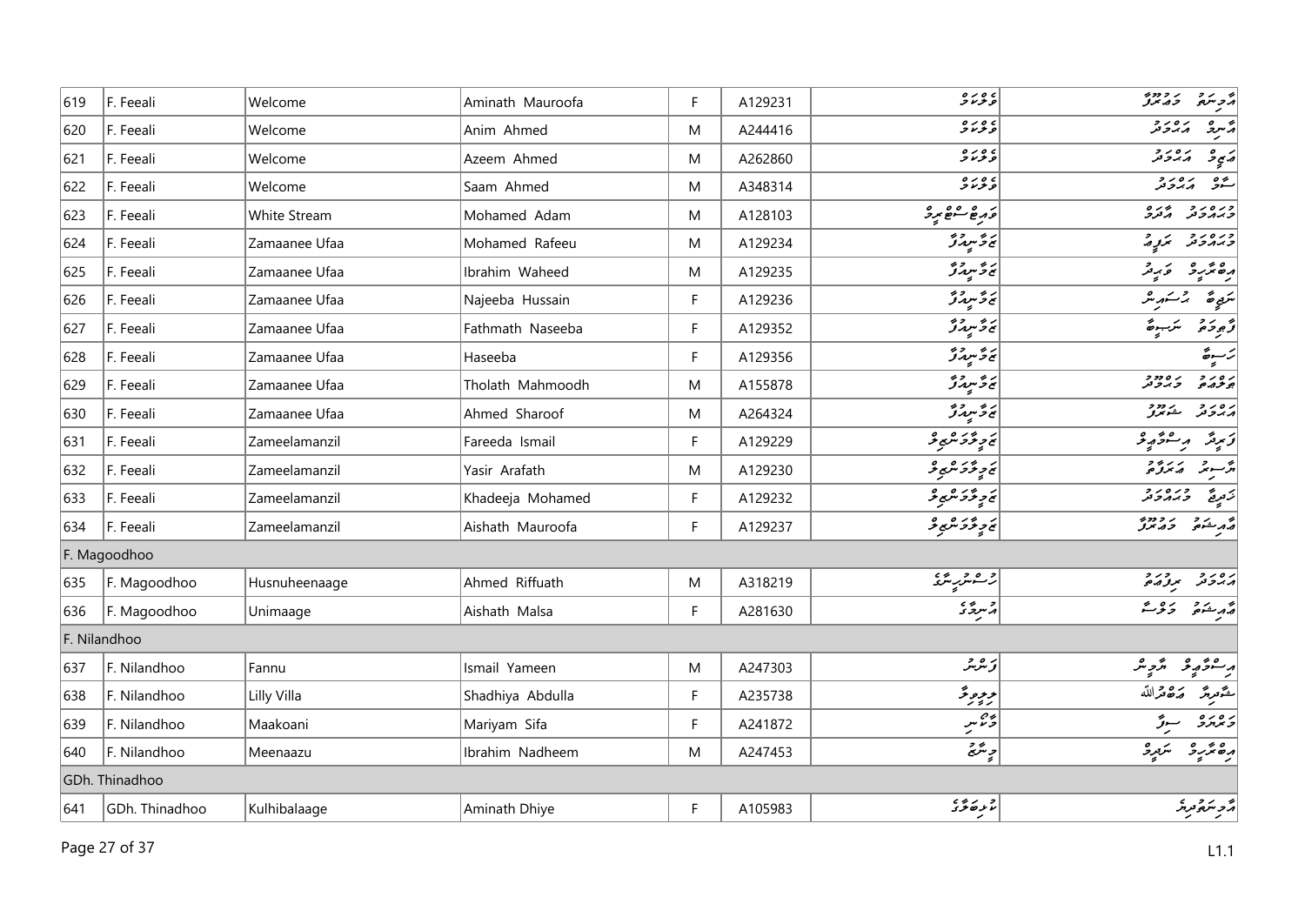| 619 | F. Feeali | Welcome | Aminath Mauroofa | F | A129231 | ވެލްކަމް | އާމިނަތު މައުރޫފާ |
|---|---|---|---|---|---|---|---|
| 620 | F. Feeali | Welcome | Anim Ahmed | M | A244416 | ވެލްކަމް | އާނިމް އަހުމަދު |
| 621 | F. Feeali | Welcome | Azeem Ahmed | M | A262860 | ވެލްކަމް | އަޒީމް އަހުމަދު |
| 622 | F. Feeali | Welcome | Saam Ahmed | M | A348314 | ވެލްކަމް | ސާމް އަހުމަދު |
| 623 | F. Feeali | White Stream | Mohamed Adam | M | A128103 | ވައިޓްސްޓްރީމް | މުހައްމަދު އާދަމް |
| 624 | F. Feeali | Zamaanee Ufaa | Mohamed Rafeeu | M | A129234 | ޒަމާނީއުފާ | މުހައްމަދު ރަފީއު |
| 625 | F. Feeali | Zamaanee Ufaa | Ibrahim Waheed | M | A129235 | ޒަމާނީއުފާ | އިބްރާހީމް ވަހީދު |
| 626 | F. Feeali | Zamaanee Ufaa | Najeeba Hussain | F | A129236 | ޒަމާނީއުފާ | ނަޖީބާ ހުސައިން |
| 627 | F. Feeali | Zamaanee Ufaa | Fathmath Naseeba | F | A129352 | ޒަމާނީއުފާ | ފާތިމަތު ނަސީބާ |
| 628 | F. Feeali | Zamaanee Ufaa | Haseeba | F | A129356 | ޒަމާނީއުފާ | ހަސީބާ |
| 629 | F. Feeali | Zamaanee Ufaa | Tholath Mahmoodh | M | A155878 | ޒަމާނީއުފާ | ތޮލަތު މަހްމޫދު |
| 630 | F. Feeali | Zamaanee Ufaa | Ahmed Sharoof | M | A264324 | ޒަމާނީއުފާ | އަހުމަދު ޝަރޫފް |
| 631 | F. Feeali | Zameelamanzil | Fareeda Ismail | F | A129229 | ޒަމީލަމަންޒިލް | ފަރީދާ އިސްމާއިލް |
| 632 | F. Feeali | Zameelamanzil | Yasir Arafath | M | A129230 | ޒަމީލަމަންޒިލް | ޔާސިރު އަރަފާތު |
| 633 | F. Feeali | Zameelamanzil | Khadeeja Mohamed | F | A129232 | ޒަމީލަމަންޒިލް | ޚަދީޖާ މުހައްމަދު |
| 634 | F. Feeali | Zameelamanzil | Aishath Mauroofa | F | A129237 | ޒަމީލަމަންޒިލް | އާއިޝަތު މައުރޫފާ |
| F. Magoodhoo | | | | | | | |
| 635 | F. Magoodhoo | Husnuheenaage | Ahmed Riffuath | M | A318219 | ހުސްނުހީނާގެ | އަހުމަދު ރިފްއަތު |
| 636 | F. Magoodhoo | Unimaage | Aishath Malsa | F | A281630 | އުނިމާގެ | އާއިޝަތު މަލްސާ |
| F. Nilandhoo | | | | | | | |
| 637 | F. Nilandhoo | Fannu | Ismail Yameen | M | A247303 | ފަންނު | އިސްމާއިލް ޔާމީން |
| 638 | F. Nilandhoo | Lilly Villa | Shadhiya Abdulla | F | A235738 | ލިލީވިލާ | ޝާދިޔާ އަބްދުﷲ |
| 639 | F. Nilandhoo | Maakoani | Mariyam Sifa | F | A241872 | މާކޮނި | މަރިޔަމް ސިފާ |
| 640 | F. Nilandhoo | Meenaazu | Ibrahim Nadheem | M | A247453 | މީނާޒު | އިބްރާހީމް ނަދީމް |
| GDh. Thinadhoo | | | | | | | |
| 641 | GDh. Thinadhoo | Kulhibalaage | Aminath Dhiye | F | A105983 | ކުޅިބަލާގެ | އާމިނަތުދިޔެ |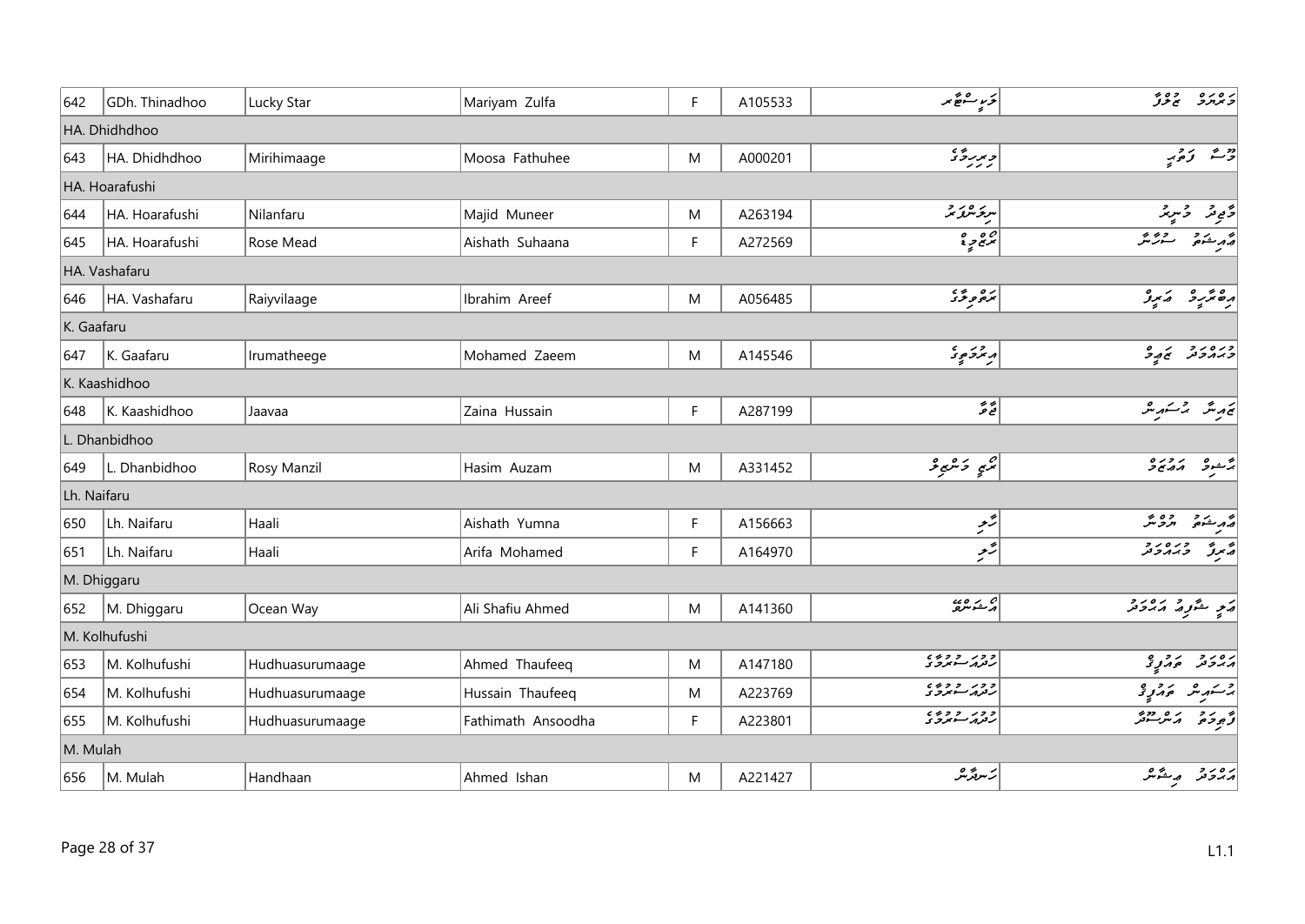| 642 | GDh. Thinadhoo | Lucky Star | Mariyam Zulfa | F | A105533 | ލަކީސްޓާރ | މަރްޔަމް ޒުލްފާ |
|---|---|---|---|---|---|---|---|
| HA. Dhidhdhoo | | | | | | | |
| 643 | HA. Dhidhdhoo | Mirihimaage | Moosa Fathuhee | M | A000201 | މިރިހިމާގެ | މޫސާ ފަތުހީ |
| HA. Hoarafushi | | | | | | | |
| 644 | HA. Hoarafushi | Nilanfaru | Majid Muneer | M | A263194 | ނިލަންފަރު | މާޖިދު މުނީރު |
| 645 | HA. Hoarafushi | Rose Mead | Aishath Suhaana | F | A272569 | ރޯޒްމީޑް | އާއިޝަތު ސުހާނާ |
| HA. Vashafaru | | | | | | | |
| 646 | HA. Vashafaru | Raiyvilaage | Ibrahim Areef | M | A056485 | ރައްވިލާގެ | އިބްރާހީމް އަރީފް |
| K. Gaafaru | | | | | | | |
| 647 | K. Gaafaru | Irumatheege | Mohamed Zaeem | M | A145546 | އިރުމަތީގެ | މުޙައްމަދު ޒައީމް |
| K. Kaashidhoo | | | | | | | |
| 648 | K. Kaashidhoo | Jaavaa | Zaina Hussain | F | A287199 | ޖާވާ | ޒައިނާ ޙުސައިން |
| L. Dhanbidhoo | | | | | | | |
| 649 | L. Dhanbidhoo | Rosy Manzil | Hasim Auzam | M | A331452 | ރޯޒީ މަންޒިލް | ހާޝިމް އައުޒަމް |
| Lh. Naifaru | | | | | | | |
| 650 | Lh. Naifaru | Haali | Aishath Yumna | F | A156663 | ހާލި | އާއިޝަތު ޔުމްނާ |
| 651 | Lh. Naifaru | Haali | Arifa Mohamed | F | A164970 | ހާލި | އާރިފާ މުޙައްމަދު |
| M. Dhiggaru | | | | | | | |
| 652 | M. Dhiggaru | Ocean Way | Ali Shafiu Ahmed | M | A141360 | އޯޝަންވޭ | އަލީ ޝާފިޢު އަޙްމަދު |
| M. Kolhufushi | | | | | | | |
| 653 | M. Kolhufushi | Hudhuasurumaage | Ahmed Thaufeeq | M | A147180 | ހުދުއަސުރުމާގެ | އަޙްމަދު ތައުފީޤު |
| 654 | M. Kolhufushi | Hudhuasurumaage | Hussain Thaufeeq | M | A223769 | ހުދުއަސުރުމާގެ | ޙުސައިން ތައުފީޤު |
| 655 | M. Kolhufushi | Hudhuasurumaage | Fathimath Ansoodha | F | A223801 | ހުދުއަސުރުމާގެ | ފާތިމަތު އަންސޫދާ |
| M. Mulah | | | | | | | |
| 656 | M. Mulah | Handhaan | Ahmed Ishan | M | A221427 | ހަނދާން | އަޙްމަދު އިޝާން |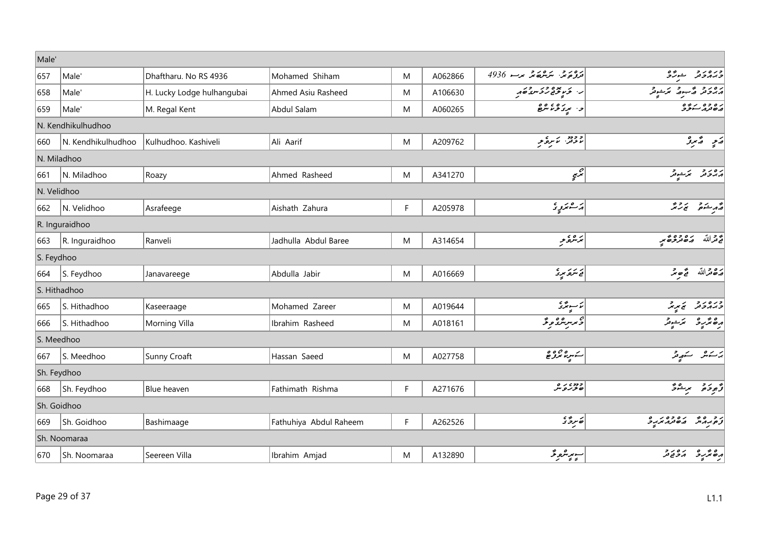| | | | | | | | |
|---|---|---|---|---|---|---|---|
| **Male'** | | | | | | | |
| 657 | Male' | Dhaftharu. No RS 4936 | Mohamed Shiham | M | A062866 | ދަފްތަރު. ނަންބަރު ރས 4936 | މުހައްމަދު ޝިހާމް |
| 658 | Male' | H. Lucky Lodge hulhangubai | Ahmed Asiu Rasheed | M | A106630 | ހ. ލަކީލޮޖް ހުޅަނގުބައި | އަހުމަދު އާސިއު ރަޝީދު |
| 659 | Male' | M. Regal Kent | Abdul Salam | M | A060265 | މ. ރީގަލްކެންޓް | އަބްދުލް ސަލާމް |
| **N. Kendhikulhudhoo** | | | | | | | |
| 660 | N. Kendhikulhudhoo | Kulhudhoo. Kashiveli | Ali Aarif | M | A209762 | ކުޅުދޫ. ކަށިވެލި | އަލި އާރިފް |
| **N. Miladhoo** | | | | | | | |
| 661 | N. Miladhoo | Roazy | Ahmed Rasheed | M | A341270 | ރޯޒީ | އަހުމަދު ރަޝީދު |
| **N. Velidhoo** | | | | | | | |
| 662 | N. Velidhoo | Asrafeege | Aishath Zahura | F | A205978 | އަސްރަފީގެ | އައިޝަތު ޒަހުރާ |
| **R. Inguraidhoo** | | | | | | | |
| 663 | R. Inguraidhoo | Ranveli | Jadhulla Abdul Baree | M | A314654 | ރަންވެލި | ޖަދުﷲ އަބްދުލްބާރީ |
| **S. Feydhoo** | | | | | | | |
| 664 | S. Feydhoo | Janavareege | Abdulla Jabir | M | A016669 | ޖަނަވަރީގެ | އަބްދުﷲ ޖާބިރު |
| **S. Hithadhoo** | | | | | | | |
| 665 | S. Hithadhoo | Kaseeraage | Mohamed Zareer | M | A019644 | ކަސީރާގެ | މުހައްމަދު ޒަރީރު |
| 666 | S. Hithadhoo | Morning Villa | Ibrahim Rasheed | M | A018161 | މޯނިންގްވިލާ | އިބްރާހީމް ރަޝީދު |
| **S. Meedhoo** | | | | | | | |
| 667 | S. Meedhoo | Sunny Croaft | Hassan Saeed | M | A027758 | ސަނީކްރޯފްޓް | ހަސަން ސައީދު |
| **Sh. Feydhoo** | | | | | | | |
| 668 | Sh. Feydhoo | Blue heaven | Fathimath Rishma | F | A271676 | ބްލޫހެވަން | ފާތިމަތު ރިޝްމާ |
| **Sh. Goidhoo** | | | | | | | |
| 669 | Sh. Goidhoo | Bashimaage | Fathuhiya Abdul Raheem | F | A262526 | ބަށިމާގެ | ފަތުހިއްޔާ އަބްދުއްރަހީމް |
| **Sh. Noomaraa** | | | | | | | |
| 670 | Sh. Noomaraa | Seereen Villa | Ibrahim Amjad | M | A132890 | ސީރީންވިލާ | އިބްރާހީމް އަމްޖަދު |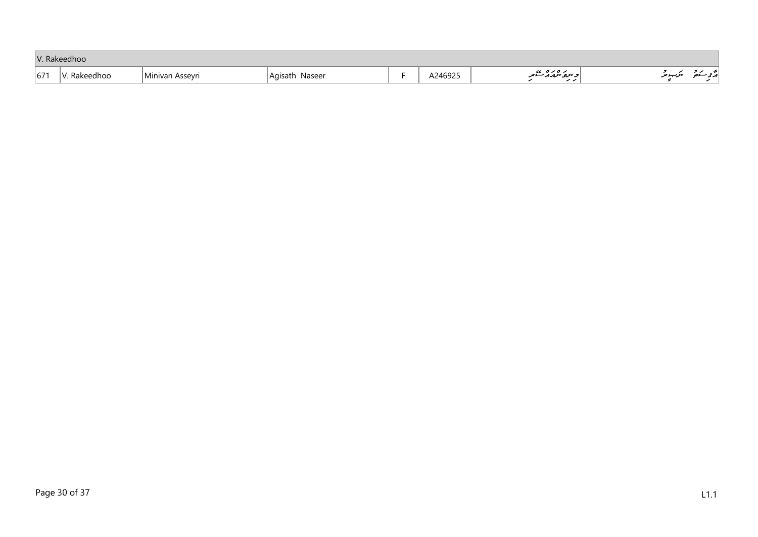| V. Rakeedhoo | | | | | | | |
|---|---|---|---|---|---|---|---|
| 671 | V. Rakeedhoo | Minivan Asseyri | Agisath Naseer | F | A246925 | މިނިވަންއައްސޭރި | އާގިސަތު ނަސީރު |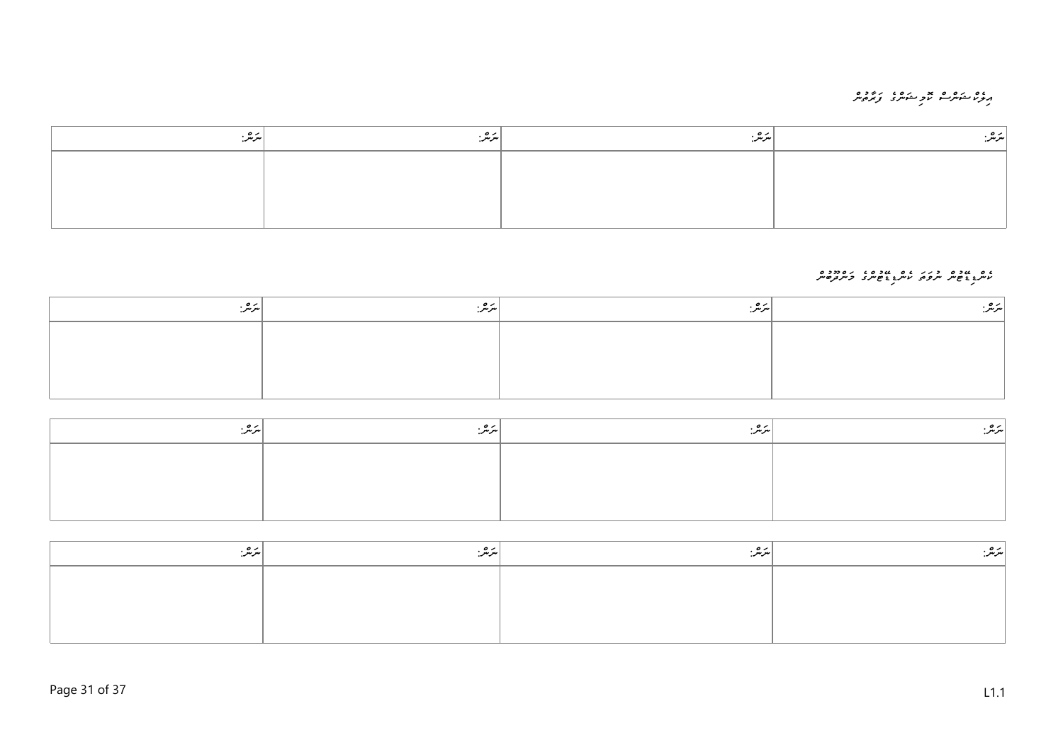## ދިވެހި ބަހުން ކޮމިޓަށް ފޮނުވުނު ފޮނުވުން

| ނަން: | ނަން: | ނަން: | ނަން: |
| --- | --- | --- | --- |
| | | | |

## ކުންފުނީގެ ނުވަތަ ކުންފުނީގެ މަސްއޫލުން

| ނަން: | ނަން: | ނަން: | ނަން: |
| --- | --- | --- | --- |
| | | | |

| ނަން: | ނަން: | ނަން: | ނަން: |
| --- | --- | --- | --- |
| | | | |

| ނަން: | ނަން: | ނަން: | ނަން: |
| --- | --- | --- | --- |
| | | | |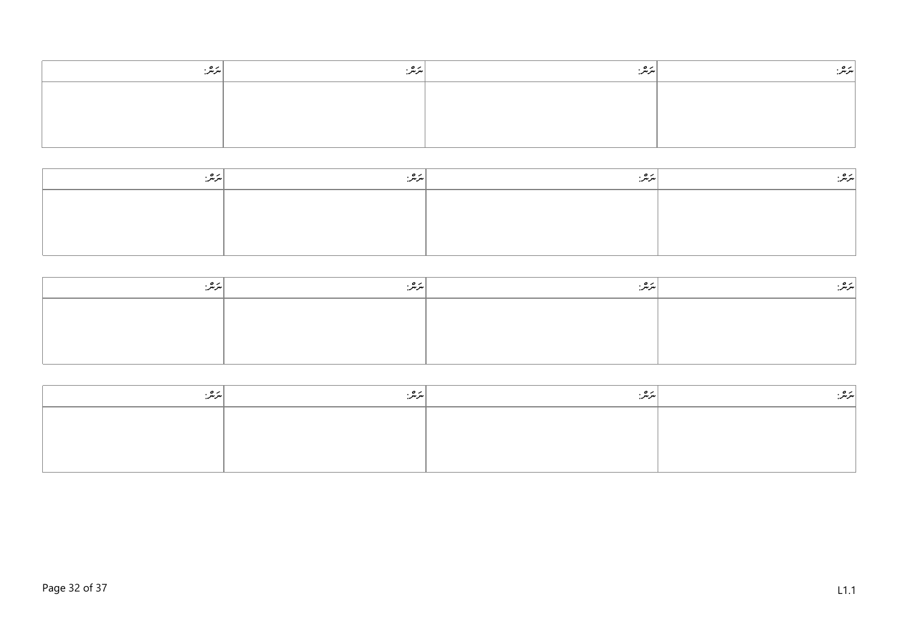| ނަންބަރު: | ނަންބަރު: | ނަންބަރު: | ނަންބަރު: |
| --- | --- | --- | --- |
| | | | |

| ނަންބަރު: | ނަންބަރު: | ނަންބަރު: | ނަންބަރު: |
| --- | --- | --- | --- |
| | | | |

| ނަންބަރު: | ނަންބަރު: | ނަންބަރު: | ނަންބަރު: |
| --- | --- | --- | --- |
| | | | |

| ނަންބަރު: | ނަންބަރު: | ނަންބަރު: | ނަންބަރު: |
| --- | --- | --- | --- |
| | | | |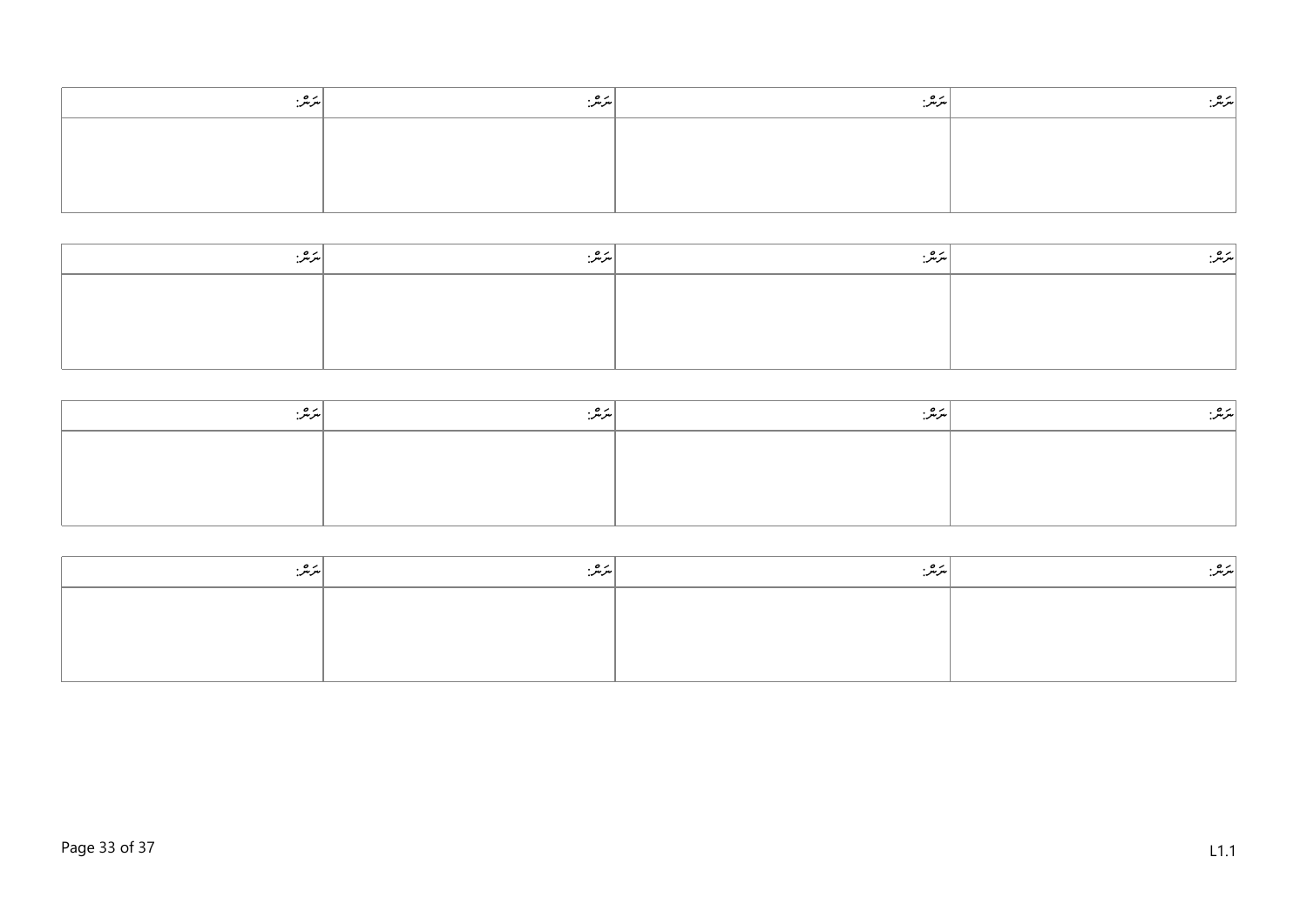| ނަރަށް: | ނަރަށް: | ނަރަށް: | ނަރަށް: |
| --- | --- | --- | --- |
| | | | |

| ނަރަށް: | ނަރަށް: | ނަރަށް: | ނަރަށް: |
| --- | --- | --- | --- |
| | | | |

| ނަރަށް: | ނަރަށް: | ނަރަށް: | ނަރަށް: |
| --- | --- | --- | --- |
| | | | |

| ނަރަށް: | ނަރަށް: | ނަރަށް: | ނަރަށް: |
| --- | --- | --- | --- |
| | | | |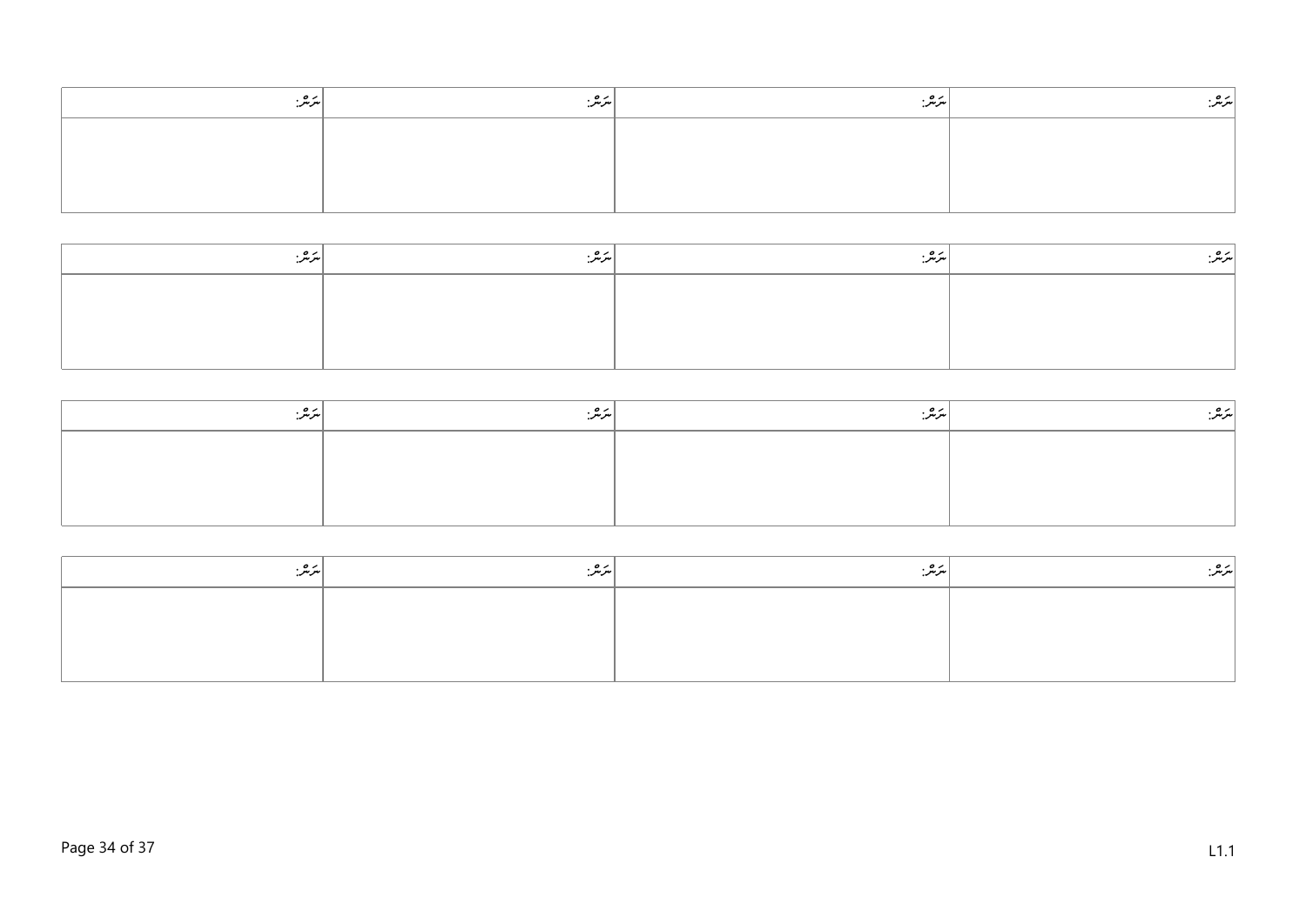| ނަރުދ: | ނަރުދ: | ނަރުދ: | ނަރުދ: |
| --- | --- | --- | --- |
| | | | |

| ނަރުދ: | ނަރުދ: | ނަރުދ: | ނަރުދ: |
| --- | --- | --- | --- |
| | | | |

| ނަރުދ: | ނަރުދ: | ނަރުދ: | ނަރުދ: |
| --- | --- | --- | --- |
| | | | |

| ނަރުދ: | ނަރުދ: | ނަރުދ: | ނަރުދ: |
| --- | --- | --- | --- |
| | | | |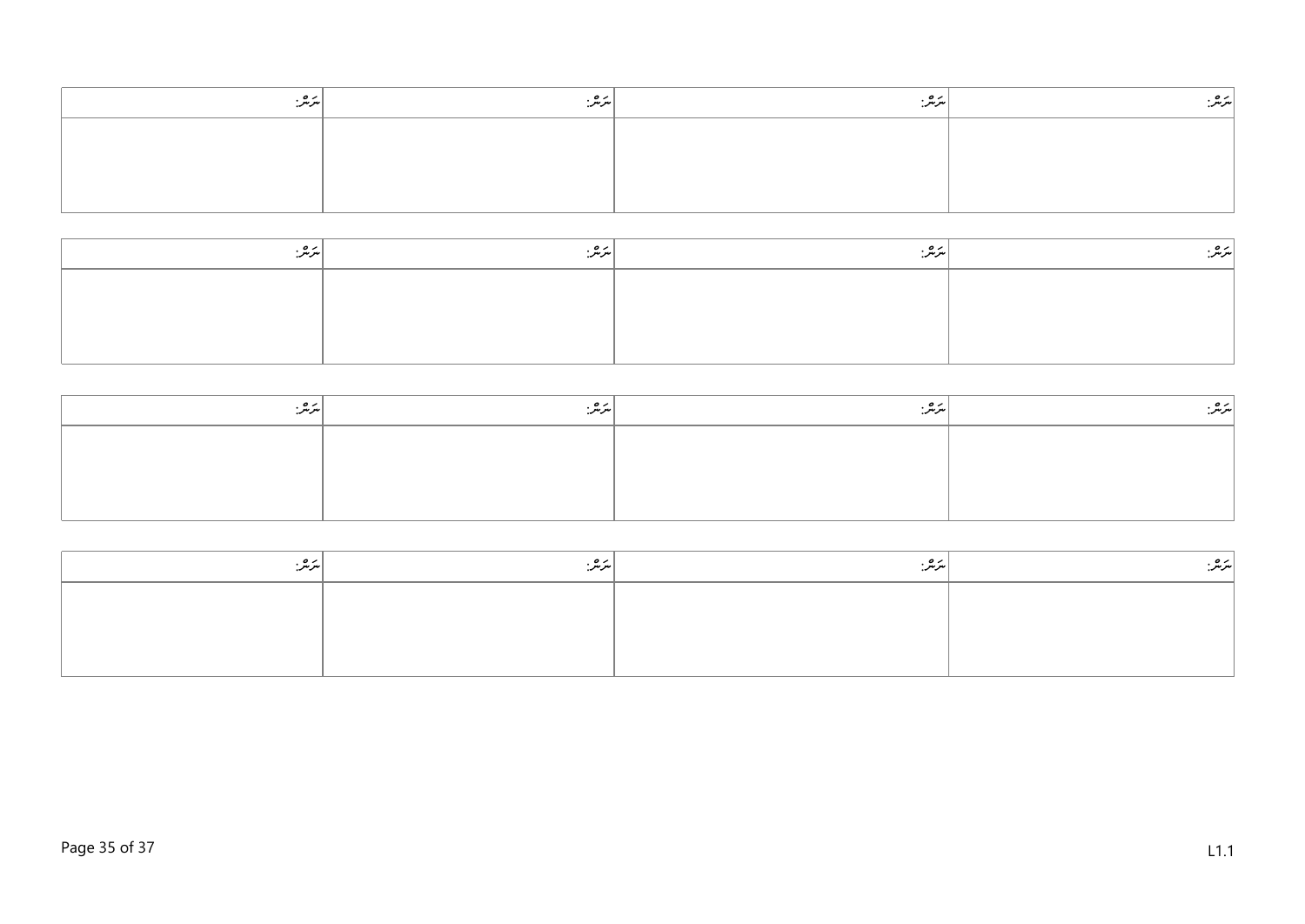| ނަރުތު: | ނަރުތު: | ނަރުތު: | ނަރުތު: |
|---|---|---|---|
| | | | |

| ނަރުތު: | ނަރުތު: | ނަރުތު: | ނަރުތު: |
|---|---|---|---|
| | | | |

| ނަރުތު: | ނަރުތު: | ނަރުތު: | ނަރުތު: |
|---|---|---|---|
| | | | |

| ނަރުތު: | ނަރުތު: | ނަރުތު: | ނަރުތު: |
|---|---|---|---|
| | | | |

L1.1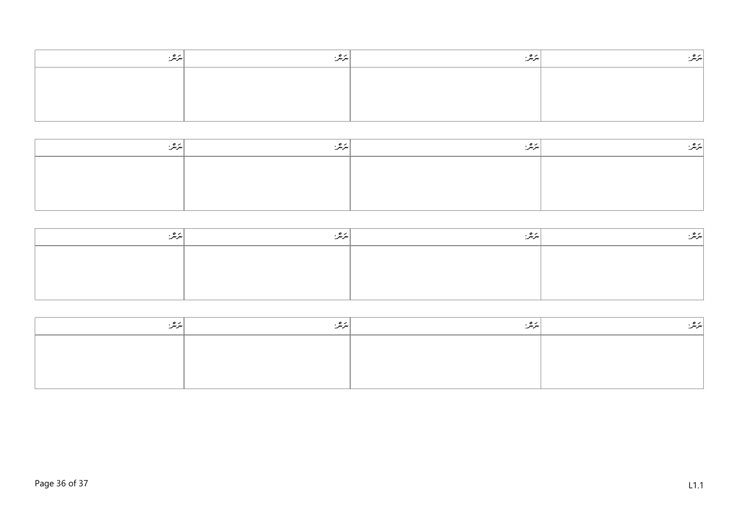| ނަރުދ: | ނަރުދ: | ނަރުދ: | ނަރުދ: |
| --- | --- | --- | --- |
| | | | |

| ނަރުދ: | ނަރުދ: | ނަރުދ: | ނަރުދ: |
| --- | --- | --- | --- |
| | | | |

| ނަރުދ: | ނަރުދ: | ނަރުދ: | ނަރުދ: |
| --- | --- | --- | --- |
| | | | |

| ނަރުދ: | ނަރުދ: | ނަރުދ: | ނަރުދ: |
| --- | --- | --- | --- |
| | | | |

L1.1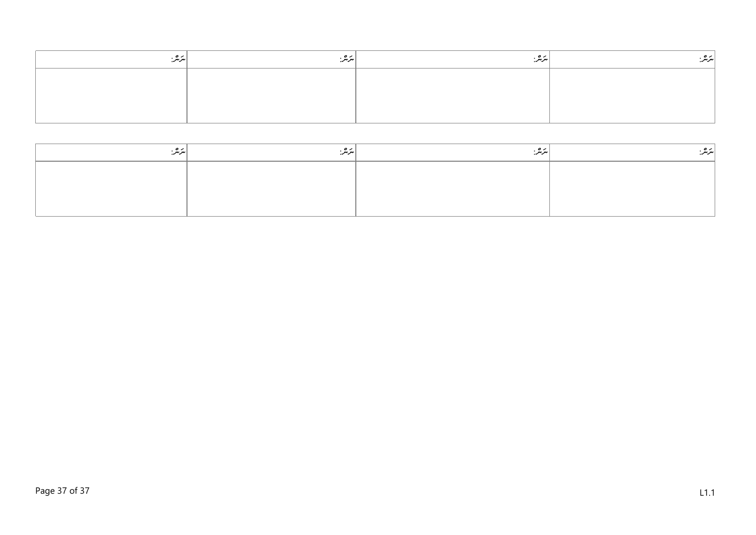| ﻿﻿ﯩﺮﯩﺮ: | ﯩﺮﯩﺮ: | ﯩﺮﯩﺮ: | ﯩﺮﯩﺮ: |
| --- | --- | --- | --- |
| | | | |

| ﯩﺮﯩﺮ: | ﯩﺮﯩﺮ: | ﯩﺮﯩﺮ: | ﯩﺮﯩﺮ: |
| --- | --- | --- | --- |
| | | | |

L1.1